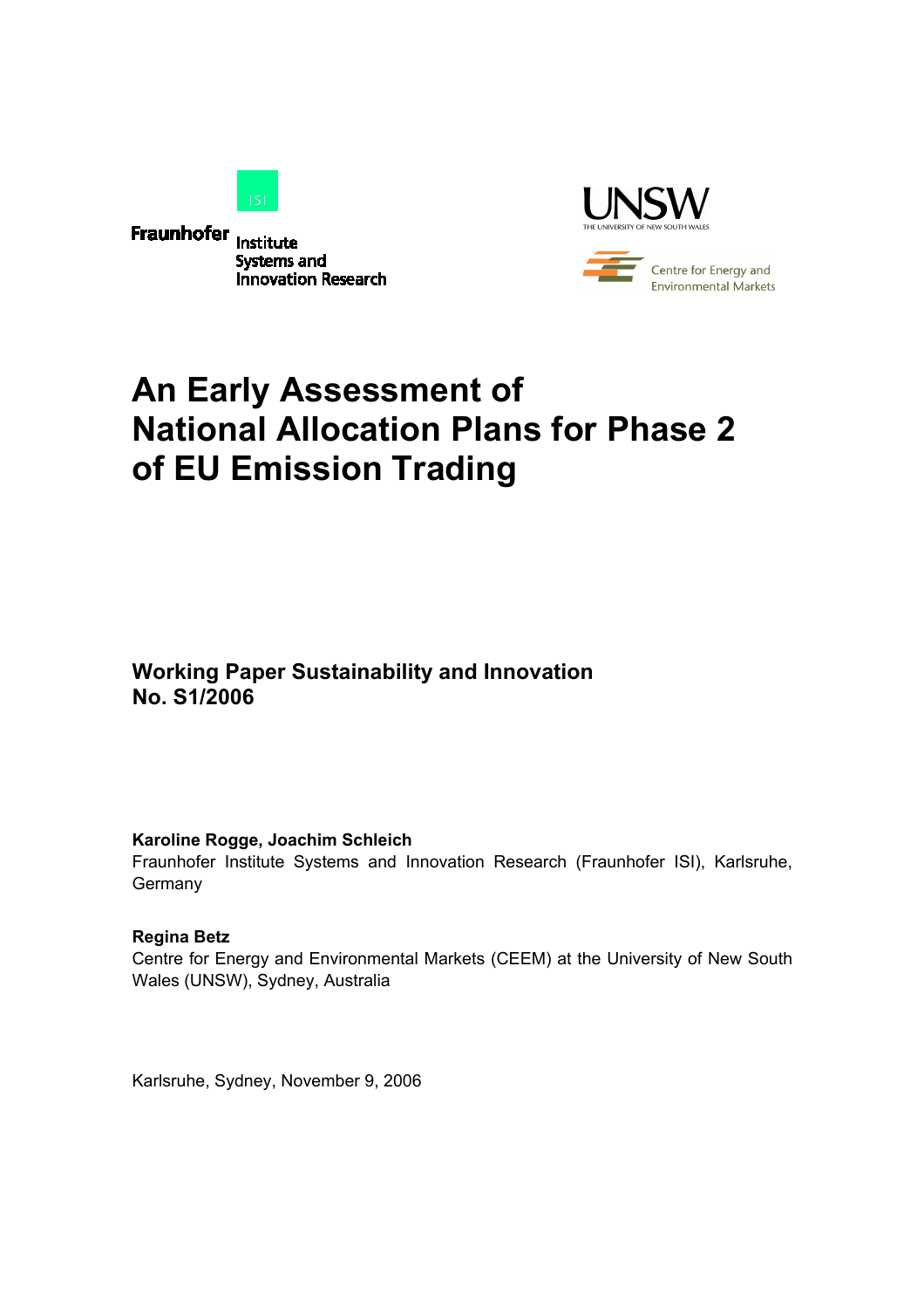Fraunhofer Institute Systems and Innovation Research

UNSW THE UNIVERSITY OF NEW SOUTH WALES

Centre for Energy and Environmental Markets

# An Early Assessment of National Allocation Plans for Phase 2 of EU Emission Trading

## Working Paper Sustainability and Innovation No. S1/2006

**Karoline Rogge, Joachim Schleich**
Fraunhofer Institute Systems and Innovation Research (Fraunhofer ISI), Karlsruhe, Germany

**Regina Betz**
Centre for Energy and Environmental Markets (CEEM) at the University of New South Wales (UNSW), Sydney, Australia

Karlsruhe, Sydney, November 9, 2006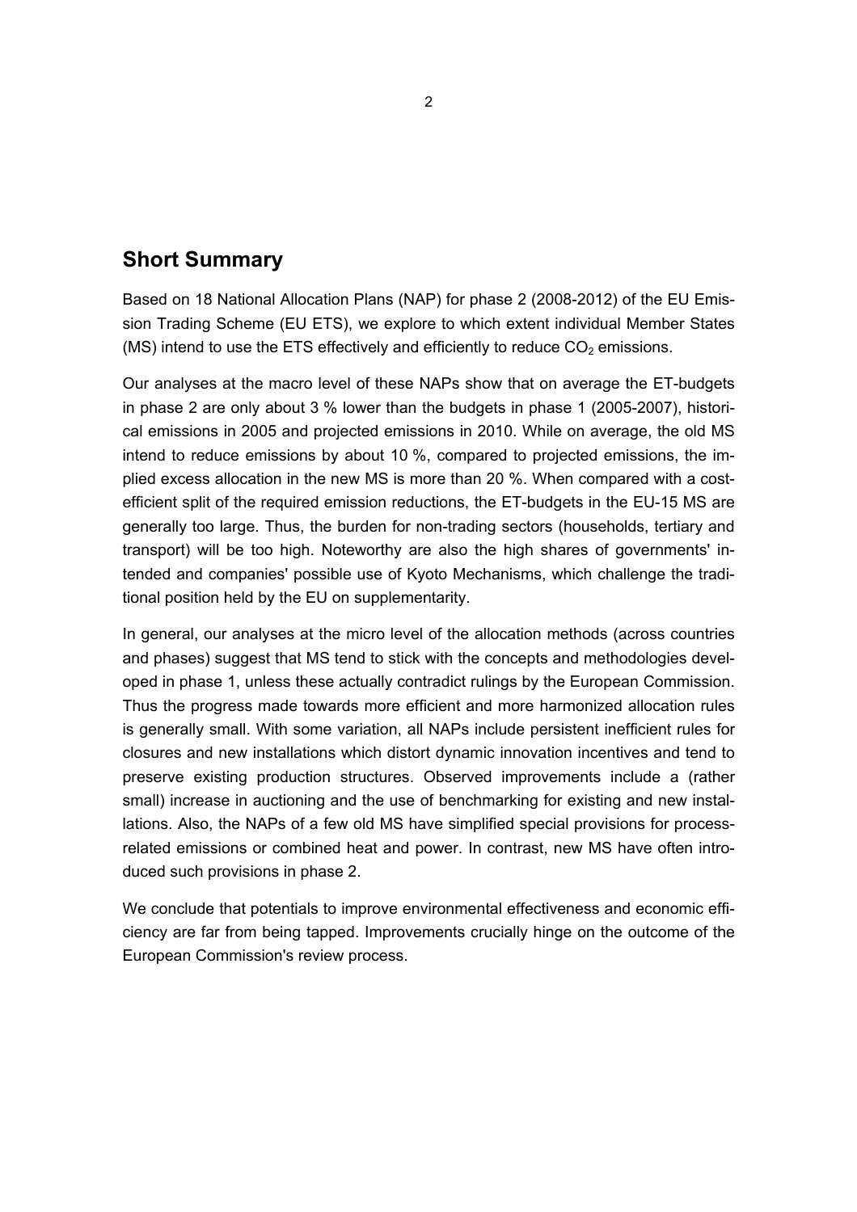## Short Summary

Based on 18 National Allocation Plans (NAP) for phase 2 (2008-2012) of the EU Emission Trading Scheme (EU ETS), we explore to which extent individual Member States (MS) intend to use the ETS effectively and efficiently to reduce $CO_2$ emissions.

Our analyses at the macro level of these NAPs show that on average the ET-budgets in phase 2 are only about 3 % lower than the budgets in phase 1 (2005-2007), historical emissions in 2005 and projected emissions in 2010. While on average, the old MS intend to reduce emissions by about 10 %, compared to projected emissions, the implied excess allocation in the new MS is more than 20 %. When compared with a cost-efficient split of the required emission reductions, the ET-budgets in the EU-15 MS are generally too large. Thus, the burden for non-trading sectors (households, tertiary and transport) will be too high. Noteworthy are also the high shares of governments' intended and companies' possible use of Kyoto Mechanisms, which challenge the traditional position held by the EU on supplementarity.

In general, our analyses at the micro level of the allocation methods (across countries and phases) suggest that MS tend to stick with the concepts and methodologies developed in phase 1, unless these actually contradict rulings by the European Commission. Thus the progress made towards more efficient and more harmonized allocation rules is generally small. With some variation, all NAPs include persistent inefficient rules for closures and new installations which distort dynamic innovation incentives and tend to preserve existing production structures. Observed improvements include a (rather small) increase in auctioning and the use of benchmarking for existing and new installations. Also, the NAPs of a few old MS have simplified special provisions for process-related emissions or combined heat and power. In contrast, new MS have often introduced such provisions in phase 2.

We conclude that potentials to improve environmental effectiveness and economic efficiency are far from being tapped. Improvements crucially hinge on the outcome of the European Commission's review process.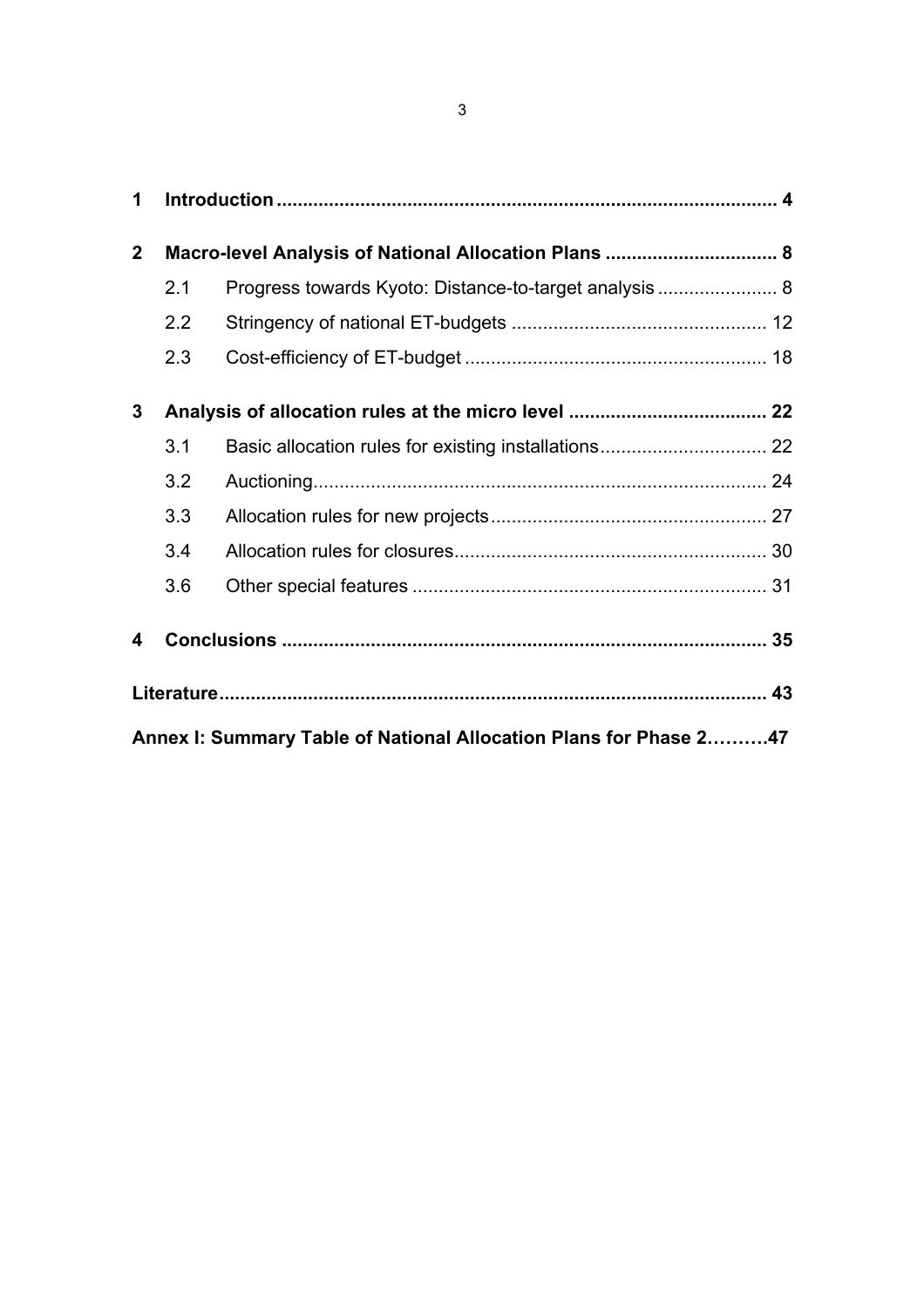| | | |
|---|---|---|
| **1** | **Introduction** | **4** |
| **2** | **Macro-level Analysis of National Allocation Plans** | **8** |
| 2.1 | Progress towards Kyoto: Distance-to-target analysis | 8 |
| 2.2 | Stringency of national ET-budgets | 12 |
| 2.3 | Cost-efficiency of ET-budget | 18 |
| **3** | **Analysis of allocation rules at the micro level** | **22** |
| 3.1 | Basic allocation rules for existing installations | 22 |
| 3.2 | Auctioning | 24 |
| 3.3 | Allocation rules for new projects | 27 |
| 3.4 | Allocation rules for closures | 30 |
| 3.6 | Other special features | 31 |
| **4** | **Conclusions** | **35** |
| **Literature** | | **43** |
| **Annex I: Summary Table of National Allocation Plans for Phase 2** | | **47** |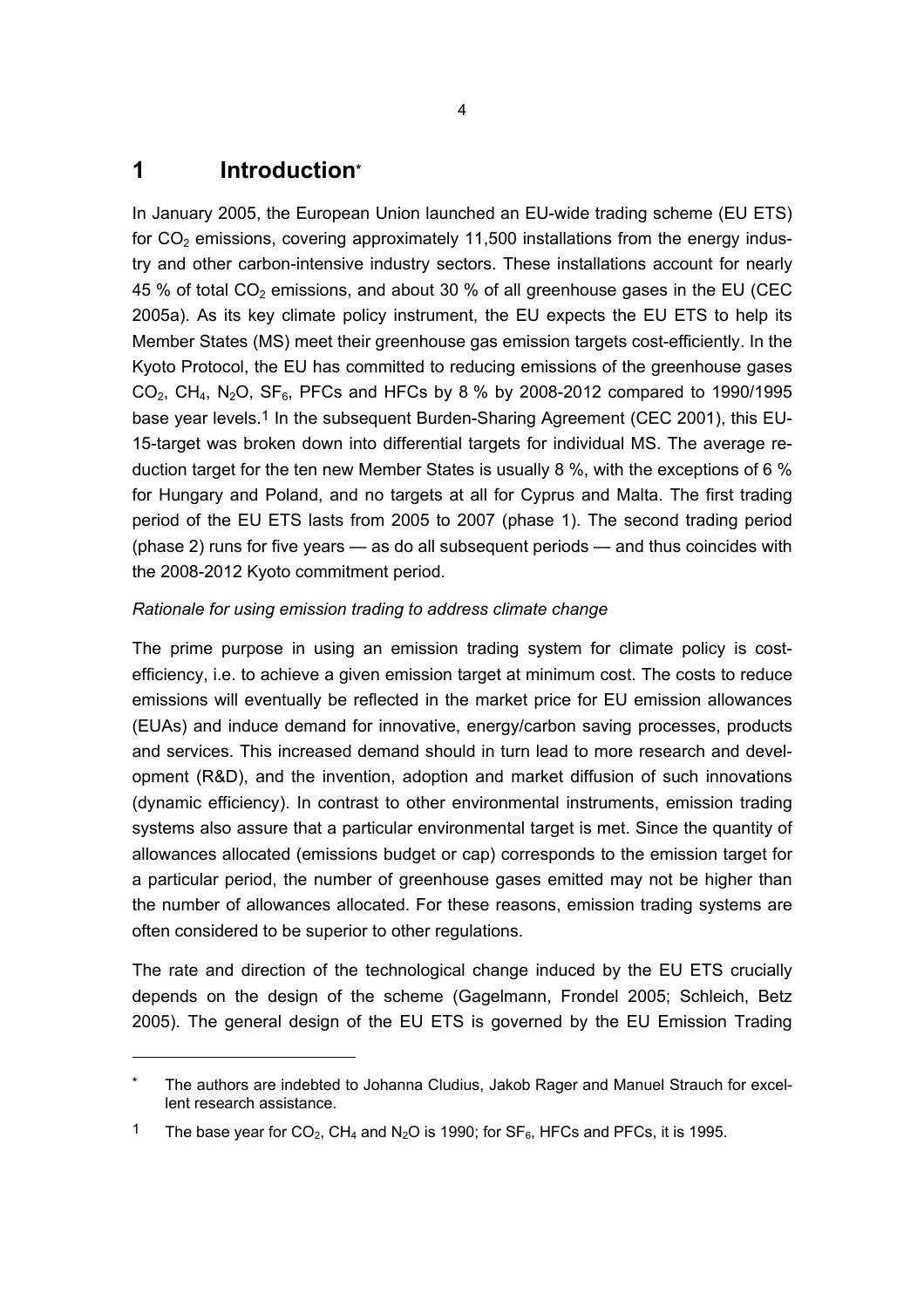# 1 Introduction*

In January 2005, the European Union launched an EU-wide trading scheme (EU ETS) for $CO_2$ emissions, covering approximately 11,500 installations from the energy industry and other carbon-intensive industry sectors. These installations account for nearly 45 % of total $CO_2$ emissions, and about 30 % of all greenhouse gases in the EU (CEC 2005a). As its key climate policy instrument, the EU expects the EU ETS to help its Member States (MS) meet their greenhouse gas emission targets cost-efficiently. In the Kyoto Protocol, the EU has committed to reducing emissions of the greenhouse gases $CO_2$, $CH_4$, $N_2O$, $SF_6$, PFCs and HFCs by 8 % by 2008-2012 compared to 1990/1995 base year levels.[1] In the subsequent Burden-Sharing Agreement (CEC 2001), this EU-15-target was broken down into differential targets for individual MS. The average reduction target for the ten new Member States is usually 8 %, with the exceptions of 6 % for Hungary and Poland, and no targets at all for Cyprus and Malta. The first trading period of the EU ETS lasts from 2005 to 2007 (phase 1). The second trading period (phase 2) runs for five years — as do all subsequent periods — and thus coincides with the 2008-2012 Kyoto commitment period.

*Rationale for using emission trading to address climate change*

The prime purpose in using an emission trading system for climate policy is cost-efficiency, i.e. to achieve a given emission target at minimum cost. The costs to reduce emissions will eventually be reflected in the market price for EU emission allowances (EUAs) and induce demand for innovative, energy/carbon saving processes, products and services. This increased demand should in turn lead to more research and development (R&D), and the invention, adoption and market diffusion of such innovations (dynamic efficiency). In contrast to other environmental instruments, emission trading systems also assure that a particular environmental target is met. Since the quantity of allowances allocated (emissions budget or cap) corresponds to the emission target for a particular period, the number of greenhouse gases emitted may not be higher than the number of allowances allocated. For these reasons, emission trading systems are often considered to be superior to other regulations.

The rate and direction of the technological change induced by the EU ETS crucially depends on the design of the scheme (Gagelmann, Frondel 2005; Schleich, Betz 2005). The general design of the EU ETS is governed by the EU Emission Trading

---

\* The authors are indebted to Johanna Cludius, Jakob Rager and Manuel Strauch for excellent research assistance.

[1] The base year for $CO_2$, $CH_4$ and $N_2O$ is 1990; for $SF_6$, HFCs and PFCs, it is 1995.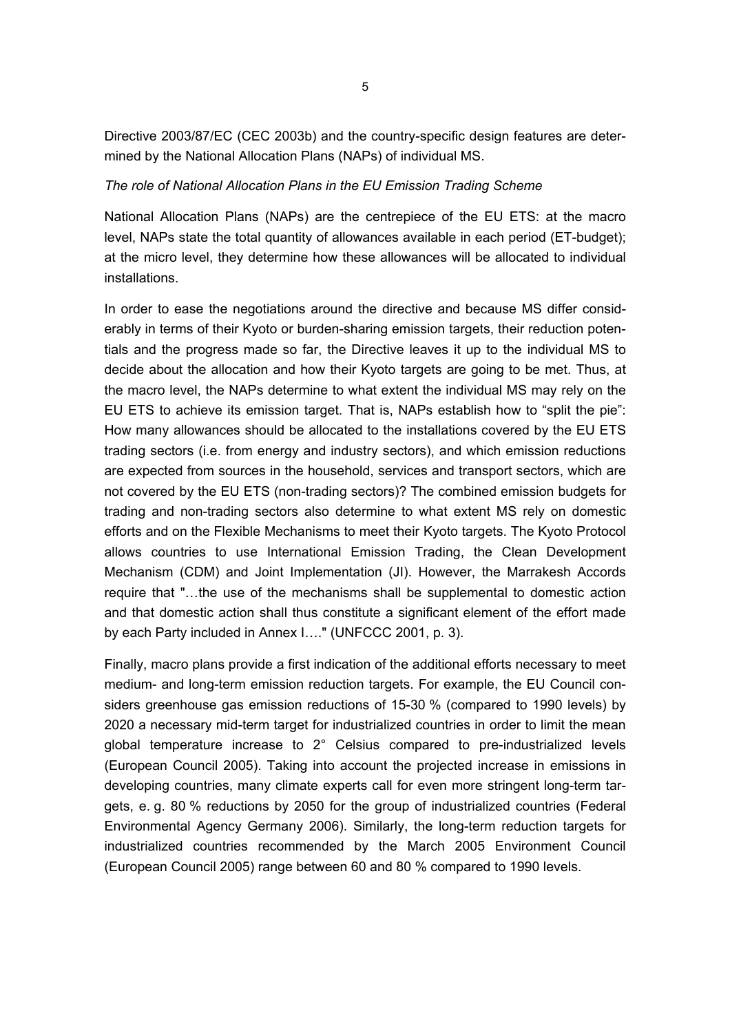Directive 2003/87/EC (CEC 2003b) and the country-specific design features are determined by the National Allocation Plans (NAPs) of individual MS.

*The role of National Allocation Plans in the EU Emission Trading Scheme*

National Allocation Plans (NAPs) are the centrepiece of the EU ETS: at the macro level, NAPs state the total quantity of allowances available in each period (ET-budget); at the micro level, they determine how these allowances will be allocated to individual installations.

In order to ease the negotiations around the directive and because MS differ considerably in terms of their Kyoto or burden-sharing emission targets, their reduction potentials and the progress made so far, the Directive leaves it up to the individual MS to decide about the allocation and how their Kyoto targets are going to be met. Thus, at the macro level, the NAPs determine to what extent the individual MS may rely on the EU ETS to achieve its emission target. That is, NAPs establish how to "split the pie": How many allowances should be allocated to the installations covered by the EU ETS trading sectors (i.e. from energy and industry sectors), and which emission reductions are expected from sources in the household, services and transport sectors, which are not covered by the EU ETS (non-trading sectors)? The combined emission budgets for trading and non-trading sectors also determine to what extent MS rely on domestic efforts and on the Flexible Mechanisms to meet their Kyoto targets. The Kyoto Protocol allows countries to use International Emission Trading, the Clean Development Mechanism (CDM) and Joint Implementation (JI). However, the Marrakesh Accords require that "…the use of the mechanisms shall be supplemental to domestic action and that domestic action shall thus constitute a significant element of the effort made by each Party included in Annex I…." (UNFCCC 2001, p. 3).

Finally, macro plans provide a first indication of the additional efforts necessary to meet medium- and long-term emission reduction targets. For example, the EU Council considers greenhouse gas emission reductions of 15-30 % (compared to 1990 levels) by 2020 a necessary mid-term target for industrialized countries in order to limit the mean global temperature increase to 2° Celsius compared to pre-industrialized levels (European Council 2005). Taking into account the projected increase in emissions in developing countries, many climate experts call for even more stringent long-term targets, e. g. 80 % reductions by 2050 for the group of industrialized countries (Federal Environmental Agency Germany 2006). Similarly, the long-term reduction targets for industrialized countries recommended by the March 2005 Environment Council (European Council 2005) range between 60 and 80 % compared to 1990 levels.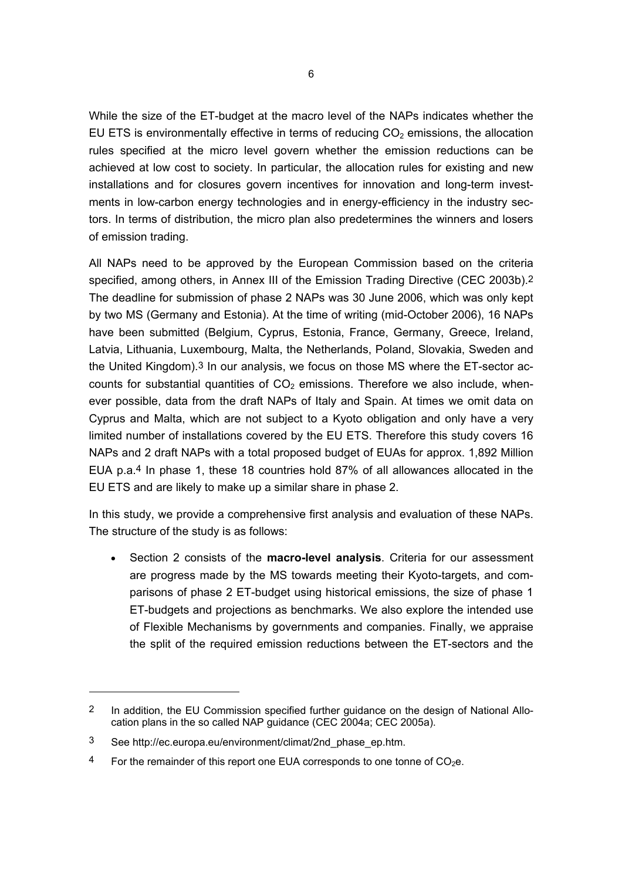While the size of the ET-budget at the macro level of the NAPs indicates whether the EU ETS is environmentally effective in terms of reducing $CO_2$ emissions, the allocation rules specified at the micro level govern whether the emission reductions can be achieved at low cost to society. In particular, the allocation rules for existing and new installations and for closures govern incentives for innovation and long-term investments in low-carbon energy technologies and in energy-efficiency in the industry sectors. In terms of distribution, the micro plan also predetermines the winners and losers of emission trading.

All NAPs need to be approved by the European Commission based on the criteria specified, among others, in Annex III of the Emission Trading Directive (CEC 2003b).[2] The deadline for submission of phase 2 NAPs was 30 June 2006, which was only kept by two MS (Germany and Estonia). At the time of writing (mid-October 2006), 16 NAPs have been submitted (Belgium, Cyprus, Estonia, France, Germany, Greece, Ireland, Latvia, Lithuania, Luxembourg, Malta, the Netherlands, Poland, Slovakia, Sweden and the United Kingdom).[3] In our analysis, we focus on those MS where the ET-sector accounts for substantial quantities of $CO_2$ emissions. Therefore we also include, whenever possible, data from the draft NAPs of Italy and Spain. At times we omit data on Cyprus and Malta, which are not subject to a Kyoto obligation and only have a very limited number of installations covered by the EU ETS. Therefore this study covers 16 NAPs and 2 draft NAPs with a total proposed budget of EUAs for approx. 1,892 Million EUA p.a.[4] In phase 1, these 18 countries hold 87% of all allowances allocated in the EU ETS and are likely to make up a similar share in phase 2.

In this study, we provide a comprehensive first analysis and evaluation of these NAPs. The structure of the study is as follows:

- Section 2 consists of the **macro-level analysis**. Criteria for our assessment are progress made by the MS towards meeting their Kyoto-targets, and comparisons of phase 2 ET-budget using historical emissions, the size of phase 1 ET-budgets and projections as benchmarks. We also explore the intended use of Flexible Mechanisms by governments and companies. Finally, we appraise the split of the required emission reductions between the ET-sectors and the

---

[2] In addition, the EU Commission specified further guidance on the design of National Allocation plans in the so called NAP guidance (CEC 2004a; CEC 2005a).

[3] See http://ec.europa.eu/environment/climat/2nd_phase_ep.htm.

[4] For the remainder of this report one EUA corresponds to one tonne of $CO_2e$.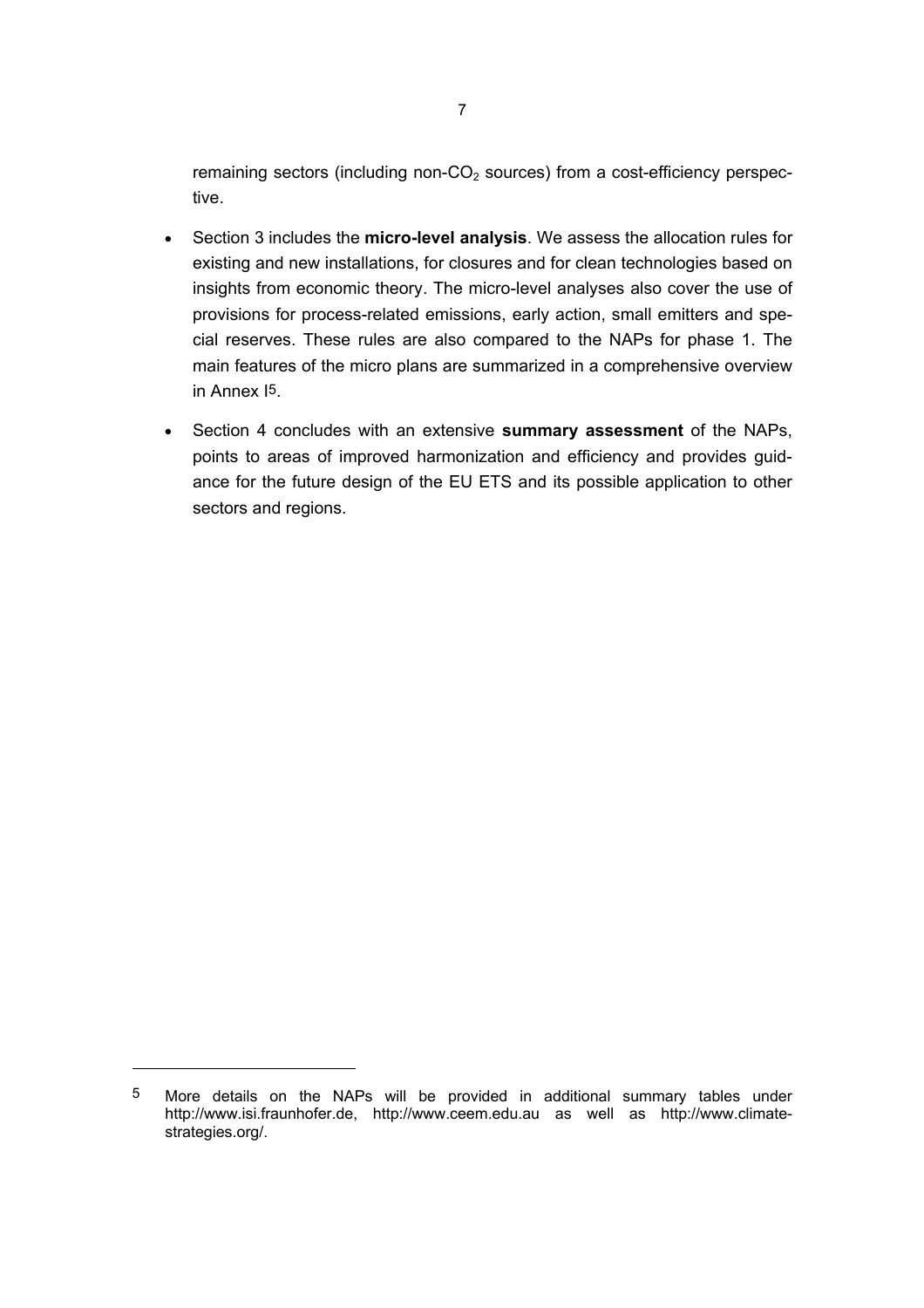remaining sectors (including non-$CO_2$ sources) from a cost-efficiency perspective.

- Section 3 includes the **micro-level analysis**. We assess the allocation rules for existing and new installations, for closures and for clean technologies based on insights from economic theory. The micro-level analyses also cover the use of provisions for process-related emissions, early action, small emitters and special reserves. These rules are also compared to the NAPs for phase 1. The main features of the micro plans are summarized in a comprehensive overview in Annex I[5].
- Section 4 concludes with an extensive **summary assessment** of the NAPs, points to areas of improved harmonization and efficiency and provides guidance for the future design of the EU ETS and its possible application to other sectors and regions.

---

[5] More details on the NAPs will be provided in additional summary tables under http://www.isi.fraunhofer.de, http://www.ceem.edu.au as well as http://www.climate-strategies.org/.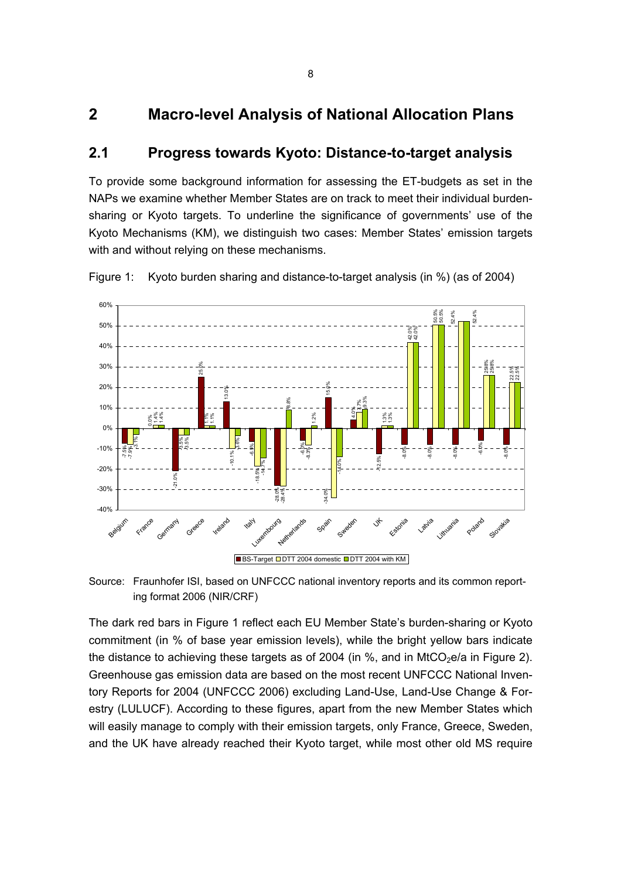# 2 Macro-level Analysis of National Allocation Plans

## 2.1 Progress towards Kyoto: Distance-to-target analysis

To provide some background information for assessing the ET-budgets as set in the NAPs we examine whether Member States are on track to meet their individual burden-sharing or Kyoto targets. To underline the significance of governments' use of the Kyoto Mechanisms (KM), we distinguish two cases: Member States' emission targets with and without relying on these mechanisms.

Figure 1: Kyoto burden sharing and distance-to-target analysis (in %) (as of 2004)

Source: Fraunhofer ISI, based on UNFCCC national inventory reports and its common reporting format 2006 (NIR/CRF)

The dark red bars in Figure 1 reflect each EU Member State's burden-sharing or Kyoto commitment (in % of base year emission levels), while the bright yellow bars indicate the distance to achieving these targets as of 2004 (in %, and in $MtCO_2e/a$ in Figure 2). Greenhouse gas emission data are based on the most recent UNFCCC National Inventory Reports for 2004 (UNFCCC 2006) excluding Land-Use, Land-Use Change & Forestry (LULUCF). According to these figures, apart from the new Member States which will easily manage to comply with their emission targets, only France, Greece, Sweden, and the UK have already reached their Kyoto target, while most other old MS require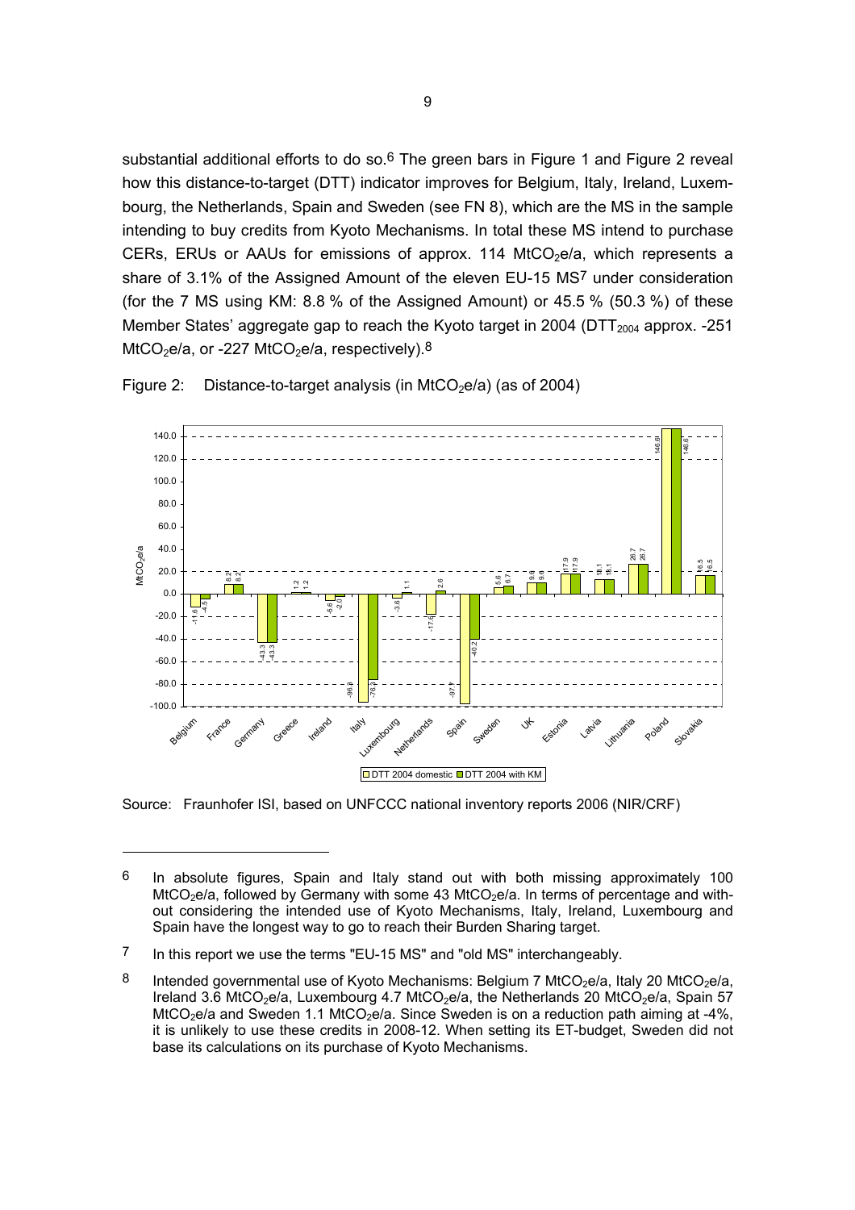substantial additional efforts to do so.[6] The green bars in Figure 1 and Figure 2 reveal how this distance-to-target (DTT) indicator improves for Belgium, Italy, Ireland, Luxembourg, the Netherlands, Spain and Sweden (see FN 8), which are the MS in the sample intending to buy credits from Kyoto Mechanisms. In total these MS intend to purchase CERs, ERUs or AAUs for emissions of approx. 114 $MtCO_2e/a$, which represents a share of 3.1% of the Assigned Amount of the eleven EU-15 MS[7] under consideration (for the 7 MS using KM: 8.8 % of the Assigned Amount) or 45.5 % (50.3 %) of these Member States' aggregate gap to reach the Kyoto target in 2004 ($DTT_{2004}$ approx. -251 $MtCO_2e/a$, or -227 $MtCO_2e/a$, respectively).[8]

Figure 2: Distance-to-target analysis (in $MtCO_2e/a$) (as of 2004)

| Country | DTT 2004 domestic | DTT 2004 with KM |
|---|---|---|
| Belgium | -11.6 | -4.5 |
| France | 8.2 | 8.2 |
| Germany | -43.3 | -43.3 |
| Greece | 1.2 | 1.2 |
| Ireland | -5.6 | -2.0 |
| Italy | -96.2 | -76.2 |
| Luxembourg | -3.6 | 1.1 |
| Netherlands | -17.6 | 2.6 |
| Spain | -97.7 | -40.2 |
| Sweden | 5.6 | 6.7 |
| UK | 9.6 | 9.6 |
| Estonia | 17.9 | 17.9 |
| Latvia | 13.1 | 13.1 |
| Lithuania | 26.7 | 26.7 |
| Poland | 146.6 | 146.6 |
| Slovakia | 16.5 | 16.5 |

Source: Fraunhofer ISI, based on UNFCCC national inventory reports 2006 (NIR/CRF)

---

[6] In absolute figures, Spain and Italy stand out with both missing approximately 100 $MtCO_2e/a$, followed by Germany with some 43 $MtCO_2e/a$. In terms of percentage and without considering the intended use of Kyoto Mechanisms, Italy, Ireland, Luxembourg and Spain have the longest way to go to reach their Burden Sharing target.

[7] In this report we use the terms "EU-15 MS" and "old MS" interchangeably.

[8] Intended governmental use of Kyoto Mechanisms: Belgium 7 $MtCO_2e/a$, Italy 20 $MtCO_2e/a$, Ireland 3.6 $MtCO_2e/a$, Luxembourg 4.7 $MtCO_2e/a$, the Netherlands 20 $MtCO_2e/a$, Spain 57 $MtCO_2e/a$ and Sweden 1.1 $MtCO_2e/a$. Since Sweden is on a reduction path aiming at -4%, it is unlikely to use these credits in 2008-12. When setting its ET-budget, Sweden did not base its calculations on its purchase of Kyoto Mechanisms.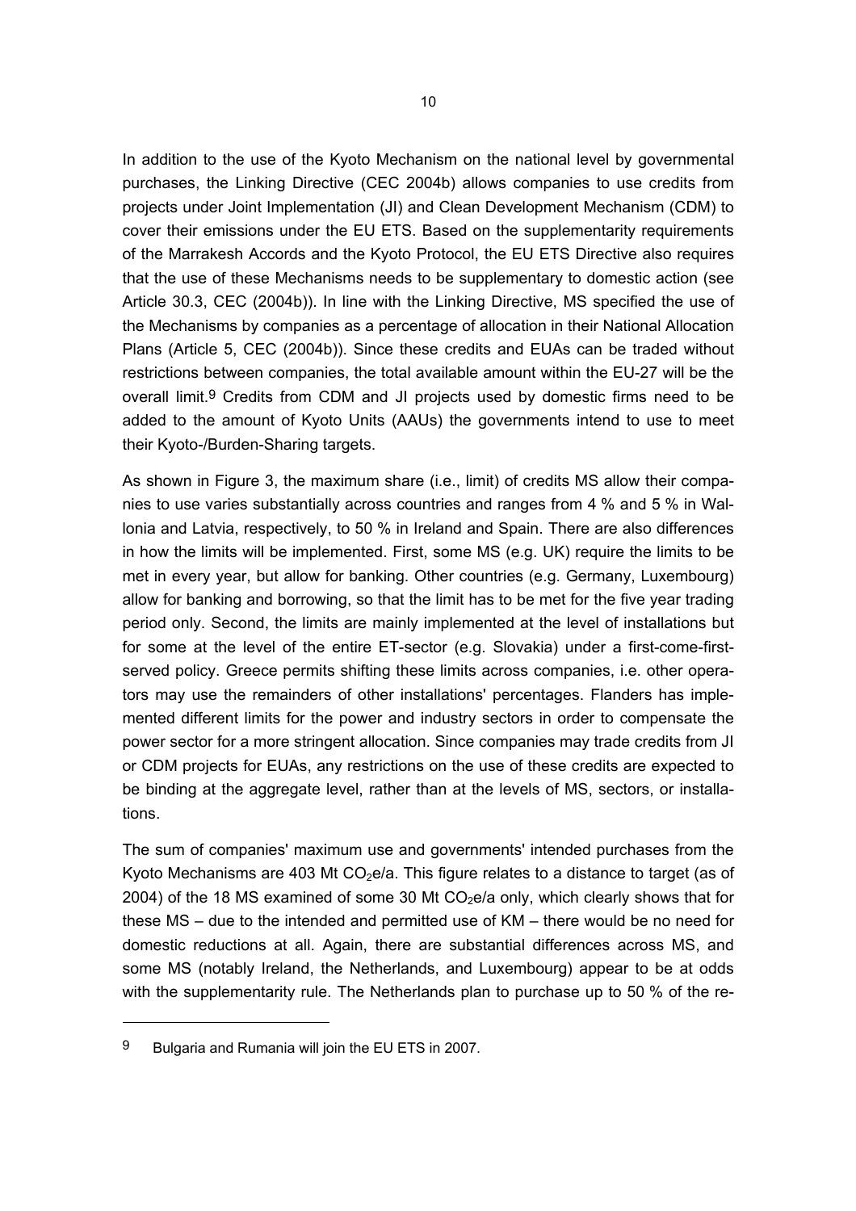In addition to the use of the Kyoto Mechanism on the national level by governmental purchases, the Linking Directive (CEC 2004b) allows companies to use credits from projects under Joint Implementation (JI) and Clean Development Mechanism (CDM) to cover their emissions under the EU ETS. Based on the supplementarity requirements of the Marrakesh Accords and the Kyoto Protocol, the EU ETS Directive also requires that the use of these Mechanisms needs to be supplementary to domestic action (see Article 30.3, CEC (2004b)). In line with the Linking Directive, MS specified the use of the Mechanisms by companies as a percentage of allocation in their National Allocation Plans (Article 5, CEC (2004b)). Since these credits and EUAs can be traded without restrictions between companies, the total available amount within the EU-27 will be the overall limit.[9] Credits from CDM and JI projects used by domestic firms need to be added to the amount of Kyoto Units (AAUs) the governments intend to use to meet their Kyoto-/Burden-Sharing targets.

As shown in Figure 3, the maximum share (i.e., limit) of credits MS allow their companies to use varies substantially across countries and ranges from 4 % and 5 % in Wallonia and Latvia, respectively, to 50 % in Ireland and Spain. There are also differences in how the limits will be implemented. First, some MS (e.g. UK) require the limits to be met in every year, but allow for banking. Other countries (e.g. Germany, Luxembourg) allow for banking and borrowing, so that the limit has to be met for the five year trading period only. Second, the limits are mainly implemented at the level of installations but for some at the level of the entire ET-sector (e.g. Slovakia) under a first-come-first-served policy. Greece permits shifting these limits across companies, i.e. other operators may use the remainders of other installations' percentages. Flanders has implemented different limits for the power and industry sectors in order to compensate the power sector for a more stringent allocation. Since companies may trade credits from JI or CDM projects for EUAs, any restrictions on the use of these credits are expected to be binding at the aggregate level, rather than at the levels of MS, sectors, or installations.

The sum of companies' maximum use and governments' intended purchases from the Kyoto Mechanisms are 403 Mt $CO_2e/a$. This figure relates to a distance to target (as of 2004) of the 18 MS examined of some 30 Mt $CO_2e/a$ only, which clearly shows that for these MS – due to the intended and permitted use of KM – there would be no need for domestic reductions at all. Again, there are substantial differences across MS, and some MS (notably Ireland, the Netherlands, and Luxembourg) appear to be at odds with the supplementarity rule. The Netherlands plan to purchase up to 50 % of the re-

---

[9] Bulgaria and Rumania will join the EU ETS in 2007.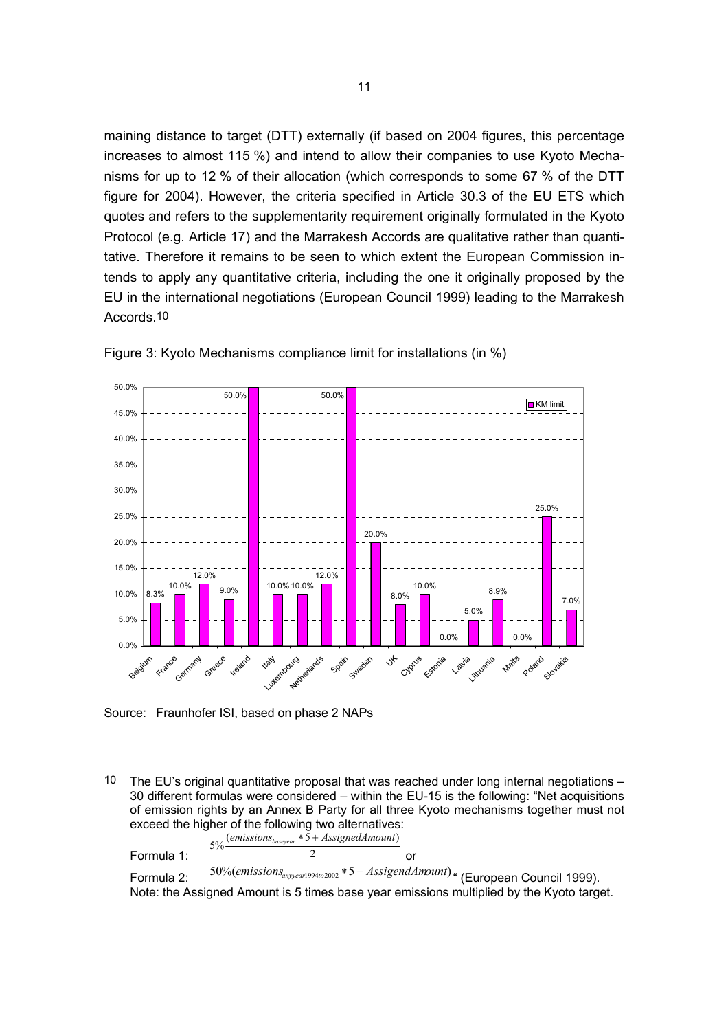maining distance to target (DTT) externally (if based on 2004 figures, this percentage increases to almost 115 %) and intend to allow their companies to use Kyoto Mechanisms for up to 12 % of their allocation (which corresponds to some 67 % of the DTT figure for 2004). However, the criteria specified in Article 30.3 of the EU ETS which quotes and refers to the supplementarity requirement originally formulated in the Kyoto Protocol (e.g. Article 17) and the Marrakesh Accords are qualitative rather than quantitative. Therefore it remains to be seen to which extent the European Commission intends to apply any quantitative criteria, including the one it originally proposed by the EU in the international negotiations (European Council 1999) leading to the Marrakesh Accords.[10]

Figure 3: Kyoto Mechanisms compliance limit for installations (in %)

| Country | KM limit |
|---|---|
| Belgium | 8.3% |
| France | 10.0% |
| Germany | 12.0% |
| Greece | 9.0% |
| Ireland | 50.0% |
| Italy | 10.0% |
| Luxembourg | 10.0% |
| Netherlands | 12.0% |
| Spain | 50.0% |
| Sweden | 20.0% |
| UK | 8.0% |
| Cyprus | 10.0% |
| Estonia | 0.0% |
| Latvia | 5.0% |
| Lithuania | 8.9% |
| Malta | 0.0% |
| Poland | 25.0% |
| Slovakia | 7.0% |

Source: Fraunhofer ISI, based on phase 2 NAPs

---

[10] The EU's original quantitative proposal that was reached under long internal negotiations – 30 different formulas were considered – within the EU-15 is the following: "Net acquisitions of emission rights by an Annex B Party for all three Kyoto mechanisms together must not exceed the higher of the following two alternatives:

Formula 1: $5\% \frac{(emissions_{baseyear} * 5 + AssignedAmount)}{2}$ or

Formula 2: $50\%(emissions_{anyyear1994to2002} * 5 - AssigendAmount)$" (European Council 1999).

Note: the Assigned Amount is 5 times base year emissions multiplied by the Kyoto target.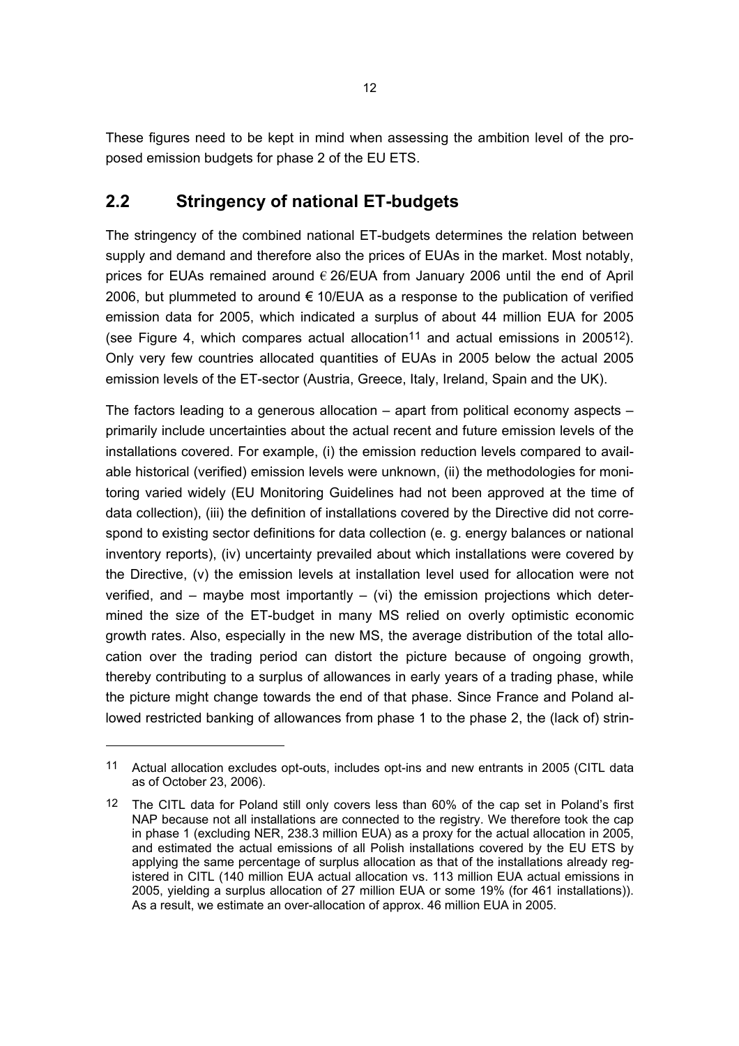These figures need to be kept in mind when assessing the ambition level of the proposed emission budgets for phase 2 of the EU ETS.

## 2.2 Stringency of national ET-budgets

The stringency of the combined national ET-budgets determines the relation between supply and demand and therefore also the prices of EUAs in the market. Most notably, prices for EUAs remained around € 26/EUA from January 2006 until the end of April 2006, but plummeted to around € 10/EUA as a response to the publication of verified emission data for 2005, which indicated a surplus of about 44 million EUA for 2005 (see Figure 4, which compares actual allocation[11] and actual emissions in 2005[12]). Only very few countries allocated quantities of EUAs in 2005 below the actual 2005 emission levels of the ET-sector (Austria, Greece, Italy, Ireland, Spain and the UK).

The factors leading to a generous allocation – apart from political economy aspects – primarily include uncertainties about the actual recent and future emission levels of the installations covered. For example, (i) the emission reduction levels compared to available historical (verified) emission levels were unknown, (ii) the methodologies for monitoring varied widely (EU Monitoring Guidelines had not been approved at the time of data collection), (iii) the definition of installations covered by the Directive did not correspond to existing sector definitions for data collection (e. g. energy balances or national inventory reports), (iv) uncertainty prevailed about which installations were covered by the Directive, (v) the emission levels at installation level used for allocation were not verified, and – maybe most importantly – (vi) the emission projections which determined the size of the ET-budget in many MS relied on overly optimistic economic growth rates. Also, especially in the new MS, the average distribution of the total allocation over the trading period can distort the picture because of ongoing growth, thereby contributing to a surplus of allowances in early years of a trading phase, while the picture might change towards the end of that phase. Since France and Poland allowed restricted banking of allowances from phase 1 to the phase 2, the (lack of) strin-

---

[11] Actual allocation excludes opt-outs, includes opt-ins and new entrants in 2005 (CITL data as of October 23, 2006).

[12] The CITL data for Poland still only covers less than 60% of the cap set in Poland's first NAP because not all installations are connected to the registry. We therefore took the cap in phase 1 (excluding NER, 238.3 million EUA) as a proxy for the actual allocation in 2005, and estimated the actual emissions of all Polish installations covered by the EU ETS by applying the same percentage of surplus allocation as that of the installations already registered in CITL (140 million EUA actual allocation vs. 113 million EUA actual emissions in 2005, yielding a surplus allocation of 27 million EUA or some 19% (for 461 installations)). As a result, we estimate an over-allocation of approx. 46 million EUA in 2005.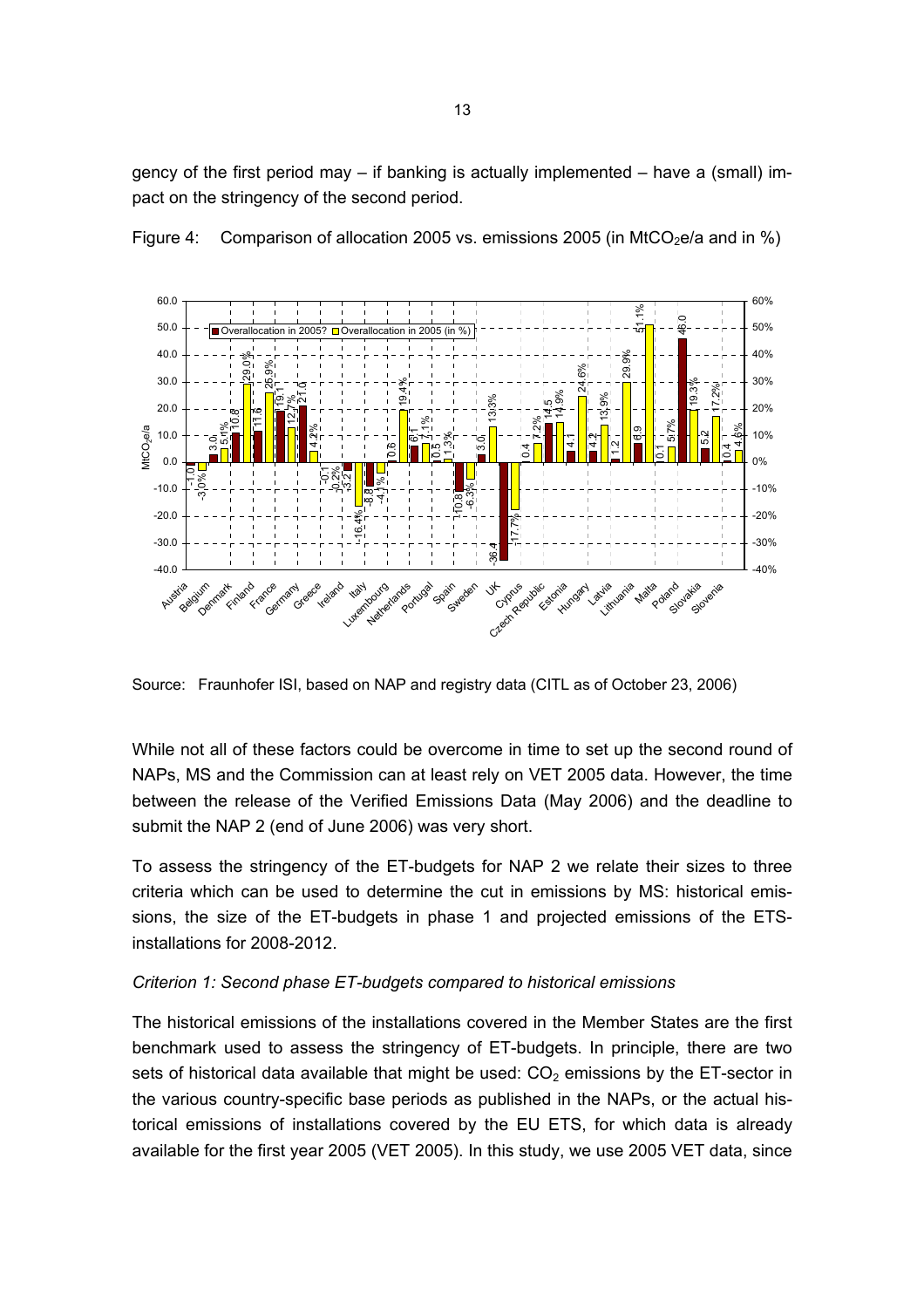gency of the first period may – if banking is actually implemented – have a (small) impact on the stringency of the second period.

Figure 4: Comparison of allocation 2005 vs. emissions 2005 (in $MtCO_2e/a$ and in %)

Source: Fraunhofer ISI, based on NAP and registry data (CITL as of October 23, 2006)

While not all of these factors could be overcome in time to set up the second round of NAPs, MS and the Commission can at least rely on VET 2005 data. However, the time between the release of the Verified Emissions Data (May 2006) and the deadline to submit the NAP 2 (end of June 2006) was very short.

To assess the stringency of the ET-budgets for NAP 2 we relate their sizes to three criteria which can be used to determine the cut in emissions by MS: historical emissions, the size of the ET-budgets in phase 1 and projected emissions of the ETS-installations for 2008-2012.

*Criterion 1: Second phase ET-budgets compared to historical emissions*

The historical emissions of the installations covered in the Member States are the first benchmark used to assess the stringency of ET-budgets. In principle, there are two sets of historical data available that might be used: $CO_2$ emissions by the ET-sector in the various country-specific base periods as published in the NAPs, or the actual historical emissions of installations covered by the EU ETS, for which data is already available for the first year 2005 (VET 2005). In this study, we use 2005 VET data, since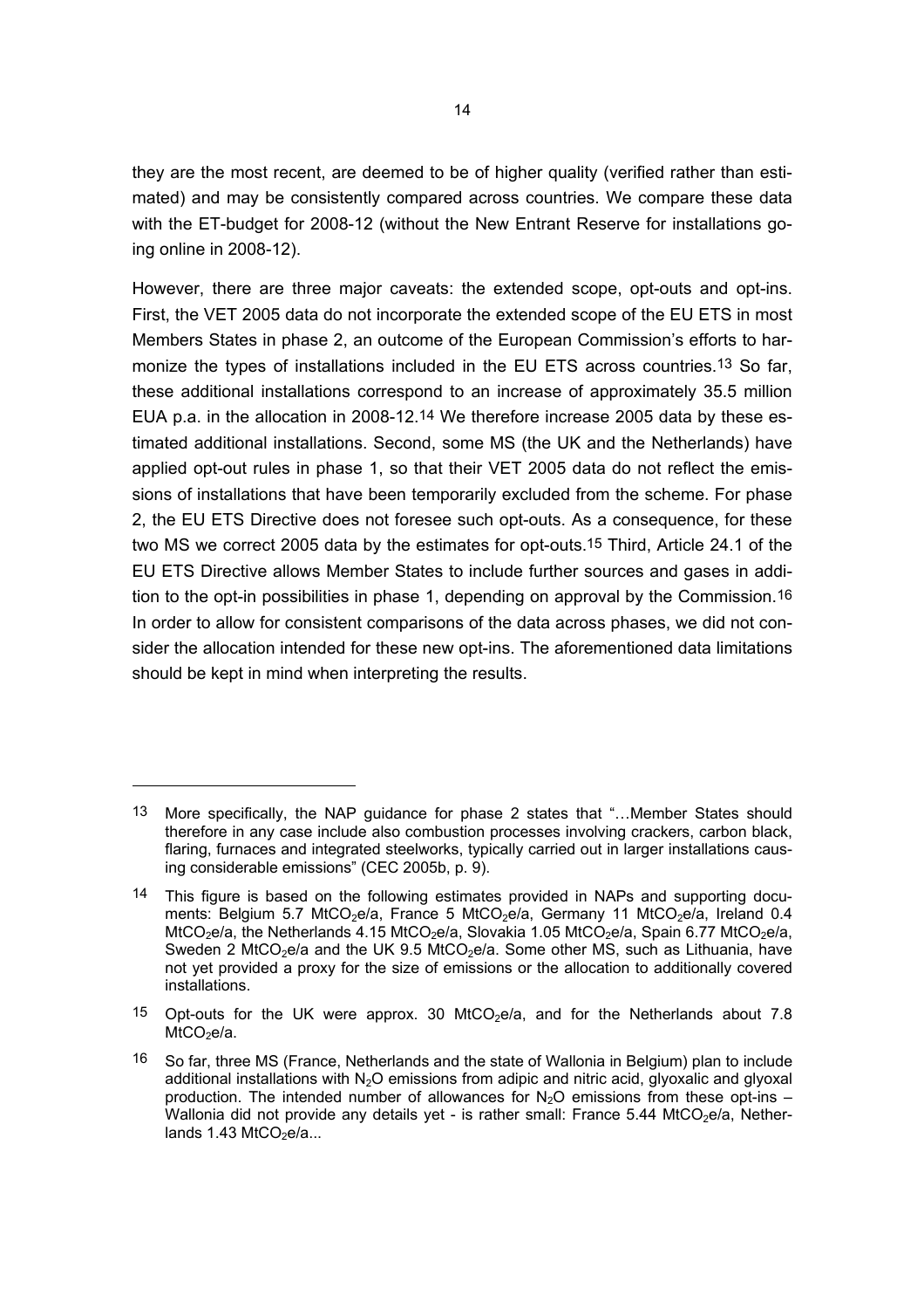they are the most recent, are deemed to be of higher quality (verified rather than estimated) and may be consistently compared across countries. We compare these data with the ET-budget for 2008-12 (without the New Entrant Reserve for installations going online in 2008-12).

However, there are three major caveats: the extended scope, opt-outs and opt-ins. First, the VET 2005 data do not incorporate the extended scope of the EU ETS in most Members States in phase 2, an outcome of the European Commission's efforts to harmonize the types of installations included in the EU ETS across countries.[13] So far, these additional installations correspond to an increase of approximately 35.5 million EUA p.a. in the allocation in 2008-12.[14] We therefore increase 2005 data by these estimated additional installations. Second, some MS (the UK and the Netherlands) have applied opt-out rules in phase 1, so that their VET 2005 data do not reflect the emissions of installations that have been temporarily excluded from the scheme. For phase 2, the EU ETS Directive does not foresee such opt-outs. As a consequence, for these two MS we correct 2005 data by the estimates for opt-outs.[15] Third, Article 24.1 of the EU ETS Directive allows Member States to include further sources and gases in addition to the opt-in possibilities in phase 1, depending on approval by the Commission.[16] In order to allow for consistent comparisons of the data across phases, we did not consider the allocation intended for these new opt-ins. The aforementioned data limitations should be kept in mind when interpreting the results.

---

[13] More specifically, the NAP guidance for phase 2 states that "…Member States should therefore in any case include also combustion processes involving crackers, carbon black, flaring, furnaces and integrated steelworks, typically carried out in larger installations causing considerable emissions" (CEC 2005b, p. 9).

[14] This figure is based on the following estimates provided in NAPs and supporting documents: Belgium 5.7 $MtCO_2e/a$, France 5 $MtCO_2e/a$, Germany 11 $MtCO_2e/a$, Ireland 0.4 $MtCO_2e/a$, the Netherlands 4.15 $MtCO_2e/a$, Slovakia 1.05 $MtCO_2e/a$, Spain 6.77 $MtCO_2e/a$, Sweden 2 $MtCO_2e/a$ and the UK 9.5 $MtCO_2e/a$. Some other MS, such as Lithuania, have not yet provided a proxy for the size of emissions or the allocation to additionally covered installations.

[15] Opt-outs for the UK were approx. 30 $MtCO_2e/a$, and for the Netherlands about 7.8 $MtCO_2e/a$.

[16] So far, three MS (France, Netherlands and the state of Wallonia in Belgium) plan to include additional installations with $N_2O$ emissions from adipic and nitric acid, glyoxalic and glyoxal production. The intended number of allowances for $N_2O$ emissions from these opt-ins – Wallonia did not provide any details yet - is rather small: France 5.44 $MtCO_2e/a$, Netherlands 1.43 $MtCO_2e/a$...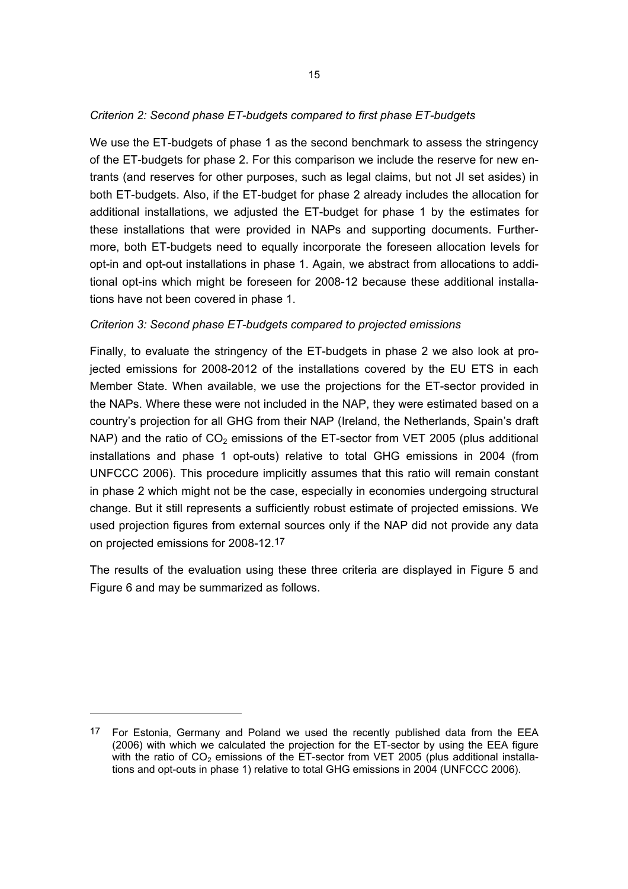*Criterion 2: Second phase ET-budgets compared to first phase ET-budgets*

We use the ET-budgets of phase 1 as the second benchmark to assess the stringency of the ET-budgets for phase 2. For this comparison we include the reserve for new entrants (and reserves for other purposes, such as legal claims, but not JI set asides) in both ET-budgets. Also, if the ET-budget for phase 2 already includes the allocation for additional installations, we adjusted the ET-budget for phase 1 by the estimates for these installations that were provided in NAPs and supporting documents. Furthermore, both ET-budgets need to equally incorporate the foreseen allocation levels for opt-in and opt-out installations in phase 1. Again, we abstract from allocations to additional opt-ins which might be foreseen for 2008-12 because these additional installations have not been covered in phase 1.

*Criterion 3: Second phase ET-budgets compared to projected emissions*

Finally, to evaluate the stringency of the ET-budgets in phase 2 we also look at projected emissions for 2008-2012 of the installations covered by the EU ETS in each Member State. When available, we use the projections for the ET-sector provided in the NAPs. Where these were not included in the NAP, they were estimated based on a country's projection for all GHG from their NAP (Ireland, the Netherlands, Spain's draft NAP) and the ratio of $CO_2$ emissions of the ET-sector from VET 2005 (plus additional installations and phase 1 opt-outs) relative to total GHG emissions in 2004 (from UNFCCC 2006). This procedure implicitly assumes that this ratio will remain constant in phase 2 which might not be the case, especially in economies undergoing structural change. But it still represents a sufficiently robust estimate of projected emissions. We used projection figures from external sources only if the NAP did not provide any data on projected emissions for 2008-12.[17]

The results of the evaluation using these three criteria are displayed in Figure 5 and Figure 6 and may be summarized as follows.

---

[17] For Estonia, Germany and Poland we used the recently published data from the EEA (2006) with which we calculated the projection for the ET-sector by using the EEA figure with the ratio of $CO_2$ emissions of the ET-sector from VET 2005 (plus additional installations and opt-outs in phase 1) relative to total GHG emissions in 2004 (UNFCCC 2006).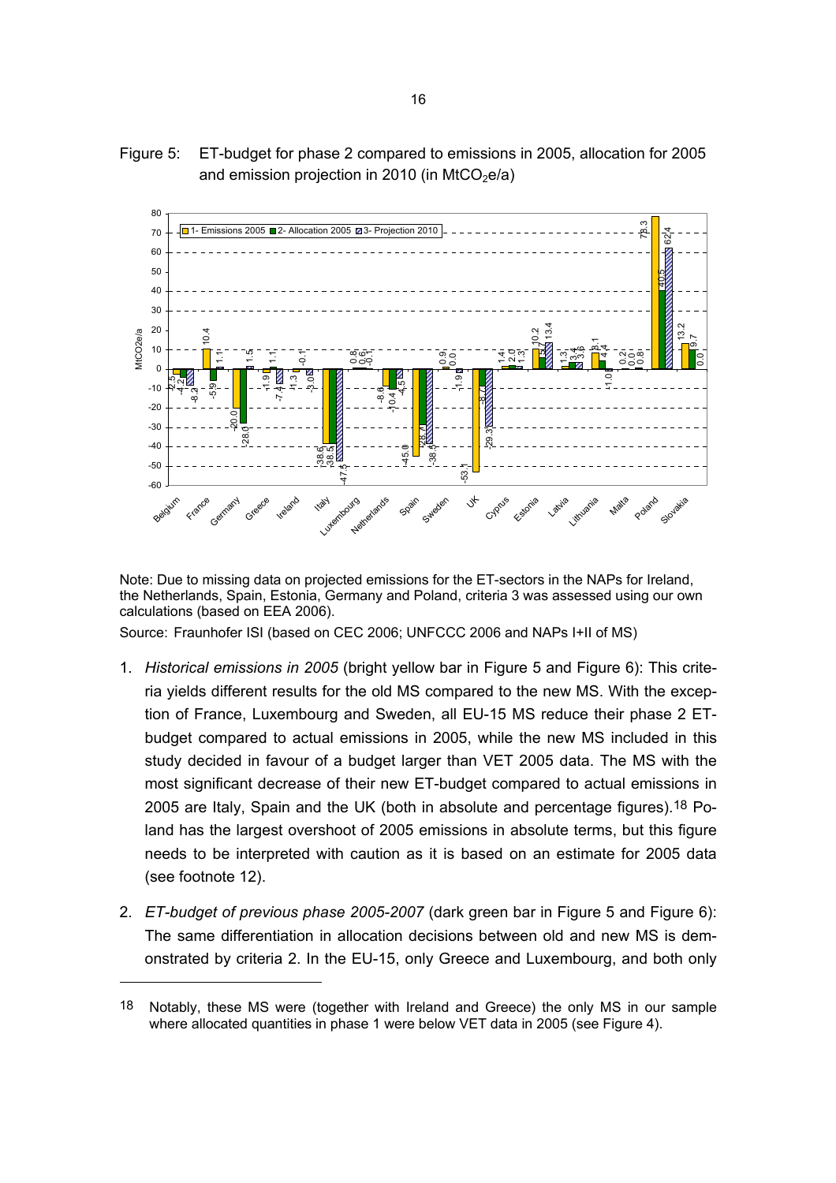Figure 5: ET-budget for phase 2 compared to emissions in 2005, allocation for 2005 and emission projection in 2010 (in $MtCO_2e/a$)

Note: Due to missing data on projected emissions for the ET-sectors in the NAPs for Ireland, the Netherlands, Spain, Estonia, Germany and Poland, criteria 3 was assessed using our own calculations (based on EEA 2006).

Source: Fraunhofer ISI (based on CEC 2006; UNFCCC 2006 and NAPs I+II of MS)

1. *Historical emissions in 2005* (bright yellow bar in Figure 5 and Figure 6): This criteria yields different results for the old MS compared to the new MS. With the exception of France, Luxembourg and Sweden, all EU-15 MS reduce their phase 2 ET-budget compared to actual emissions in 2005, while the new MS included in this study decided in favour of a budget larger than VET 2005 data. The MS with the most significant decrease of their new ET-budget compared to actual emissions in 2005 are Italy, Spain and the UK (both in absolute and percentage figures).[18] Poland has the largest overshoot of 2005 emissions in absolute terms, but this figure needs to be interpreted with caution as it is based on an estimate for 2005 data (see footnote 12).

2. *ET-budget of previous phase 2005-2007* (dark green bar in Figure 5 and Figure 6): The same differentiation in allocation decisions between old and new MS is demonstrated by criteria 2. In the EU-15, only Greece and Luxembourg, and both only

[18] Notably, these MS were (together with Ireland and Greece) the only MS in our sample where allocated quantities in phase 1 were below VET data in 2005 (see Figure 4).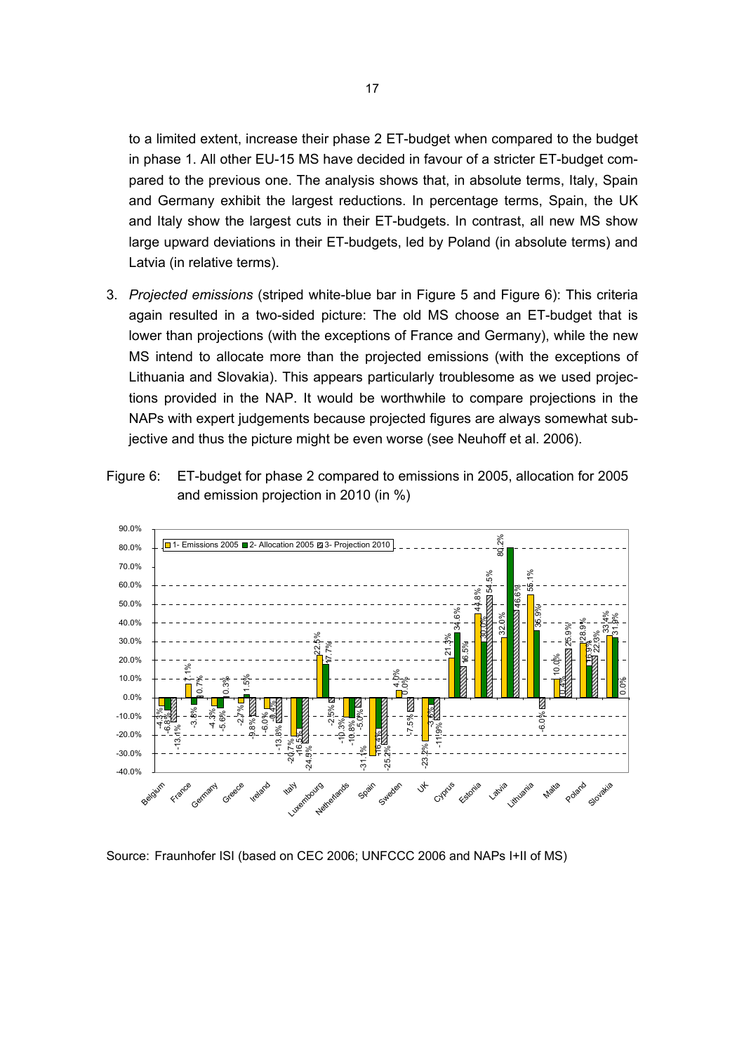to a limited extent, increase their phase 2 ET-budget when compared to the budget in phase 1. All other EU-15 MS have decided in favour of a stricter ET-budget compared to the previous one. The analysis shows that, in absolute terms, Italy, Spain and Germany exhibit the largest reductions. In percentage terms, Spain, the UK and Italy show the largest cuts in their ET-budgets. In contrast, all new MS show large upward deviations in their ET-budgets, led by Poland (in absolute terms) and Latvia (in relative terms).

3. *Projected emissions* (striped white-blue bar in Figure 5 and Figure 6): This criteria again resulted in a two-sided picture: The old MS choose an ET-budget that is lower than projections (with the exceptions of France and Germany), while the new MS intend to allocate more than the projected emissions (with the exceptions of Lithuania and Slovakia). This appears particularly troublesome as we used projections provided in the NAP. It would be worthwhile to compare projections in the NAPs with expert judgements because projected figures are always somewhat subjective and thus the picture might be even worse (see Neuhoff et al. 2006).

Figure 6: ET-budget for phase 2 compared to emissions in 2005, allocation for 2005 and emission projection in 2010 (in %)

Source: Fraunhofer ISI (based on CEC 2006; UNFCCC 2006 and NAPs I+II of MS)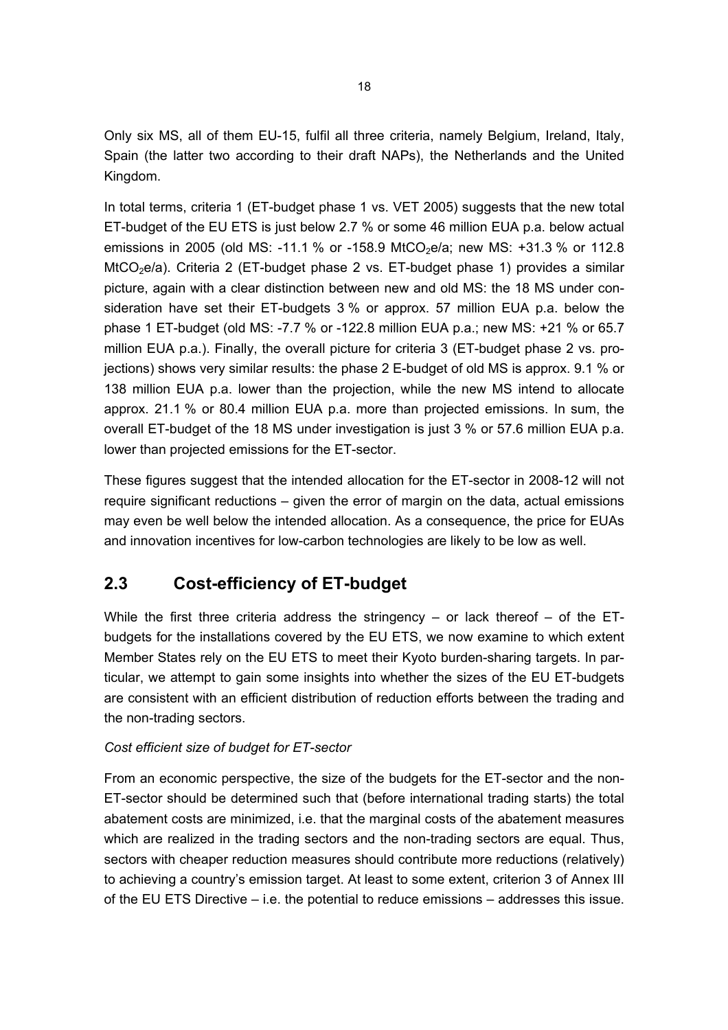Only six MS, all of them EU-15, fulfil all three criteria, namely Belgium, Ireland, Italy, Spain (the latter two according to their draft NAPs), the Netherlands and the United Kingdom.

In total terms, criteria 1 (ET-budget phase 1 vs. VET 2005) suggests that the new total ET-budget of the EU ETS is just below 2.7 % or some 46 million EUA p.a. below actual emissions in 2005 (old MS: -11.1 % or -158.9 $MtCO_2e/a$; new MS: +31.3 % or 112.8 $MtCO_2e/a$). Criteria 2 (ET-budget phase 2 vs. ET-budget phase 1) provides a similar picture, again with a clear distinction between new and old MS: the 18 MS under consideration have set their ET-budgets 3 % or approx. 57 million EUA p.a. below the phase 1 ET-budget (old MS: -7.7 % or -122.8 million EUA p.a.; new MS: +21 % or 65.7 million EUA p.a.). Finally, the overall picture for criteria 3 (ET-budget phase 2 vs. projections) shows very similar results: the phase 2 E-budget of old MS is approx. 9.1 % or 138 million EUA p.a. lower than the projection, while the new MS intend to allocate approx. 21.1 % or 80.4 million EUA p.a. more than projected emissions. In sum, the overall ET-budget of the 18 MS under investigation is just 3 % or 57.6 million EUA p.a. lower than projected emissions for the ET-sector.

These figures suggest that the intended allocation for the ET-sector in 2008-12 will not require significant reductions – given the error of margin on the data, actual emissions may even be well below the intended allocation. As a consequence, the price for EUAs and innovation incentives for low-carbon technologies are likely to be low as well.

## 2.3 Cost-efficiency of ET-budget

While the first three criteria address the stringency – or lack thereof – of the ET-budgets for the installations covered by the EU ETS, we now examine to which extent Member States rely on the EU ETS to meet their Kyoto burden-sharing targets. In particular, we attempt to gain some insights into whether the sizes of the EU ET-budgets are consistent with an efficient distribution of reduction efforts between the trading and the non-trading sectors.

*Cost efficient size of budget for ET-sector*

From an economic perspective, the size of the budgets for the ET-sector and the non-ET-sector should be determined such that (before international trading starts) the total abatement costs are minimized, i.e. that the marginal costs of the abatement measures which are realized in the trading sectors and the non-trading sectors are equal. Thus, sectors with cheaper reduction measures should contribute more reductions (relatively) to achieving a country's emission target. At least to some extent, criterion 3 of Annex III of the EU ETS Directive – i.e. the potential to reduce emissions – addresses this issue.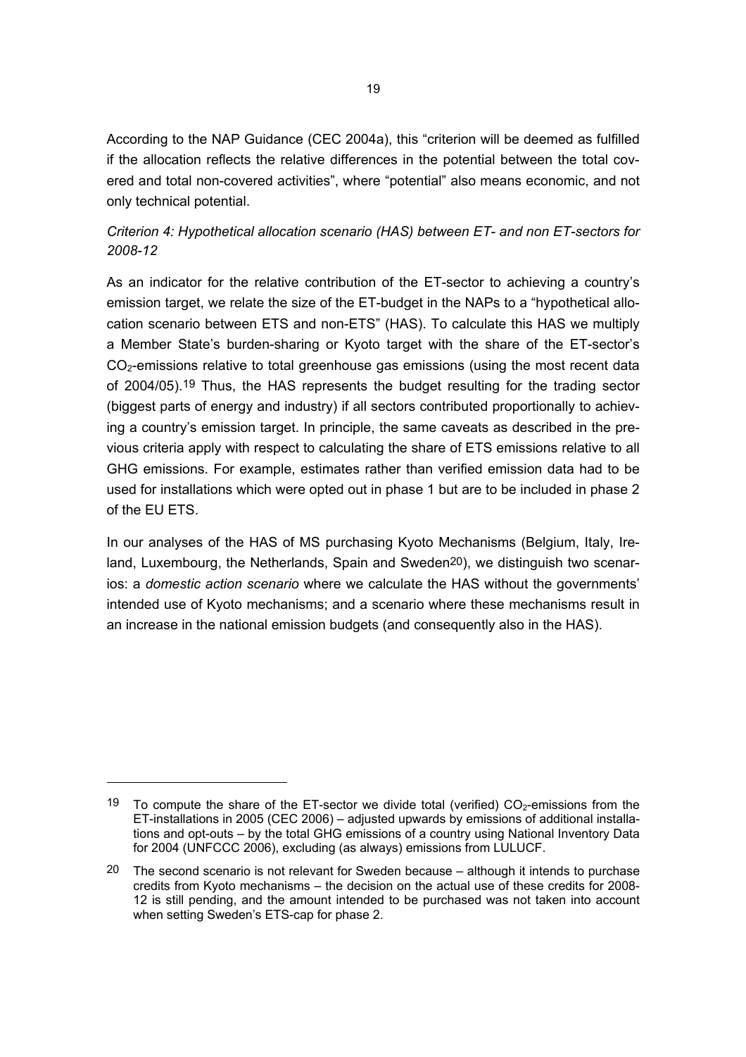According to the NAP Guidance (CEC 2004a), this "criterion will be deemed as fulfilled if the allocation reflects the relative differences in the potential between the total covered and total non-covered activities", where "potential" also means economic, and not only technical potential.

*Criterion 4: Hypothetical allocation scenario (HAS) between ET- and non ET-sectors for 2008-12*

As an indicator for the relative contribution of the ET-sector to achieving a country's emission target, we relate the size of the ET-budget in the NAPs to a "hypothetical allocation scenario between ETS and non-ETS" (HAS). To calculate this HAS we multiply a Member State's burden-sharing or Kyoto target with the share of the ET-sector's $CO_2$-emissions relative to total greenhouse gas emissions (using the most recent data of 2004/05).[19] Thus, the HAS represents the budget resulting for the trading sector (biggest parts of energy and industry) if all sectors contributed proportionally to achieving a country's emission target. In principle, the same caveats as described in the previous criteria apply with respect to calculating the share of ETS emissions relative to all GHG emissions. For example, estimates rather than verified emission data had to be used for installations which were opted out in phase 1 but are to be included in phase 2 of the EU ETS.

In our analyses of the HAS of MS purchasing Kyoto Mechanisms (Belgium, Italy, Ireland, Luxembourg, the Netherlands, Spain and Sweden[20]), we distinguish two scenarios: a *domestic action scenario* where we calculate the HAS without the governments' intended use of Kyoto mechanisms; and a scenario where these mechanisms result in an increase in the national emission budgets (and consequently also in the HAS).

---

[19] To compute the share of the ET-sector we divide total (verified) $CO_2$-emissions from the ET-installations in 2005 (CEC 2006) – adjusted upwards by emissions of additional installations and opt-outs – by the total GHG emissions of a country using National Inventory Data for 2004 (UNFCCC 2006), excluding (as always) emissions from LULUCF.

[20] The second scenario is not relevant for Sweden because – although it intends to purchase credits from Kyoto mechanisms – the decision on the actual use of these credits for 2008-12 is still pending, and the amount intended to be purchased was not taken into account when setting Sweden's ETS-cap for phase 2.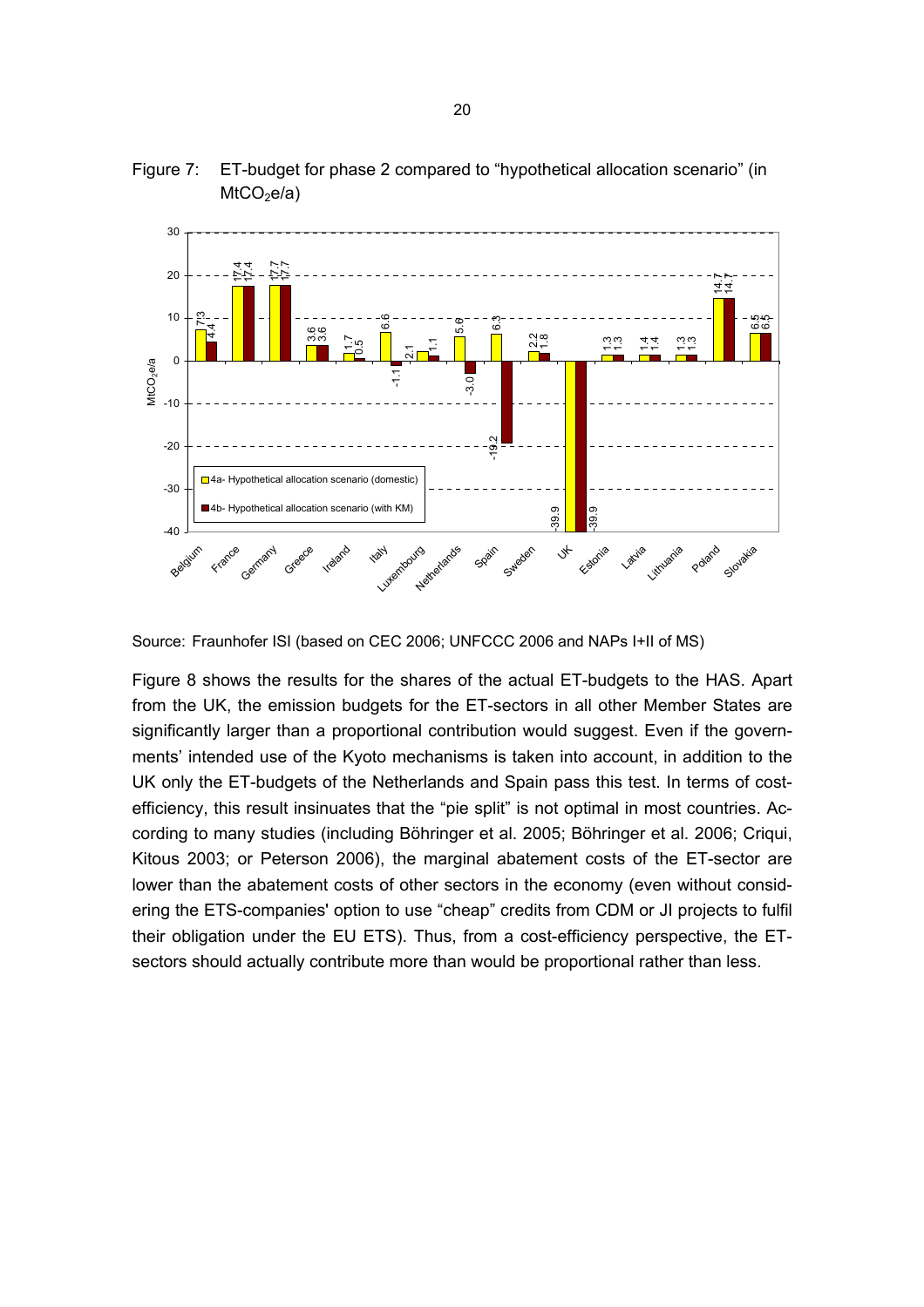Figure 7: ET-budget for phase 2 compared to "hypothetical allocation scenario" (in $MtCO_2e/a$)

Source: Fraunhofer ISI (based on CEC 2006; UNFCCC 2006 and NAPs I+II of MS)

Figure 8 shows the results for the shares of the actual ET-budgets to the HAS. Apart from the UK, the emission budgets for the ET-sectors in all other Member States are significantly larger than a proportional contribution would suggest. Even if the governments' intended use of the Kyoto mechanisms is taken into account, in addition to the UK only the ET-budgets of the Netherlands and Spain pass this test. In terms of cost-efficiency, this result insinuates that the "pie split" is not optimal in most countries. According to many studies (including Böhringer et al. 2005; Böhringer et al. 2006; Criqui, Kitous 2003; or Peterson 2006), the marginal abatement costs of the ET-sector are lower than the abatement costs of other sectors in the economy (even without considering the ETS-companies' option to use "cheap" credits from CDM or JI projects to fulfil their obligation under the EU ETS). Thus, from a cost-efficiency perspective, the ET-sectors should actually contribute more than would be proportional rather than less.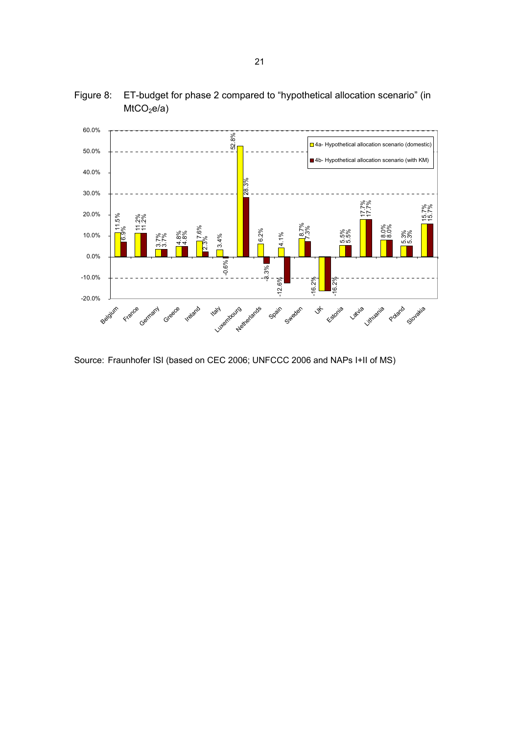Figure 8: ET-budget for phase 2 compared to "hypothetical allocation scenario" (in $MtCO_2e/a$)

Source: Fraunhofer ISI (based on CEC 2006; UNFCCC 2006 and NAPs I+II of MS)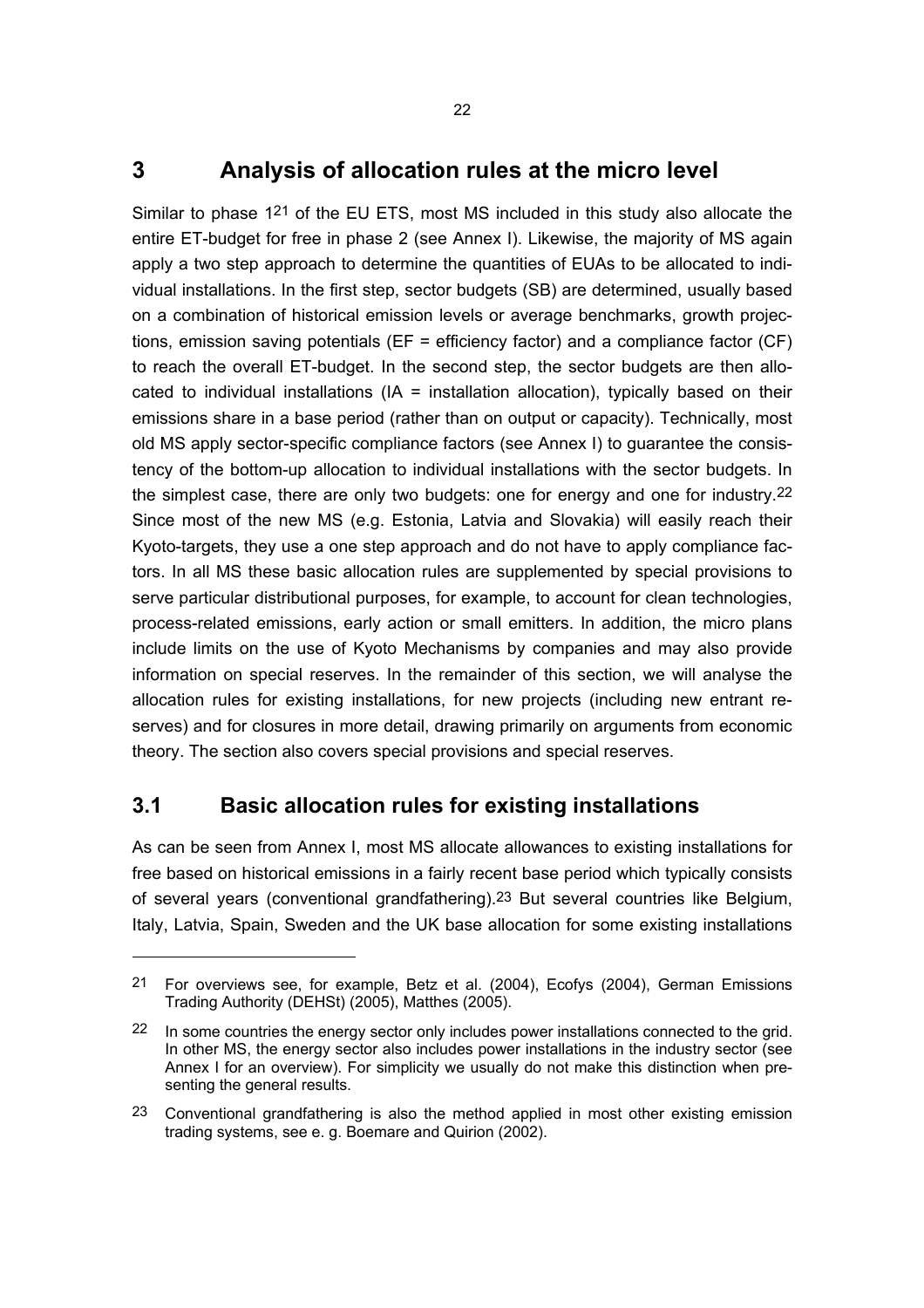# 3 Analysis of allocation rules at the micro level

Similar to phase 1[21] of the EU ETS, most MS included in this study also allocate the entire ET-budget for free in phase 2 (see Annex I). Likewise, the majority of MS again apply a two step approach to determine the quantities of EUAs to be allocated to individual installations. In the first step, sector budgets (SB) are determined, usually based on a combination of historical emission levels or average benchmarks, growth projections, emission saving potentials (EF = efficiency factor) and a compliance factor (CF) to reach the overall ET-budget. In the second step, the sector budgets are then allocated to individual installations (IA = installation allocation), typically based on their emissions share in a base period (rather than on output or capacity). Technically, most old MS apply sector-specific compliance factors (see Annex I) to guarantee the consistency of the bottom-up allocation to individual installations with the sector budgets. In the simplest case, there are only two budgets: one for energy and one for industry.[22] Since most of the new MS (e.g. Estonia, Latvia and Slovakia) will easily reach their Kyoto-targets, they use a one step approach and do not have to apply compliance factors. In all MS these basic allocation rules are supplemented by special provisions to serve particular distributional purposes, for example, to account for clean technologies, process-related emissions, early action or small emitters. In addition, the micro plans include limits on the use of Kyoto Mechanisms by companies and may also provide information on special reserves. In the remainder of this section, we will analyse the allocation rules for existing installations, for new projects (including new entrant reserves) and for closures in more detail, drawing primarily on arguments from economic theory. The section also covers special provisions and special reserves.

## 3.1 Basic allocation rules for existing installations

As can be seen from Annex I, most MS allocate allowances to existing installations for free based on historical emissions in a fairly recent base period which typically consists of several years (conventional grandfathering).[23] But several countries like Belgium, Italy, Latvia, Spain, Sweden and the UK base allocation for some existing installations

---

[21] For overviews see, for example, Betz et al. (2004), Ecofys (2004), German Emissions Trading Authority (DEHSt) (2005), Matthes (2005).

[22] In some countries the energy sector only includes power installations connected to the grid. In other MS, the energy sector also includes power installations in the industry sector (see Annex I for an overview). For simplicity we usually do not make this distinction when presenting the general results.

[23] Conventional grandfathering is also the method applied in most other existing emission trading systems, see e. g. Boemare and Quirion (2002).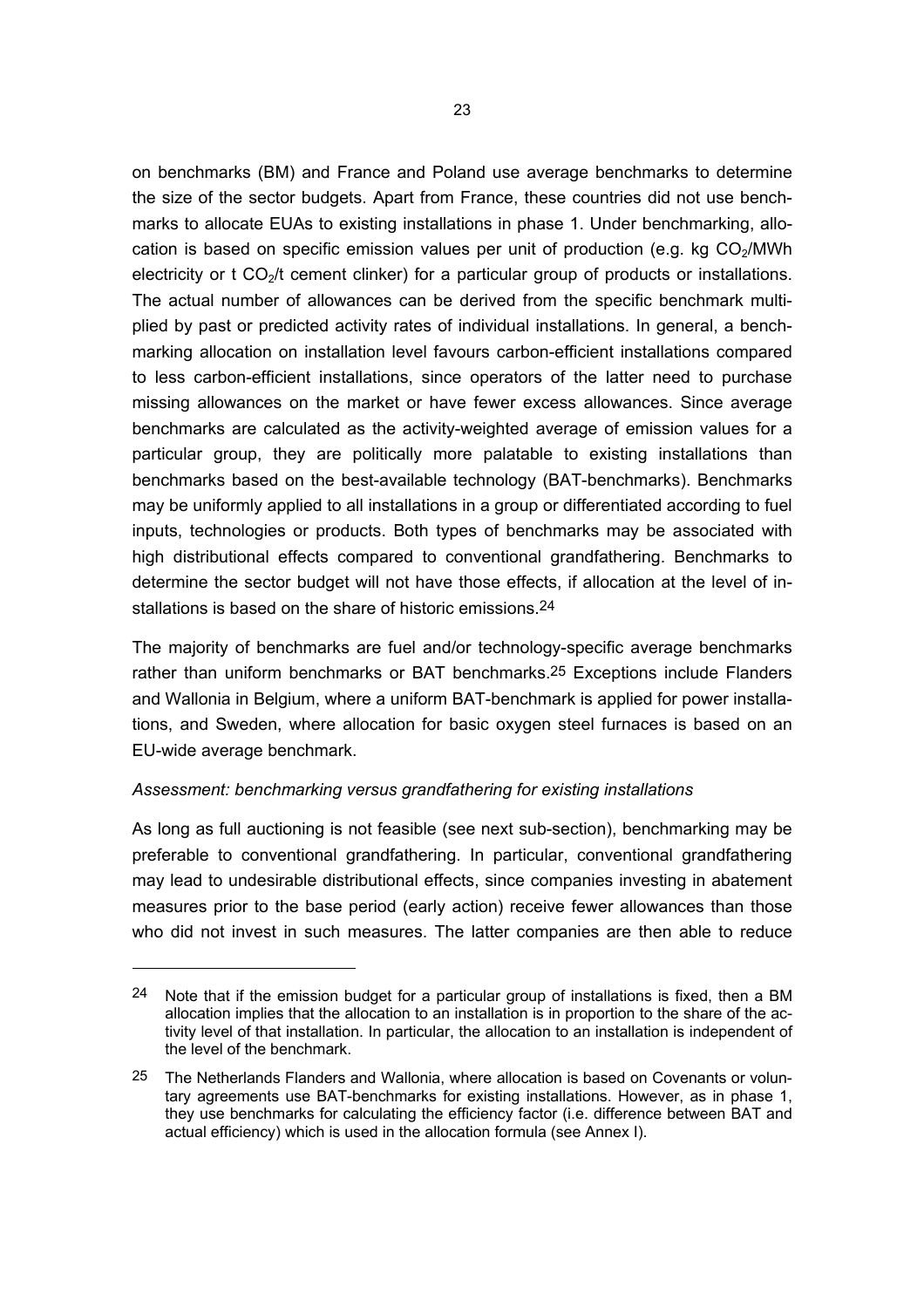on benchmarks (BM) and France and Poland use average benchmarks to determine the size of the sector budgets. Apart from France, these countries did not use benchmarks to allocate EUAs to existing installations in phase 1. Under benchmarking, allocation is based on specific emission values per unit of production (e.g. kg $CO_2$/MWh electricity or t $CO_2$/t cement clinker) for a particular group of products or installations. The actual number of allowances can be derived from the specific benchmark multiplied by past or predicted activity rates of individual installations. In general, a benchmarking allocation on installation level favours carbon-efficient installations compared to less carbon-efficient installations, since operators of the latter need to purchase missing allowances on the market or have fewer excess allowances. Since average benchmarks are calculated as the activity-weighted average of emission values for a particular group, they are politically more palatable to existing installations than benchmarks based on the best-available technology (BAT-benchmarks). Benchmarks may be uniformly applied to all installations in a group or differentiated according to fuel inputs, technologies or products. Both types of benchmarks may be associated with high distributional effects compared to conventional grandfathering. Benchmarks to determine the sector budget will not have those effects, if allocation at the level of installations is based on the share of historic emissions.[24]

The majority of benchmarks are fuel and/or technology-specific average benchmarks rather than uniform benchmarks or BAT benchmarks.[25] Exceptions include Flanders and Wallonia in Belgium, where a uniform BAT-benchmark is applied for power installations, and Sweden, where allocation for basic oxygen steel furnaces is based on an EU-wide average benchmark.

*Assessment: benchmarking versus grandfathering for existing installations*

As long as full auctioning is not feasible (see next sub-section), benchmarking may be preferable to conventional grandfathering. In particular, conventional grandfathering may lead to undesirable distributional effects, since companies investing in abatement measures prior to the base period (early action) receive fewer allowances than those who did not invest in such measures. The latter companies are then able to reduce

---

[24] Note that if the emission budget for a particular group of installations is fixed, then a BM allocation implies that the allocation to an installation is in proportion to the share of the activity level of that installation. In particular, the allocation to an installation is independent of the level of the benchmark.

[25] The Netherlands Flanders and Wallonia, where allocation is based on Covenants or voluntary agreements use BAT-benchmarks for existing installations. However, as in phase 1, they use benchmarks for calculating the efficiency factor (i.e. difference between BAT and actual efficiency) which is used in the allocation formula (see Annex I).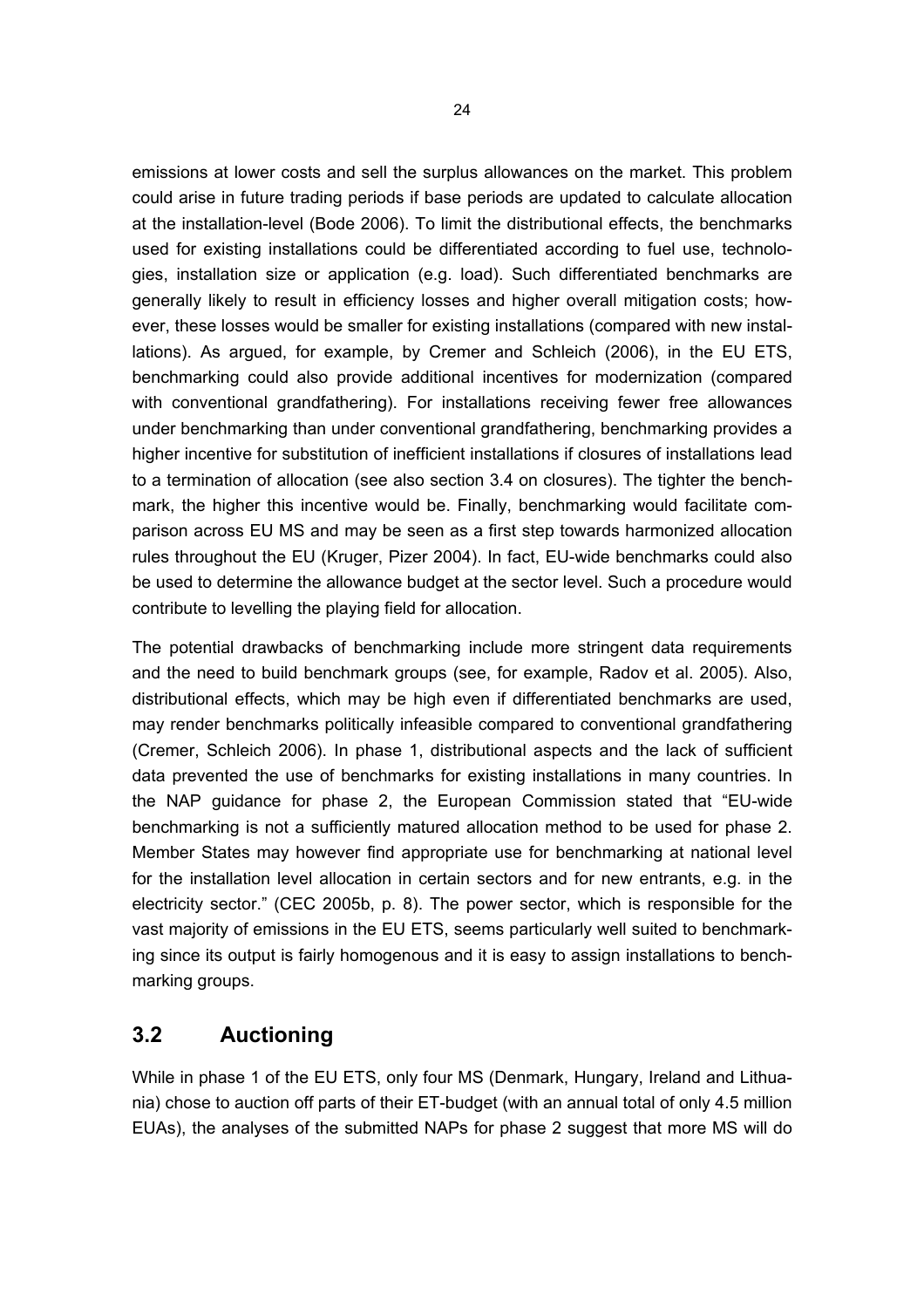emissions at lower costs and sell the surplus allowances on the market. This problem could arise in future trading periods if base periods are updated to calculate allocation at the installation-level (Bode 2006). To limit the distributional effects, the benchmarks used for existing installations could be differentiated according to fuel use, technologies, installation size or application (e.g. load). Such differentiated benchmarks are generally likely to result in efficiency losses and higher overall mitigation costs; however, these losses would be smaller for existing installations (compared with new installations). As argued, for example, by Cremer and Schleich (2006), in the EU ETS, benchmarking could also provide additional incentives for modernization (compared with conventional grandfathering). For installations receiving fewer free allowances under benchmarking than under conventional grandfathering, benchmarking provides a higher incentive for substitution of inefficient installations if closures of installations lead to a termination of allocation (see also section 3.4 on closures). The tighter the benchmark, the higher this incentive would be. Finally, benchmarking would facilitate comparison across EU MS and may be seen as a first step towards harmonized allocation rules throughout the EU (Kruger, Pizer 2004). In fact, EU-wide benchmarks could also be used to determine the allowance budget at the sector level. Such a procedure would contribute to levelling the playing field for allocation.

The potential drawbacks of benchmarking include more stringent data requirements and the need to build benchmark groups (see, for example, Radov et al. 2005). Also, distributional effects, which may be high even if differentiated benchmarks are used, may render benchmarks politically infeasible compared to conventional grandfathering (Cremer, Schleich 2006). In phase 1, distributional aspects and the lack of sufficient data prevented the use of benchmarks for existing installations in many countries. In the NAP guidance for phase 2, the European Commission stated that "EU-wide benchmarking is not a sufficiently matured allocation method to be used for phase 2. Member States may however find appropriate use for benchmarking at national level for the installation level allocation in certain sectors and for new entrants, e.g. in the electricity sector." (CEC 2005b, p. 8). The power sector, which is responsible for the vast majority of emissions in the EU ETS, seems particularly well suited to benchmarking since its output is fairly homogenous and it is easy to assign installations to benchmarking groups.

## 3.2 Auctioning

While in phase 1 of the EU ETS, only four MS (Denmark, Hungary, Ireland and Lithuania) chose to auction off parts of their ET-budget (with an annual total of only 4.5 million EUAs), the analyses of the submitted NAPs for phase 2 suggest that more MS will do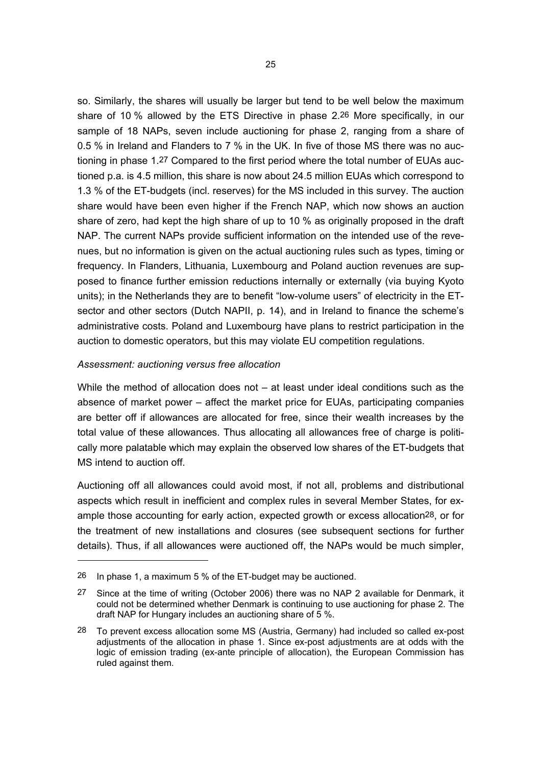so. Similarly, the shares will usually be larger but tend to be well below the maximum share of 10 % allowed by the ETS Directive in phase 2.[26] More specifically, in our sample of 18 NAPs, seven include auctioning for phase 2, ranging from a share of 0.5 % in Ireland and Flanders to 7 % in the UK. In five of those MS there was no auctioning in phase 1.[27] Compared to the first period where the total number of EUAs auctioned p.a. is 4.5 million, this share is now about 24.5 million EUAs which correspond to 1.3 % of the ET-budgets (incl. reserves) for the MS included in this survey. The auction share would have been even higher if the French NAP, which now shows an auction share of zero, had kept the high share of up to 10 % as originally proposed in the draft NAP. The current NAPs provide sufficient information on the intended use of the revenues, but no information is given on the actual auctioning rules such as types, timing or frequency. In Flanders, Lithuania, Luxembourg and Poland auction revenues are supposed to finance further emission reductions internally or externally (via buying Kyoto units); in the Netherlands they are to benefit "low-volume users" of electricity in the ET-sector and other sectors (Dutch NAPII, p. 14), and in Ireland to finance the scheme's administrative costs. Poland and Luxembourg have plans to restrict participation in the auction to domestic operators, but this may violate EU competition regulations.

*Assessment: auctioning versus free allocation*

While the method of allocation does not – at least under ideal conditions such as the absence of market power – affect the market price for EUAs, participating companies are better off if allowances are allocated for free, since their wealth increases by the total value of these allowances. Thus allocating all allowances free of charge is politically more palatable which may explain the observed low shares of the ET-budgets that MS intend to auction off.

Auctioning off all allowances could avoid most, if not all, problems and distributional aspects which result in inefficient and complex rules in several Member States, for example those accounting for early action, expected growth or excess allocation[28], or for the treatment of new installations and closures (see subsequent sections for further details). Thus, if all allowances were auctioned off, the NAPs would be much simpler,

---

[26] In phase 1, a maximum 5 % of the ET-budget may be auctioned.

[27] Since at the time of writing (October 2006) there was no NAP 2 available for Denmark, it could not be determined whether Denmark is continuing to use auctioning for phase 2. The draft NAP for Hungary includes an auctioning share of 5 %.

[28] To prevent excess allocation some MS (Austria, Germany) had included so called ex-post adjustments of the allocation in phase 1. Since ex-post adjustments are at odds with the logic of emission trading (ex-ante principle of allocation), the European Commission has ruled against them.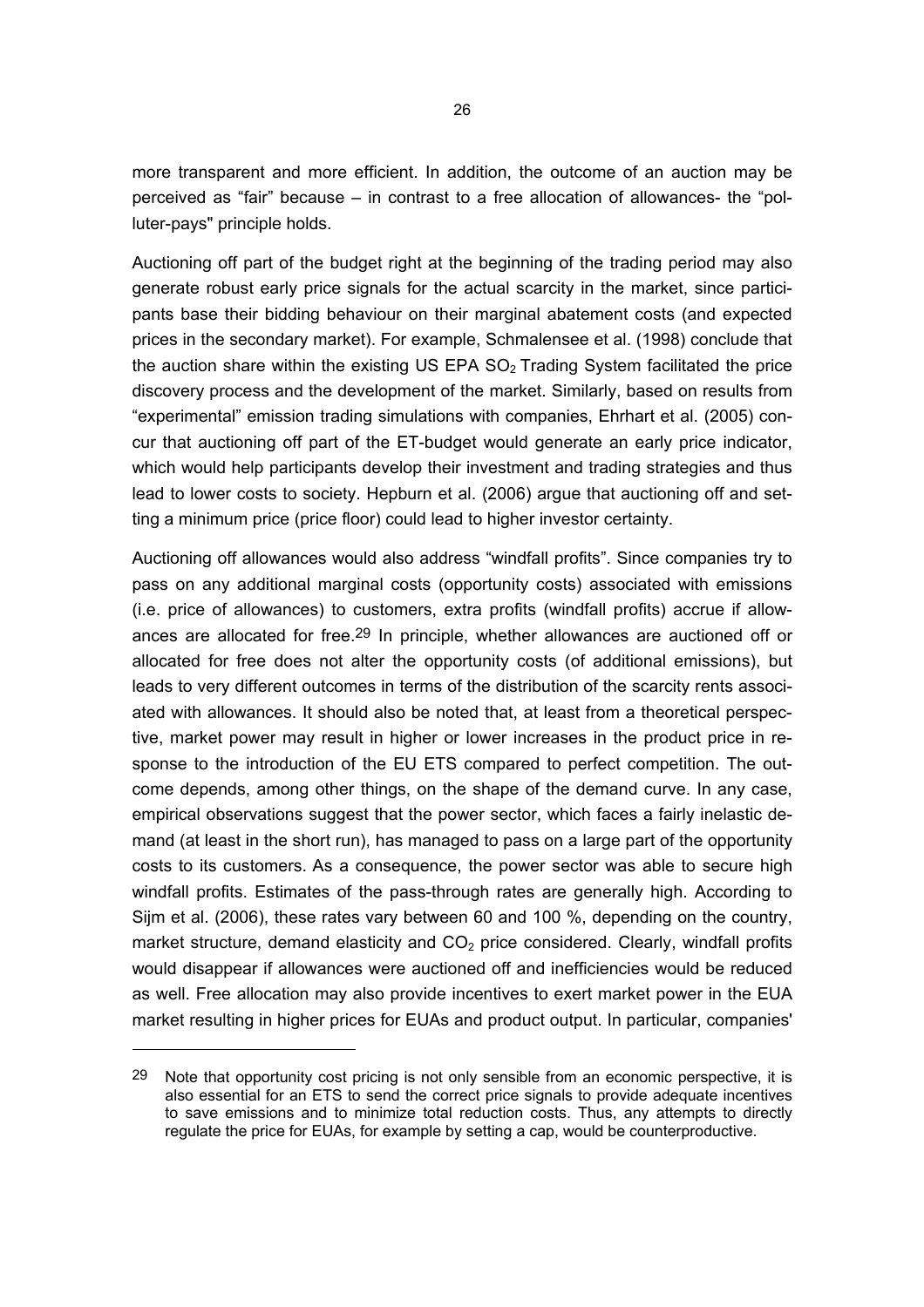more transparent and more efficient. In addition, the outcome of an auction may be perceived as "fair" because – in contrast to a free allocation of allowances- the "polluter-pays" principle holds.

Auctioning off part of the budget right at the beginning of the trading period may also generate robust early price signals for the actual scarcity in the market, since participants base their bidding behaviour on their marginal abatement costs (and expected prices in the secondary market). For example, Schmalensee et al. (1998) conclude that the auction share within the existing US EPA $SO_2$ Trading System facilitated the price discovery process and the development of the market. Similarly, based on results from "experimental" emission trading simulations with companies, Ehrhart et al. (2005) concur that auctioning off part of the ET-budget would generate an early price indicator, which would help participants develop their investment and trading strategies and thus lead to lower costs to society. Hepburn et al. (2006) argue that auctioning off and setting a minimum price (price floor) could lead to higher investor certainty.

Auctioning off allowances would also address "windfall profits". Since companies try to pass on any additional marginal costs (opportunity costs) associated with emissions (i.e. price of allowances) to customers, extra profits (windfall profits) accrue if allowances are allocated for free.[29] In principle, whether allowances are auctioned off or allocated for free does not alter the opportunity costs (of additional emissions), but leads to very different outcomes in terms of the distribution of the scarcity rents associated with allowances. It should also be noted that, at least from a theoretical perspective, market power may result in higher or lower increases in the product price in response to the introduction of the EU ETS compared to perfect competition. The outcome depends, among other things, on the shape of the demand curve. In any case, empirical observations suggest that the power sector, which faces a fairly inelastic demand (at least in the short run), has managed to pass on a large part of the opportunity costs to its customers. As a consequence, the power sector was able to secure high windfall profits. Estimates of the pass-through rates are generally high. According to Sijm et al. (2006), these rates vary between 60 and 100 %, depending on the country, market structure, demand elasticity and $CO_2$ price considered. Clearly, windfall profits would disappear if allowances were auctioned off and inefficiencies would be reduced as well. Free allocation may also provide incentives to exert market power in the EUA market resulting in higher prices for EUAs and product output. In particular, companies'

---

[29] Note that opportunity cost pricing is not only sensible from an economic perspective, it is also essential for an ETS to send the correct price signals to provide adequate incentives to save emissions and to minimize total reduction costs. Thus, any attempts to directly regulate the price for EUAs, for example by setting a cap, would be counterproductive.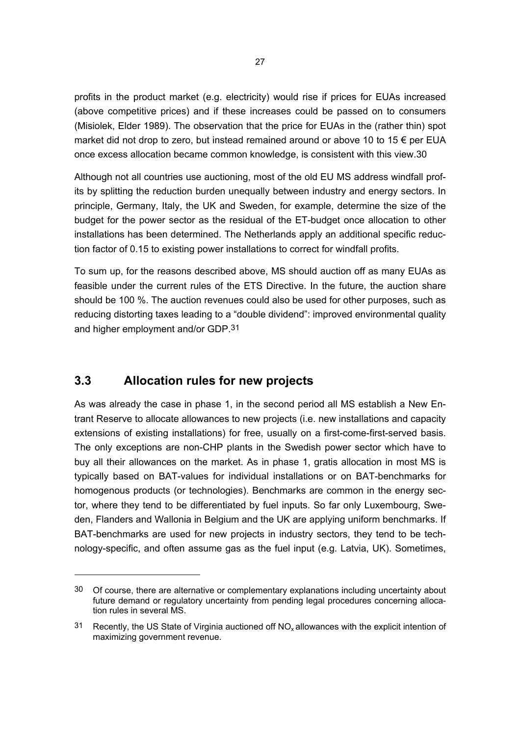profits in the product market (e.g. electricity) would rise if prices for EUAs increased (above competitive prices) and if these increases could be passed on to consumers (Misiolek, Elder 1989). The observation that the price for EUAs in the (rather thin) spot market did not drop to zero, but instead remained around or above 10 to 15 € per EUA once excess allocation became common knowledge, is consistent with this view.[30]

Although not all countries use auctioning, most of the old EU MS address windfall profits by splitting the reduction burden unequally between industry and energy sectors. In principle, Germany, Italy, the UK and Sweden, for example, determine the size of the budget for the power sector as the residual of the ET-budget once allocation to other installations has been determined. The Netherlands apply an additional specific reduction factor of 0.15 to existing power installations to correct for windfall profits.

To sum up, for the reasons described above, MS should auction off as many EUAs as feasible under the current rules of the ETS Directive. In the future, the auction share should be 100 %. The auction revenues could also be used for other purposes, such as reducing distorting taxes leading to a "double dividend": improved environmental quality and higher employment and/or GDP.[31]

## 3.3 Allocation rules for new projects

As was already the case in phase 1, in the second period all MS establish a New Entrant Reserve to allocate allowances to new projects (i.e. new installations and capacity extensions of existing installations) for free, usually on a first-come-first-served basis. The only exceptions are non-CHP plants in the Swedish power sector which have to buy all their allowances on the market. As in phase 1, gratis allocation in most MS is typically based on BAT-values for individual installations or on BAT-benchmarks for homogenous products (or technologies). Benchmarks are common in the energy sector, where they tend to be differentiated by fuel inputs. So far only Luxembourg, Sweden, Flanders and Wallonia in Belgium and the UK are applying uniform benchmarks. If BAT-benchmarks are used for new projects in industry sectors, they tend to be technology-specific, and often assume gas as the fuel input (e.g. Latvia, UK). Sometimes,

---

[30] Of course, there are alternative or complementary explanations including uncertainty about future demand or regulatory uncertainty from pending legal procedures concerning allocation rules in several MS.

[31] Recently, the US State of Virginia auctioned off $NO_x$ allowances with the explicit intention of maximizing government revenue.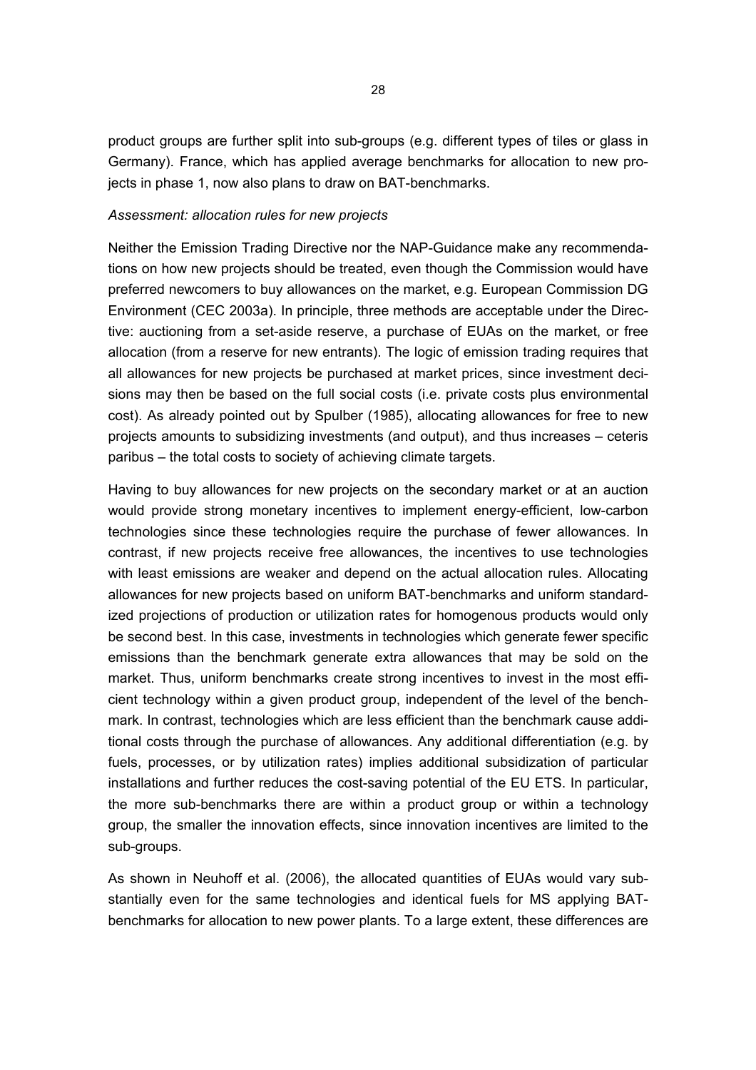product groups are further split into sub-groups (e.g. different types of tiles or glass in Germany). France, which has applied average benchmarks for allocation to new projects in phase 1, now also plans to draw on BAT-benchmarks.

*Assessment: allocation rules for new projects*

Neither the Emission Trading Directive nor the NAP-Guidance make any recommendations on how new projects should be treated, even though the Commission would have preferred newcomers to buy allowances on the market, e.g. European Commission DG Environment (CEC 2003a). In principle, three methods are acceptable under the Directive: auctioning from a set-aside reserve, a purchase of EUAs on the market, or free allocation (from a reserve for new entrants). The logic of emission trading requires that all allowances for new projects be purchased at market prices, since investment decisions may then be based on the full social costs (i.e. private costs plus environmental cost). As already pointed out by Spulber (1985), allocating allowances for free to new projects amounts to subsidizing investments (and output), and thus increases – ceteris paribus – the total costs to society of achieving climate targets.

Having to buy allowances for new projects on the secondary market or at an auction would provide strong monetary incentives to implement energy-efficient, low-carbon technologies since these technologies require the purchase of fewer allowances. In contrast, if new projects receive free allowances, the incentives to use technologies with least emissions are weaker and depend on the actual allocation rules. Allocating allowances for new projects based on uniform BAT-benchmarks and uniform standardized projections of production or utilization rates for homogenous products would only be second best. In this case, investments in technologies which generate fewer specific emissions than the benchmark generate extra allowances that may be sold on the market. Thus, uniform benchmarks create strong incentives to invest in the most efficient technology within a given product group, independent of the level of the benchmark. In contrast, technologies which are less efficient than the benchmark cause additional costs through the purchase of allowances. Any additional differentiation (e.g. by fuels, processes, or by utilization rates) implies additional subsidization of particular installations and further reduces the cost-saving potential of the EU ETS. In particular, the more sub-benchmarks there are within a product group or within a technology group, the smaller the innovation effects, since innovation incentives are limited to the sub-groups.

As shown in Neuhoff et al. (2006), the allocated quantities of EUAs would vary substantially even for the same technologies and identical fuels for MS applying BAT-benchmarks for allocation to new power plants. To a large extent, these differences are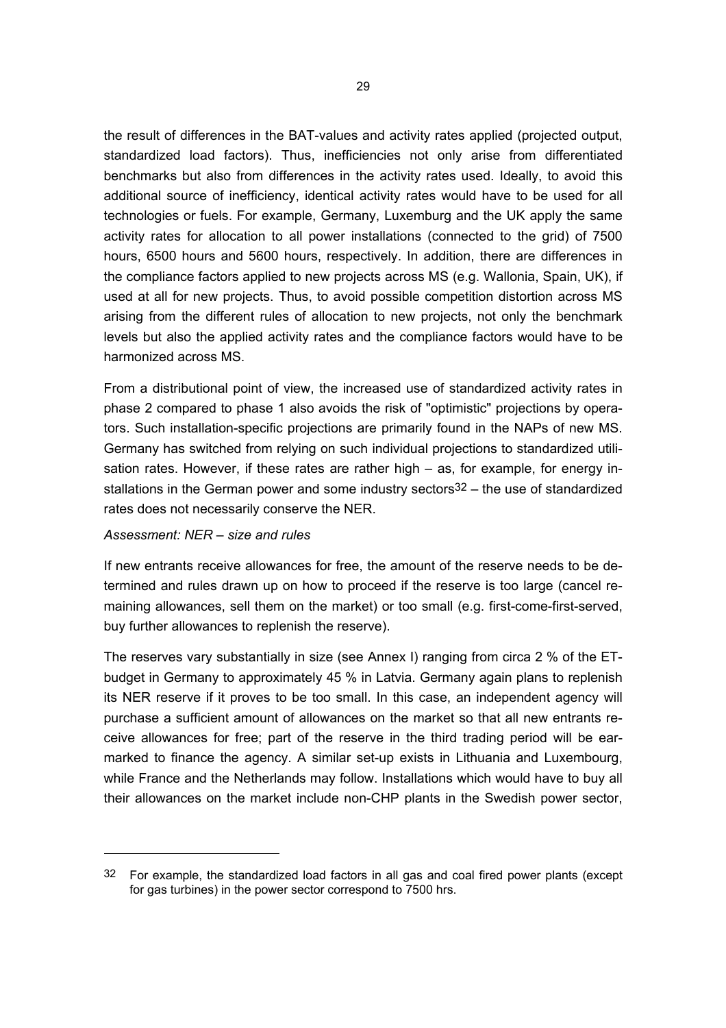the result of differences in the BAT-values and activity rates applied (projected output, standardized load factors). Thus, inefficiencies not only arise from differentiated benchmarks but also from differences in the activity rates used. Ideally, to avoid this additional source of inefficiency, identical activity rates would have to be used for all technologies or fuels. For example, Germany, Luxemburg and the UK apply the same activity rates for allocation to all power installations (connected to the grid) of 7500 hours, 6500 hours and 5600 hours, respectively. In addition, there are differences in the compliance factors applied to new projects across MS (e.g. Wallonia, Spain, UK), if used at all for new projects. Thus, to avoid possible competition distortion across MS arising from the different rules of allocation to new projects, not only the benchmark levels but also the applied activity rates and the compliance factors would have to be harmonized across MS.

From a distributional point of view, the increased use of standardized activity rates in phase 2 compared to phase 1 also avoids the risk of "optimistic" projections by operators. Such installation-specific projections are primarily found in the NAPs of new MS. Germany has switched from relying on such individual projections to standardized utilisation rates. However, if these rates are rather high – as, for example, for energy installations in the German power and some industry sectors[32] – the use of standardized rates does not necessarily conserve the NER.

*Assessment: NER – size and rules*

If new entrants receive allowances for free, the amount of the reserve needs to be determined and rules drawn up on how to proceed if the reserve is too large (cancel remaining allowances, sell them on the market) or too small (e.g. first-come-first-served, buy further allowances to replenish the reserve).

The reserves vary substantially in size (see Annex I) ranging from circa 2 % of the ET-budget in Germany to approximately 45 % in Latvia. Germany again plans to replenish its NER reserve if it proves to be too small. In this case, an independent agency will purchase a sufficient amount of allowances on the market so that all new entrants receive allowances for free; part of the reserve in the third trading period will be earmarked to finance the agency. A similar set-up exists in Lithuania and Luxembourg, while France and the Netherlands may follow. Installations which would have to buy all their allowances on the market include non-CHP plants in the Swedish power sector,

---

[32] For example, the standardized load factors in all gas and coal fired power plants (except for gas turbines) in the power sector correspond to 7500 hrs.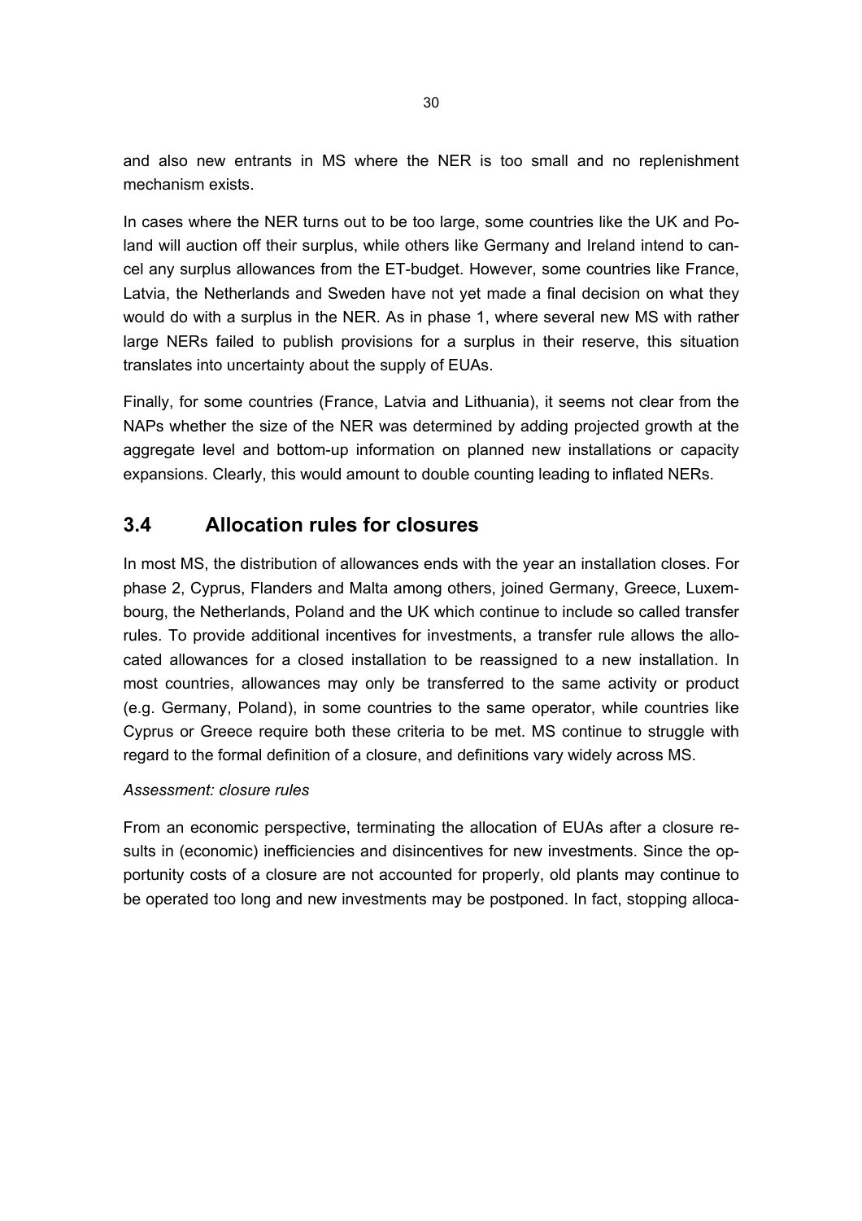and also new entrants in MS where the NER is too small and no replenishment mechanism exists.

In cases where the NER turns out to be too large, some countries like the UK and Poland will auction off their surplus, while others like Germany and Ireland intend to cancel any surplus allowances from the ET-budget. However, some countries like France, Latvia, the Netherlands and Sweden have not yet made a final decision on what they would do with a surplus in the NER. As in phase 1, where several new MS with rather large NERs failed to publish provisions for a surplus in their reserve, this situation translates into uncertainty about the supply of EUAs.

Finally, for some countries (France, Latvia and Lithuania), it seems not clear from the NAPs whether the size of the NER was determined by adding projected growth at the aggregate level and bottom-up information on planned new installations or capacity expansions. Clearly, this would amount to double counting leading to inflated NERs.

## 3.4 Allocation rules for closures

In most MS, the distribution of allowances ends with the year an installation closes. For phase 2, Cyprus, Flanders and Malta among others, joined Germany, Greece, Luxembourg, the Netherlands, Poland and the UK which continue to include so called transfer rules. To provide additional incentives for investments, a transfer rule allows the allocated allowances for a closed installation to be reassigned to a new installation. In most countries, allowances may only be transferred to the same activity or product (e.g. Germany, Poland), in some countries to the same operator, while countries like Cyprus or Greece require both these criteria to be met. MS continue to struggle with regard to the formal definition of a closure, and definitions vary widely across MS.

*Assessment: closure rules*

From an economic perspective, terminating the allocation of EUAs after a closure results in (economic) inefficiencies and disincentives for new investments. Since the opportunity costs of a closure are not accounted for properly, old plants may continue to be operated too long and new investments may be postponed. In fact, stopping alloca-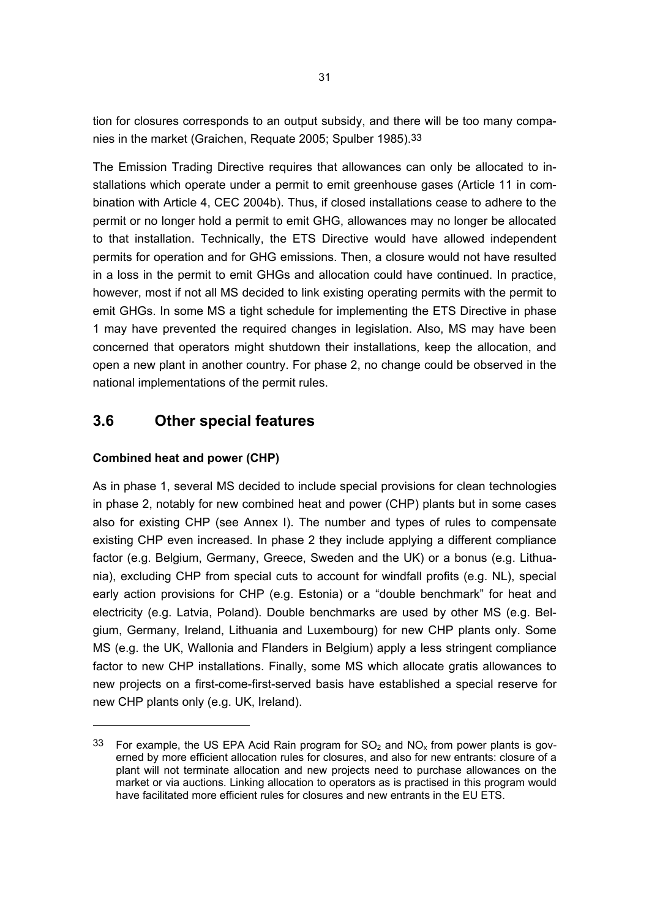tion for closures corresponds to an output subsidy, and there will be too many companies in the market (Graichen, Requate 2005; Spulber 1985).[33]

The Emission Trading Directive requires that allowances can only be allocated to installations which operate under a permit to emit greenhouse gases (Article 11 in combination with Article 4, CEC 2004b). Thus, if closed installations cease to adhere to the permit or no longer hold a permit to emit GHG, allowances may no longer be allocated to that installation. Technically, the ETS Directive would have allowed independent permits for operation and for GHG emissions. Then, a closure would not have resulted in a loss in the permit to emit GHGs and allocation could have continued. In practice, however, most if not all MS decided to link existing operating permits with the permit to emit GHGs. In some MS a tight schedule for implementing the ETS Directive in phase 1 may have prevented the required changes in legislation. Also, MS may have been concerned that operators might shutdown their installations, keep the allocation, and open a new plant in another country. For phase 2, no change could be observed in the national implementations of the permit rules.

## 3.6 Other special features

**Combined heat and power (CHP)**

As in phase 1, several MS decided to include special provisions for clean technologies in phase 2, notably for new combined heat and power (CHP) plants but in some cases also for existing CHP (see Annex I). The number and types of rules to compensate existing CHP even increased. In phase 2 they include applying a different compliance factor (e.g. Belgium, Germany, Greece, Sweden and the UK) or a bonus (e.g. Lithuania), excluding CHP from special cuts to account for windfall profits (e.g. NL), special early action provisions for CHP (e.g. Estonia) or a "double benchmark" for heat and electricity (e.g. Latvia, Poland). Double benchmarks are used by other MS (e.g. Belgium, Germany, Ireland, Lithuania and Luxembourg) for new CHP plants only. Some MS (e.g. the UK, Wallonia and Flanders in Belgium) apply a less stringent compliance factor to new CHP installations. Finally, some MS which allocate gratis allowances to new projects on a first-come-first-served basis have established a special reserve for new CHP plants only (e.g. UK, Ireland).

---

[33] For example, the US EPA Acid Rain program for $SO_2$ and $NO_x$ from power plants is governed by more efficient allocation rules for closures, and also for new entrants: closure of a plant will not terminate allocation and new projects need to purchase allowances on the market or via auctions. Linking allocation to operators as is practised in this program would have facilitated more efficient rules for closures and new entrants in the EU ETS.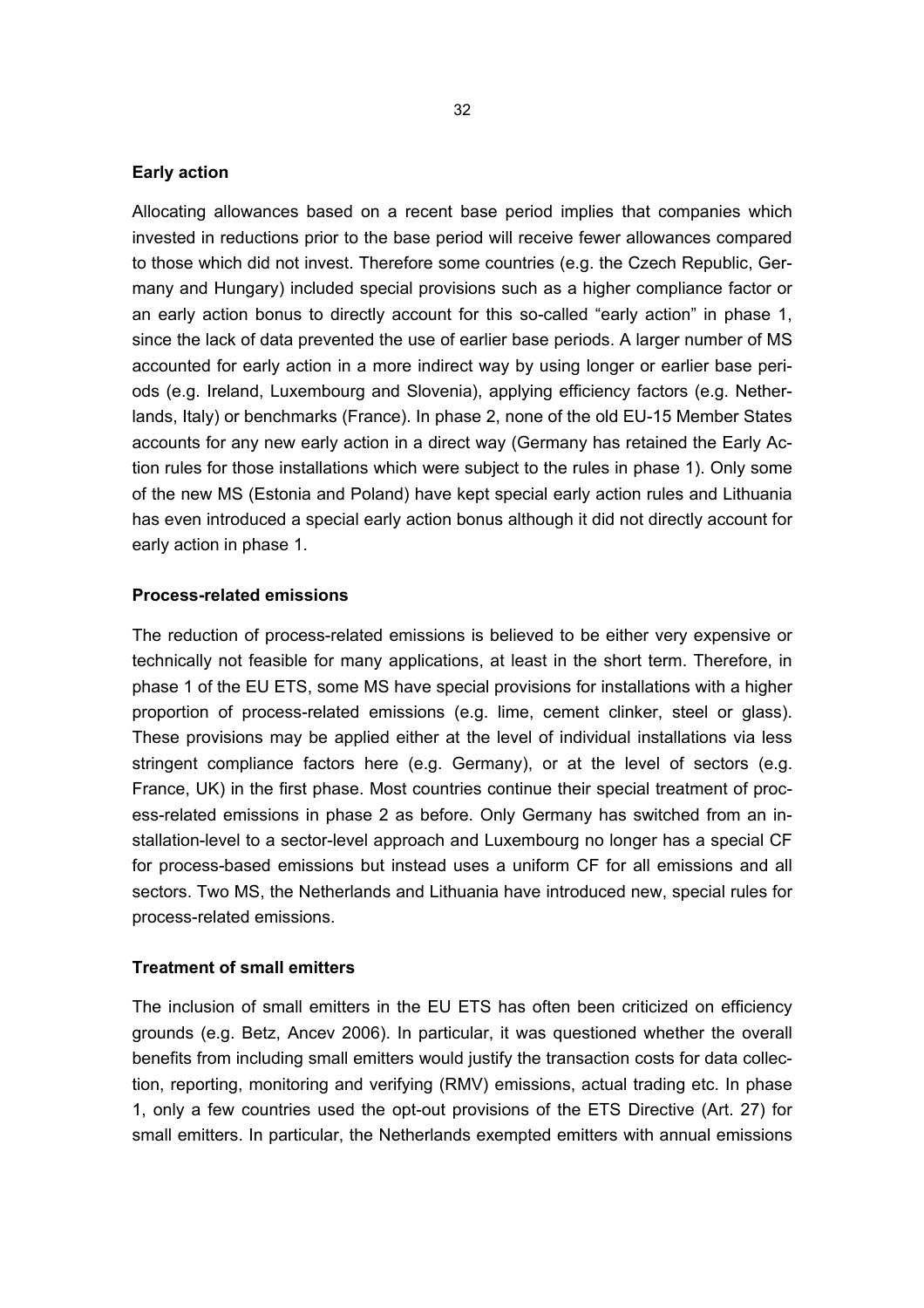## Early action

Allocating allowances based on a recent base period implies that companies which invested in reductions prior to the base period will receive fewer allowances compared to those which did not invest. Therefore some countries (e.g. the Czech Republic, Germany and Hungary) included special provisions such as a higher compliance factor or an early action bonus to directly account for this so-called "early action" in phase 1, since the lack of data prevented the use of earlier base periods. A larger number of MS accounted for early action in a more indirect way by using longer or earlier base periods (e.g. Ireland, Luxembourg and Slovenia), applying efficiency factors (e.g. Netherlands, Italy) or benchmarks (France). In phase 2, none of the old EU-15 Member States accounts for any new early action in a direct way (Germany has retained the Early Action rules for those installations which were subject to the rules in phase 1). Only some of the new MS (Estonia and Poland) have kept special early action rules and Lithuania has even introduced a special early action bonus although it did not directly account for early action in phase 1.

## Process-related emissions

The reduction of process-related emissions is believed to be either very expensive or technically not feasible for many applications, at least in the short term. Therefore, in phase 1 of the EU ETS, some MS have special provisions for installations with a higher proportion of process-related emissions (e.g. lime, cement clinker, steel or glass). These provisions may be applied either at the level of individual installations via less stringent compliance factors here (e.g. Germany), or at the level of sectors (e.g. France, UK) in the first phase. Most countries continue their special treatment of process-related emissions in phase 2 as before. Only Germany has switched from an installation-level to a sector-level approach and Luxembourg no longer has a special CF for process-based emissions but instead uses a uniform CF for all emissions and all sectors. Two MS, the Netherlands and Lithuania have introduced new, special rules for process-related emissions.

## Treatment of small emitters

The inclusion of small emitters in the EU ETS has often been criticized on efficiency grounds (e.g. Betz, Ancev 2006). In particular, it was questioned whether the overall benefits from including small emitters would justify the transaction costs for data collection, reporting, monitoring and verifying (RMV) emissions, actual trading etc. In phase 1, only a few countries used the opt-out provisions of the ETS Directive (Art. 27) for small emitters. In particular, the Netherlands exempted emitters with annual emissions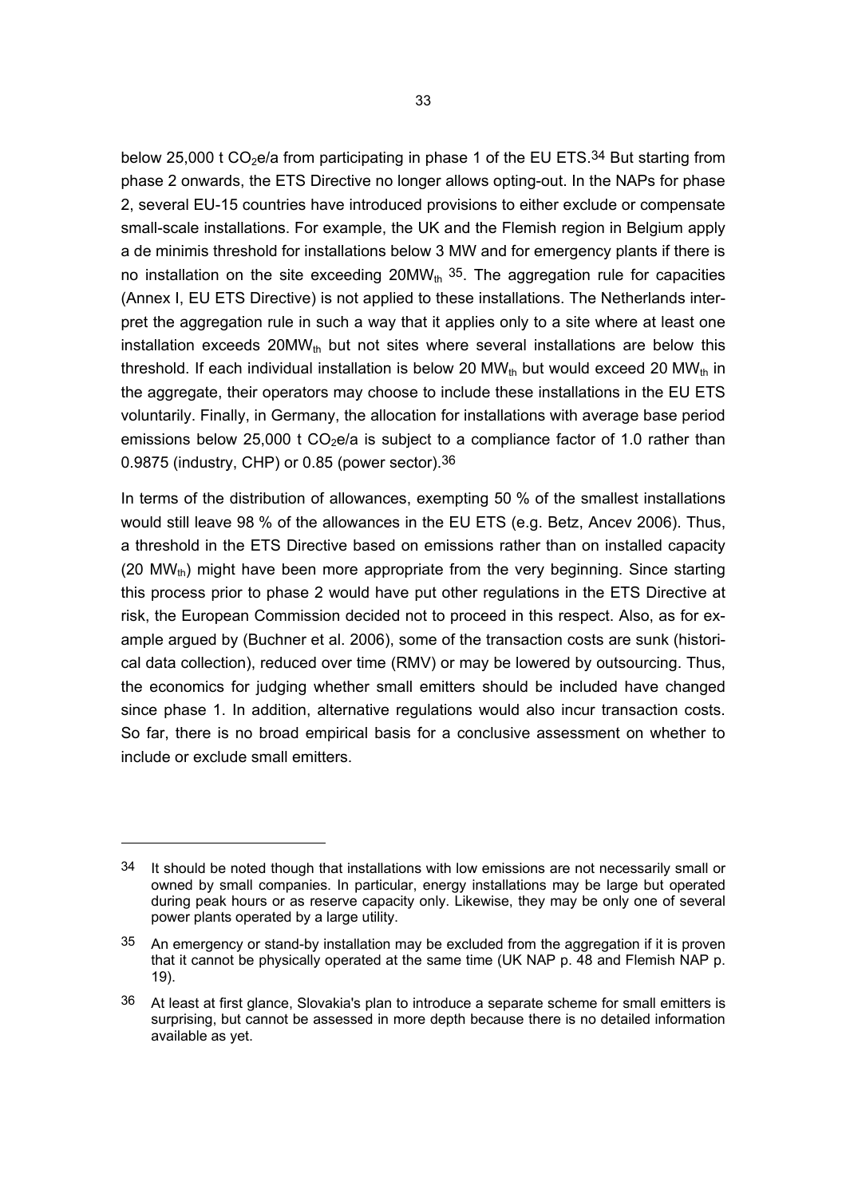below 25,000 t $CO_2$e/a from participating in phase 1 of the EU ETS.[34] But starting from phase 2 onwards, the ETS Directive no longer allows opting-out. In the NAPs for phase 2, several EU-15 countries have introduced provisions to either exclude or compensate small-scale installations. For example, the UK and the Flemish region in Belgium apply a de minimis threshold for installations below 3 MW and for emergency plants if there is no installation on the site exceeding 20$MW_{th}$ [35]. The aggregation rule for capacities (Annex I, EU ETS Directive) is not applied to these installations. The Netherlands interpret the aggregation rule in such a way that it applies only to a site where at least one installation exceeds 20$MW_{th}$ but not sites where several installations are below this threshold. If each individual installation is below 20 $MW_{th}$ but would exceed 20 $MW_{th}$ in the aggregate, their operators may choose to include these installations in the EU ETS voluntarily. Finally, in Germany, the allocation for installations with average base period emissions below 25,000 t $CO_2$e/a is subject to a compliance factor of 1.0 rather than 0.9875 (industry, CHP) or 0.85 (power sector).[36]

In terms of the distribution of allowances, exempting 50 % of the smallest installations would still leave 98 % of the allowances in the EU ETS (e.g. Betz, Ancev 2006). Thus, a threshold in the ETS Directive based on emissions rather than on installed capacity (20 $MW_{th}$) might have been more appropriate from the very beginning. Since starting this process prior to phase 2 would have put other regulations in the ETS Directive at risk, the European Commission decided not to proceed in this respect. Also, as for example argued by (Buchner et al. 2006), some of the transaction costs are sunk (historical data collection), reduced over time (RMV) or may be lowered by outsourcing. Thus, the economics for judging whether small emitters should be included have changed since phase 1. In addition, alternative regulations would also incur transaction costs. So far, there is no broad empirical basis for a conclusive assessment on whether to include or exclude small emitters.

---

[34] It should be noted though that installations with low emissions are not necessarily small or owned by small companies. In particular, energy installations may be large but operated during peak hours or as reserve capacity only. Likewise, they may be only one of several power plants operated by a large utility.

[35] An emergency or stand-by installation may be excluded from the aggregation if it is proven that it cannot be physically operated at the same time (UK NAP p. 48 and Flemish NAP p. 19).

[36] At least at first glance, Slovakia's plan to introduce a separate scheme for small emitters is surprising, but cannot be assessed in more depth because there is no detailed information available as yet.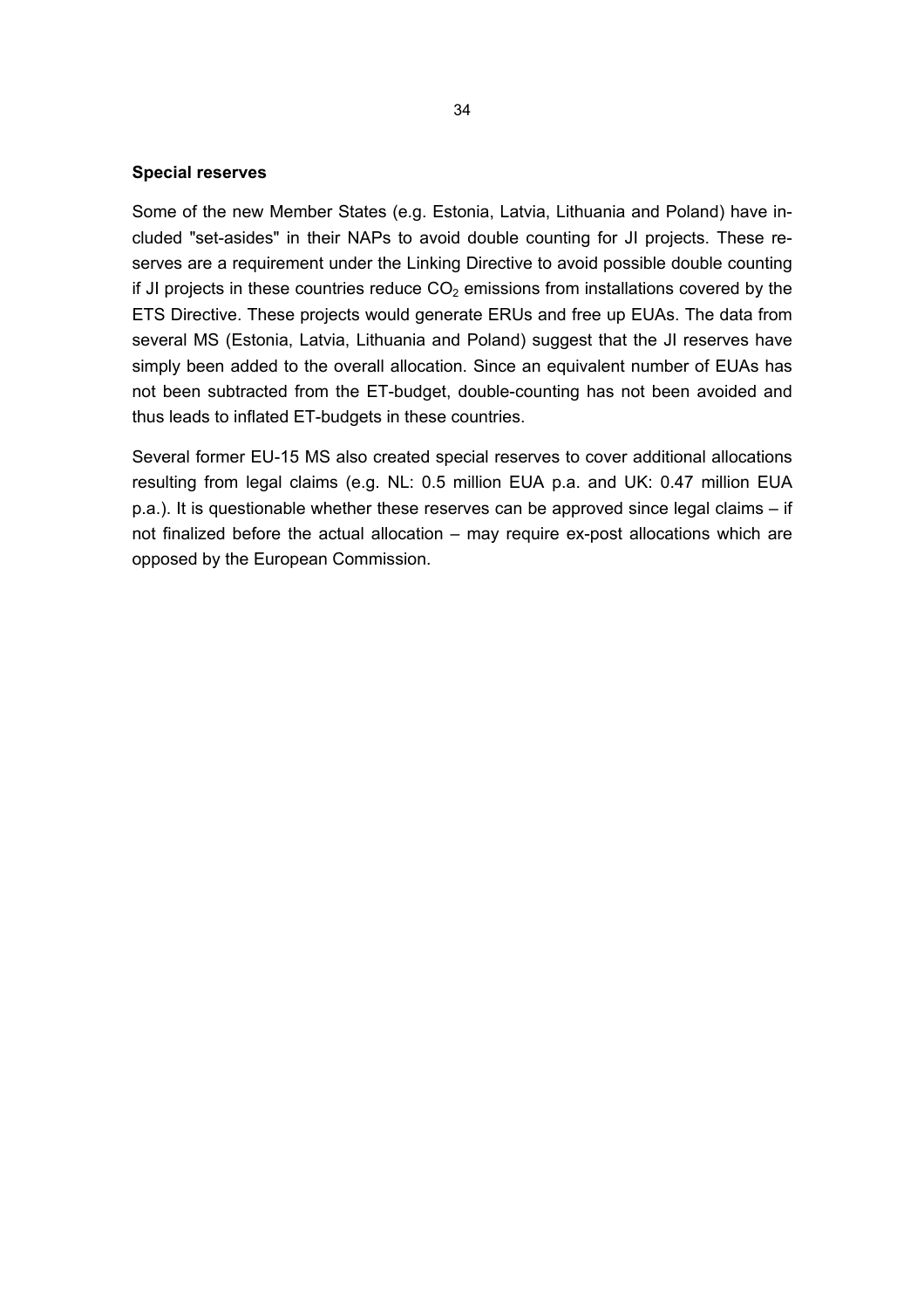**Special reserves**

Some of the new Member States (e.g. Estonia, Latvia, Lithuania and Poland) have included "set-asides" in their NAPs to avoid double counting for JI projects. These reserves are a requirement under the Linking Directive to avoid possible double counting if JI projects in these countries reduce $CO_2$ emissions from installations covered by the ETS Directive. These projects would generate ERUs and free up EUAs. The data from several MS (Estonia, Latvia, Lithuania and Poland) suggest that the JI reserves have simply been added to the overall allocation. Since an equivalent number of EUAs has not been subtracted from the ET-budget, double-counting has not been avoided and thus leads to inflated ET-budgets in these countries.

Several former EU-15 MS also created special reserves to cover additional allocations resulting from legal claims (e.g. NL: 0.5 million EUA p.a. and UK: 0.47 million EUA p.a.). It is questionable whether these reserves can be approved since legal claims – if not finalized before the actual allocation – may require ex-post allocations which are opposed by the European Commission.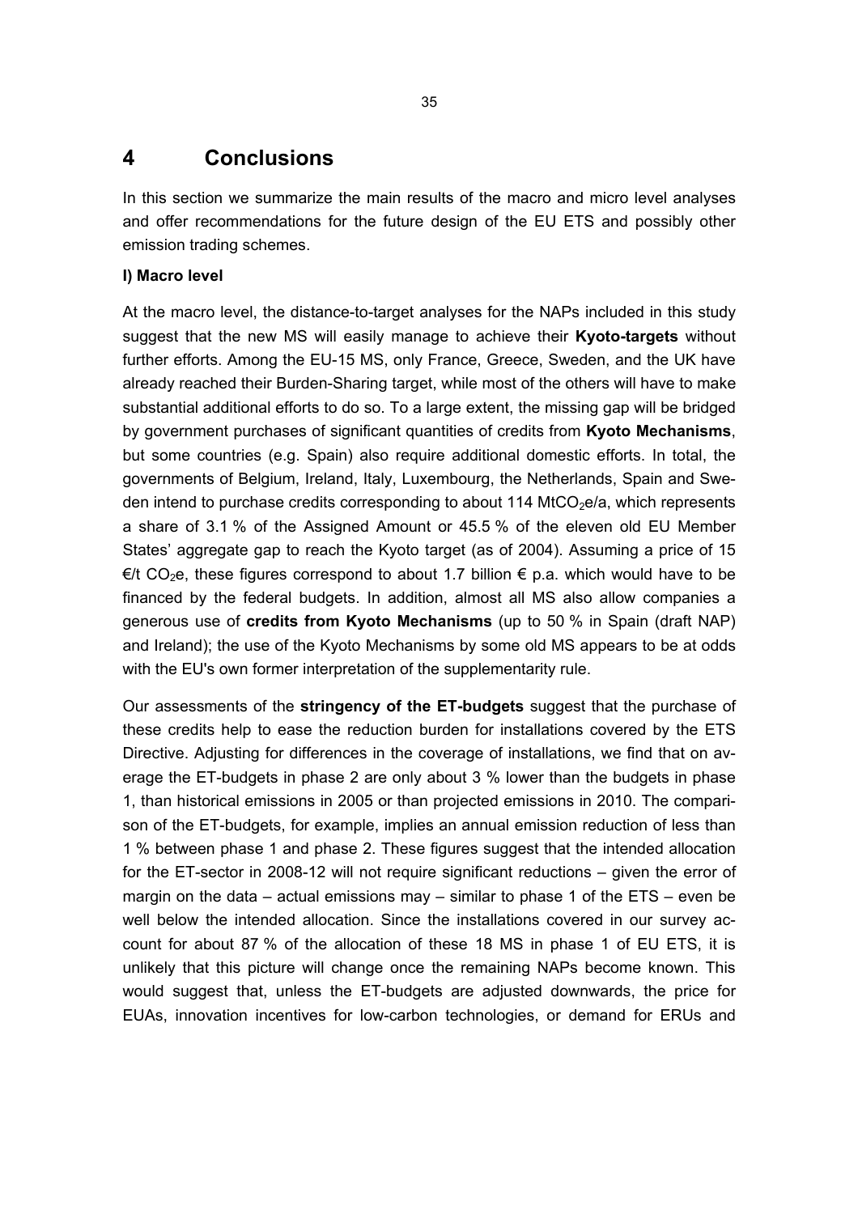# 4 Conclusions

In this section we summarize the main results of the macro and micro level analyses and offer recommendations for the future design of the EU ETS and possibly other emission trading schemes.

**I) Macro level**

At the macro level, the distance-to-target analyses for the NAPs included in this study suggest that the new MS will easily manage to achieve their **Kyoto-targets** without further efforts. Among the EU-15 MS, only France, Greece, Sweden, and the UK have already reached their Burden-Sharing target, while most of the others will have to make substantial additional efforts to do so. To a large extent, the missing gap will be bridged by government purchases of significant quantities of credits from **Kyoto Mechanisms**, but some countries (e.g. Spain) also require additional domestic efforts. In total, the governments of Belgium, Ireland, Italy, Luxembourg, the Netherlands, Spain and Sweden intend to purchase credits corresponding to about 114 $MtCO_2e$/a, which represents a share of 3.1 % of the Assigned Amount or 45.5 % of the eleven old EU Member States' aggregate gap to reach the Kyoto target (as of 2004). Assuming a price of 15 €/t $CO_2e$, these figures correspond to about 1.7 billion € p.a. which would have to be financed by the federal budgets. In addition, almost all MS also allow companies a generous use of **credits from Kyoto Mechanisms** (up to 50 % in Spain (draft NAP) and Ireland); the use of the Kyoto Mechanisms by some old MS appears to be at odds with the EU's own former interpretation of the supplementarity rule.

Our assessments of the **stringency of the ET-budgets** suggest that the purchase of these credits help to ease the reduction burden for installations covered by the ETS Directive. Adjusting for differences in the coverage of installations, we find that on average the ET-budgets in phase 2 are only about 3 % lower than the budgets in phase 1, than historical emissions in 2005 or than projected emissions in 2010. The comparison of the ET-budgets, for example, implies an annual emission reduction of less than 1 % between phase 1 and phase 2. These figures suggest that the intended allocation for the ET-sector in 2008-12 will not require significant reductions – given the error of margin on the data – actual emissions may – similar to phase 1 of the ETS – even be well below the intended allocation. Since the installations covered in our survey account for about 87 % of the allocation of these 18 MS in phase 1 of EU ETS, it is unlikely that this picture will change once the remaining NAPs become known. This would suggest that, unless the ET-budgets are adjusted downwards, the price for EUAs, innovation incentives for low-carbon technologies, or demand for ERUs and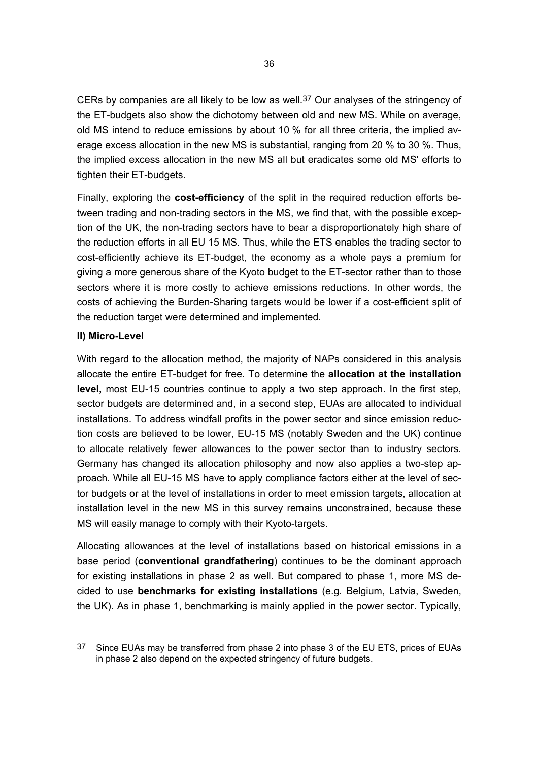CERs by companies are all likely to be low as well.[37] Our analyses of the stringency of the ET-budgets also show the dichotomy between old and new MS. While on average, old MS intend to reduce emissions by about 10 % for all three criteria, the implied average excess allocation in the new MS is substantial, ranging from 20 % to 30 %. Thus, the implied excess allocation in the new MS all but eradicates some old MS' efforts to tighten their ET-budgets.

Finally, exploring the **cost-efficiency** of the split in the required reduction efforts between trading and non-trading sectors in the MS, we find that, with the possible exception of the UK, the non-trading sectors have to bear a disproportionately high share of the reduction efforts in all EU 15 MS. Thus, while the ETS enables the trading sector to cost-efficiently achieve its ET-budget, the economy as a whole pays a premium for giving a more generous share of the Kyoto budget to the ET-sector rather than to those sectors where it is more costly to achieve emissions reductions. In other words, the costs of achieving the Burden-Sharing targets would be lower if a cost-efficient split of the reduction target were determined and implemented.

**II) Micro-Level**

With regard to the allocation method, the majority of NAPs considered in this analysis allocate the entire ET-budget for free. To determine the **allocation at the installation level,** most EU-15 countries continue to apply a two step approach. In the first step, sector budgets are determined and, in a second step, EUAs are allocated to individual installations. To address windfall profits in the power sector and since emission reduction costs are believed to be lower, EU-15 MS (notably Sweden and the UK) continue to allocate relatively fewer allowances to the power sector than to industry sectors. Germany has changed its allocation philosophy and now also applies a two-step approach. While all EU-15 MS have to apply compliance factors either at the level of sector budgets or at the level of installations in order to meet emission targets, allocation at installation level in the new MS in this survey remains unconstrained, because these MS will easily manage to comply with their Kyoto-targets.

Allocating allowances at the level of installations based on historical emissions in a base period (**conventional grandfathering**) continues to be the dominant approach for existing installations in phase 2 as well. But compared to phase 1, more MS decided to use **benchmarks for existing installations** (e.g. Belgium, Latvia, Sweden, the UK). As in phase 1, benchmarking is mainly applied in the power sector. Typically,

---

[37] Since EUAs may be transferred from phase 2 into phase 3 of the EU ETS, prices of EUAs in phase 2 also depend on the expected stringency of future budgets.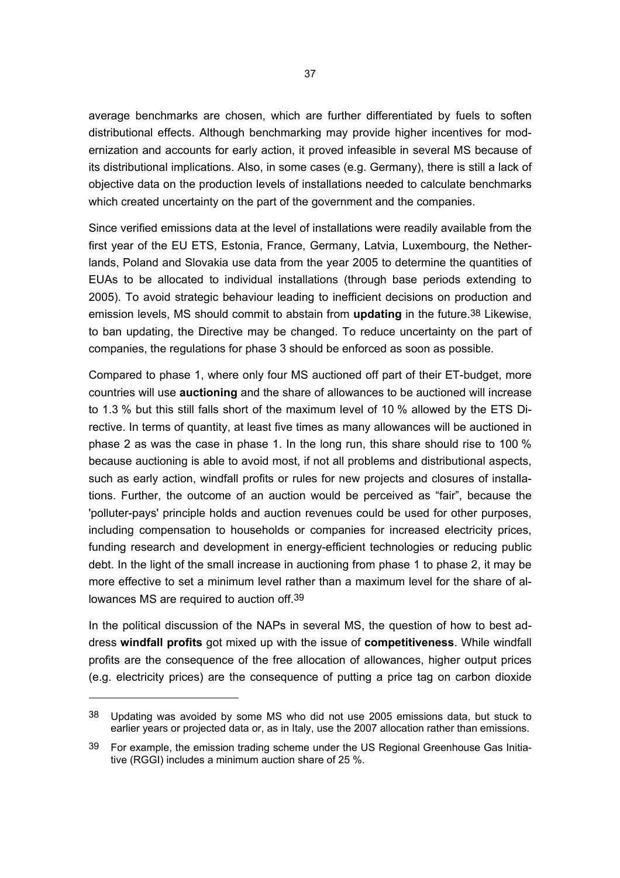average benchmarks are chosen, which are further differentiated by fuels to soften distributional effects. Although benchmarking may provide higher incentives for modernization and accounts for early action, it proved infeasible in several MS because of its distributional implications. Also, in some cases (e.g. Germany), there is still a lack of objective data on the production levels of installations needed to calculate benchmarks which created uncertainty on the part of the government and the companies.

Since verified emissions data at the level of installations were readily available from the first year of the EU ETS, Estonia, France, Germany, Latvia, Luxembourg, the Netherlands, Poland and Slovakia use data from the year 2005 to determine the quantities of EUAs to be allocated to individual installations (through base periods extending to 2005). To avoid strategic behaviour leading to inefficient decisions on production and emission levels, MS should commit to abstain from **updating** in the future.[38] Likewise, to ban updating, the Directive may be changed. To reduce uncertainty on the part of companies, the regulations for phase 3 should be enforced as soon as possible.

Compared to phase 1, where only four MS auctioned off part of their ET-budget, more countries will use **auctioning** and the share of allowances to be auctioned will increase to 1.3 % but this still falls short of the maximum level of 10 % allowed by the ETS Directive. In terms of quantity, at least five times as many allowances will be auctioned in phase 2 as was the case in phase 1. In the long run, this share should rise to 100 % because auctioning is able to avoid most, if not all problems and distributional aspects, such as early action, windfall profits or rules for new projects and closures of installations. Further, the outcome of an auction would be perceived as "fair", because the 'polluter-pays' principle holds and auction revenues could be used for other purposes, including compensation to households or companies for increased electricity prices, funding research and development in energy-efficient technologies or reducing public debt. In the light of the small increase in auctioning from phase 1 to phase 2, it may be more effective to set a minimum level rather than a maximum level for the share of allowances MS are required to auction off.[39]

In the political discussion of the NAPs in several MS, the question of how to best address **windfall profits** got mixed up with the issue of **competitiveness**. While windfall profits are the consequence of the free allocation of allowances, higher output prices (e.g. electricity prices) are the consequence of putting a price tag on carbon dioxide

---

[38] Updating was avoided by some MS who did not use 2005 emissions data, but stuck to earlier years or projected data or, as in Italy, use the 2007 allocation rather than emissions.

[39] For example, the emission trading scheme under the US Regional Greenhouse Gas Initiative (RGGI) includes a minimum auction share of 25 %.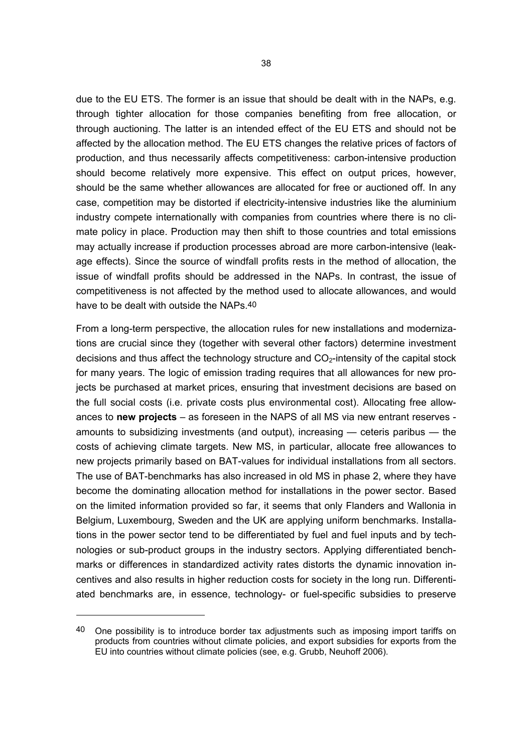due to the EU ETS. The former is an issue that should be dealt with in the NAPs, e.g. through tighter allocation for those companies benefiting from free allocation, or through auctioning. The latter is an intended effect of the EU ETS and should not be affected by the allocation method. The EU ETS changes the relative prices of factors of production, and thus necessarily affects competitiveness: carbon-intensive production should become relatively more expensive. This effect on output prices, however, should be the same whether allowances are allocated for free or auctioned off. In any case, competition may be distorted if electricity-intensive industries like the aluminium industry compete internationally with companies from countries where there is no climate policy in place. Production may then shift to those countries and total emissions may actually increase if production processes abroad are more carbon-intensive (leakage effects). Since the source of windfall profits rests in the method of allocation, the issue of windfall profits should be addressed in the NAPs. In contrast, the issue of competitiveness is not affected by the method used to allocate allowances, and would have to be dealt with outside the NAPs.[40]

From a long-term perspective, the allocation rules for new installations and modernizations are crucial since they (together with several other factors) determine investment decisions and thus affect the technology structure and $CO_2$-intensity of the capital stock for many years. The logic of emission trading requires that all allowances for new projects be purchased at market prices, ensuring that investment decisions are based on the full social costs (i.e. private costs plus environmental cost). Allocating free allowances to **new projects** – as foreseen in the NAPS of all MS via new entrant reserves - amounts to subsidizing investments (and output), increasing — ceteris paribus — the costs of achieving climate targets. New MS, in particular, allocate free allowances to new projects primarily based on BAT-values for individual installations from all sectors. The use of BAT-benchmarks has also increased in old MS in phase 2, where they have become the dominating allocation method for installations in the power sector. Based on the limited information provided so far, it seems that only Flanders and Wallonia in Belgium, Luxembourg, Sweden and the UK are applying uniform benchmarks. Installations in the power sector tend to be differentiated by fuel and fuel inputs and by technologies or sub-product groups in the industry sectors. Applying differentiated benchmarks or differences in standardized activity rates distorts the dynamic innovation incentives and also results in higher reduction costs for society in the long run. Differentiated benchmarks are, in essence, technology- or fuel-specific subsidies to preserve

---

[40] One possibility is to introduce border tax adjustments such as imposing import tariffs on products from countries without climate policies, and export subsidies for exports from the EU into countries without climate policies (see, e.g. Grubb, Neuhoff 2006).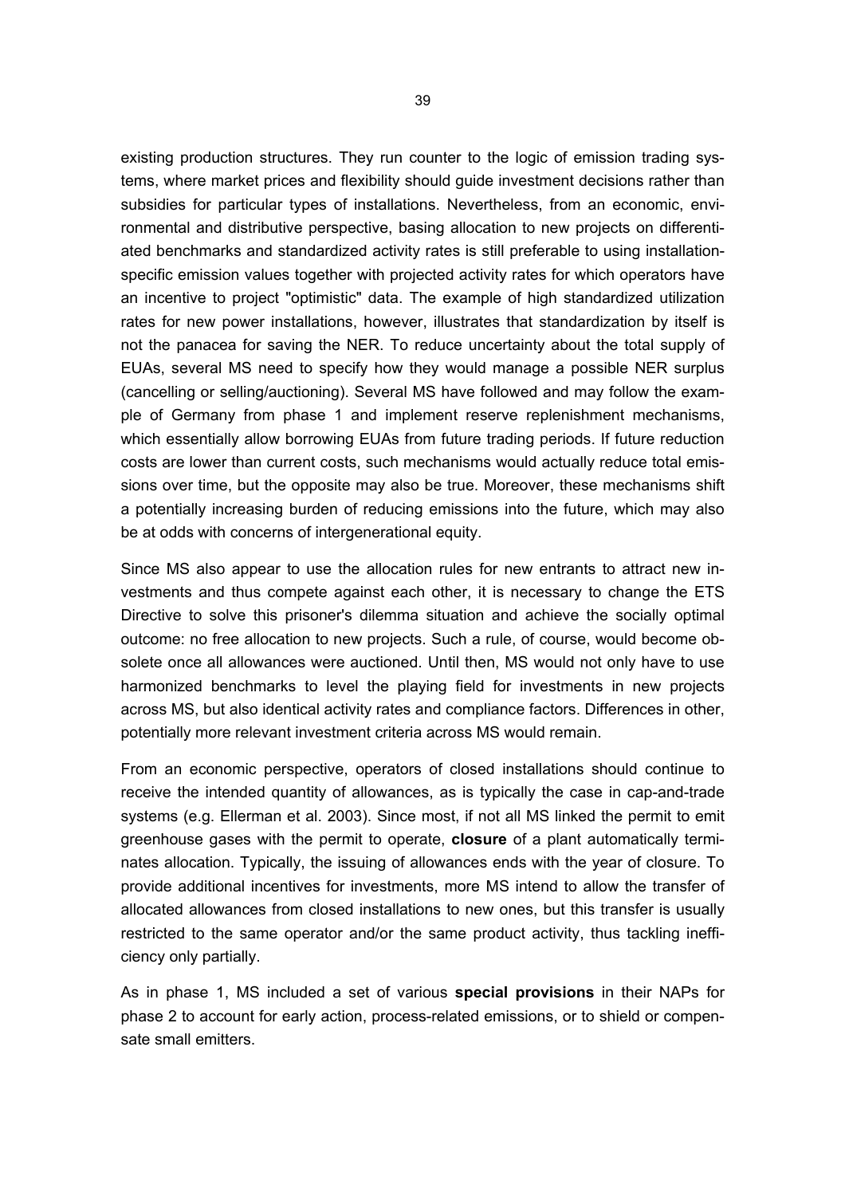existing production structures. They run counter to the logic of emission trading systems, where market prices and flexibility should guide investment decisions rather than subsidies for particular types of installations. Nevertheless, from an economic, environmental and distributive perspective, basing allocation to new projects on differentiated benchmarks and standardized activity rates is still preferable to using installation-specific emission values together with projected activity rates for which operators have an incentive to project "optimistic" data. The example of high standardized utilization rates for new power installations, however, illustrates that standardization by itself is not the panacea for saving the NER. To reduce uncertainty about the total supply of EUAs, several MS need to specify how they would manage a possible NER surplus (cancelling or selling/auctioning). Several MS have followed and may follow the example of Germany from phase 1 and implement reserve replenishment mechanisms, which essentially allow borrowing EUAs from future trading periods. If future reduction costs are lower than current costs, such mechanisms would actually reduce total emissions over time, but the opposite may also be true. Moreover, these mechanisms shift a potentially increasing burden of reducing emissions into the future, which may also be at odds with concerns of intergenerational equity.

Since MS also appear to use the allocation rules for new entrants to attract new investments and thus compete against each other, it is necessary to change the ETS Directive to solve this prisoner's dilemma situation and achieve the socially optimal outcome: no free allocation to new projects. Such a rule, of course, would become obsolete once all allowances were auctioned. Until then, MS would not only have to use harmonized benchmarks to level the playing field for investments in new projects across MS, but also identical activity rates and compliance factors. Differences in other, potentially more relevant investment criteria across MS would remain.

From an economic perspective, operators of closed installations should continue to receive the intended quantity of allowances, as is typically the case in cap-and-trade systems (e.g. Ellerman et al. 2003). Since most, if not all MS linked the permit to emit greenhouse gases with the permit to operate, **closure** of a plant automatically terminates allocation. Typically, the issuing of allowances ends with the year of closure. To provide additional incentives for investments, more MS intend to allow the transfer of allocated allowances from closed installations to new ones, but this transfer is usually restricted to the same operator and/or the same product activity, thus tackling inefficiency only partially.

As in phase 1, MS included a set of various **special provisions** in their NAPs for phase 2 to account for early action, process-related emissions, or to shield or compensate small emitters.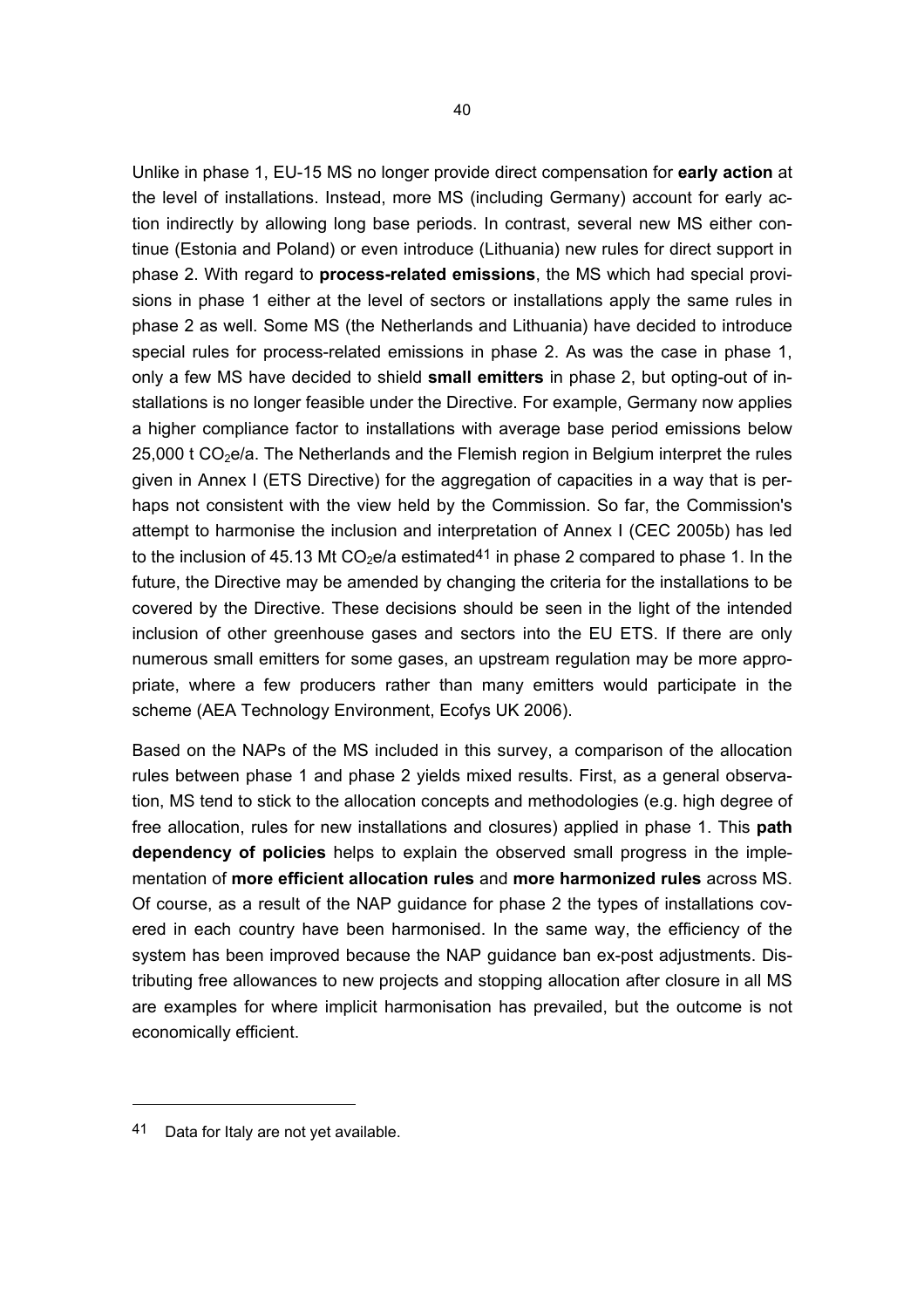Unlike in phase 1, EU-15 MS no longer provide direct compensation for **early action** at the level of installations. Instead, more MS (including Germany) account for early action indirectly by allowing long base periods. In contrast, several new MS either continue (Estonia and Poland) or even introduce (Lithuania) new rules for direct support in phase 2. With regard to **process-related emissions**, the MS which had special provisions in phase 1 either at the level of sectors or installations apply the same rules in phase 2 as well. Some MS (the Netherlands and Lithuania) have decided to introduce special rules for process-related emissions in phase 2. As was the case in phase 1, only a few MS have decided to shield **small emitters** in phase 2, but opting-out of installations is no longer feasible under the Directive. For example, Germany now applies a higher compliance factor to installations with average base period emissions below 25,000 t $CO_2$e/a. The Netherlands and the Flemish region in Belgium interpret the rules given in Annex I (ETS Directive) for the aggregation of capacities in a way that is perhaps not consistent with the view held by the Commission. So far, the Commission's attempt to harmonise the inclusion and interpretation of Annex I (CEC 2005b) has led to the inclusion of 45.13 Mt $CO_2$e/a estimated[41] in phase 2 compared to phase 1. In the future, the Directive may be amended by changing the criteria for the installations to be covered by the Directive. These decisions should be seen in the light of the intended inclusion of other greenhouse gases and sectors into the EU ETS. If there are only numerous small emitters for some gases, an upstream regulation may be more appropriate, where a few producers rather than many emitters would participate in the scheme (AEA Technology Environment, Ecofys UK 2006).

Based on the NAPs of the MS included in this survey, a comparison of the allocation rules between phase 1 and phase 2 yields mixed results. First, as a general observation, MS tend to stick to the allocation concepts and methodologies (e.g. high degree of free allocation, rules for new installations and closures) applied in phase 1. This **path dependency of policies** helps to explain the observed small progress in the implementation of **more efficient allocation rules** and **more harmonized rules** across MS. Of course, as a result of the NAP guidance for phase 2 the types of installations covered in each country have been harmonised. In the same way, the efficiency of the system has been improved because the NAP guidance ban ex-post adjustments. Distributing free allowances to new projects and stopping allocation after closure in all MS are examples for where implicit harmonisation has prevailed, but the outcome is not economically efficient.

---

[41] Data for Italy are not yet available.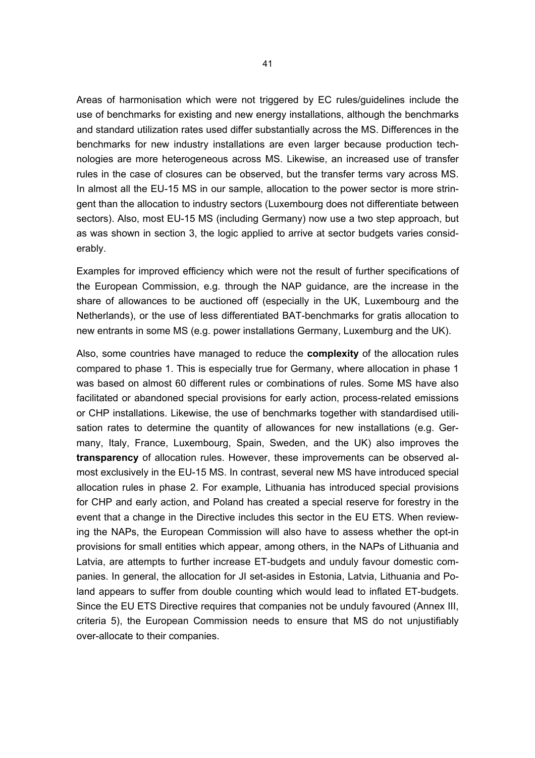Areas of harmonisation which were not triggered by EC rules/guidelines include the use of benchmarks for existing and new energy installations, although the benchmarks and standard utilization rates used differ substantially across the MS. Differences in the benchmarks for new industry installations are even larger because production technologies are more heterogeneous across MS. Likewise, an increased use of transfer rules in the case of closures can be observed, but the transfer terms vary across MS. In almost all the EU-15 MS in our sample, allocation to the power sector is more stringent than the allocation to industry sectors (Luxembourg does not differentiate between sectors). Also, most EU-15 MS (including Germany) now use a two step approach, but as was shown in section 3, the logic applied to arrive at sector budgets varies considerably.

Examples for improved efficiency which were not the result of further specifications of the European Commission, e.g. through the NAP guidance, are the increase in the share of allowances to be auctioned off (especially in the UK, Luxembourg and the Netherlands), or the use of less differentiated BAT-benchmarks for gratis allocation to new entrants in some MS (e.g. power installations Germany, Luxemburg and the UK).

Also, some countries have managed to reduce the **complexity** of the allocation rules compared to phase 1. This is especially true for Germany, where allocation in phase 1 was based on almost 60 different rules or combinations of rules. Some MS have also facilitated or abandoned special provisions for early action, process-related emissions or CHP installations. Likewise, the use of benchmarks together with standardised utilisation rates to determine the quantity of allowances for new installations (e.g. Germany, Italy, France, Luxembourg, Spain, Sweden, and the UK) also improves the **transparency** of allocation rules. However, these improvements can be observed almost exclusively in the EU-15 MS. In contrast, several new MS have introduced special allocation rules in phase 2. For example, Lithuania has introduced special provisions for CHP and early action, and Poland has created a special reserve for forestry in the event that a change in the Directive includes this sector in the EU ETS. When reviewing the NAPs, the European Commission will also have to assess whether the opt-in provisions for small entities which appear, among others, in the NAPs of Lithuania and Latvia, are attempts to further increase ET-budgets and unduly favour domestic companies. In general, the allocation for JI set-asides in Estonia, Latvia, Lithuania and Poland appears to suffer from double counting which would lead to inflated ET-budgets. Since the EU ETS Directive requires that companies not be unduly favoured (Annex III, criteria 5), the European Commission needs to ensure that MS do not unjustifiably over-allocate to their companies.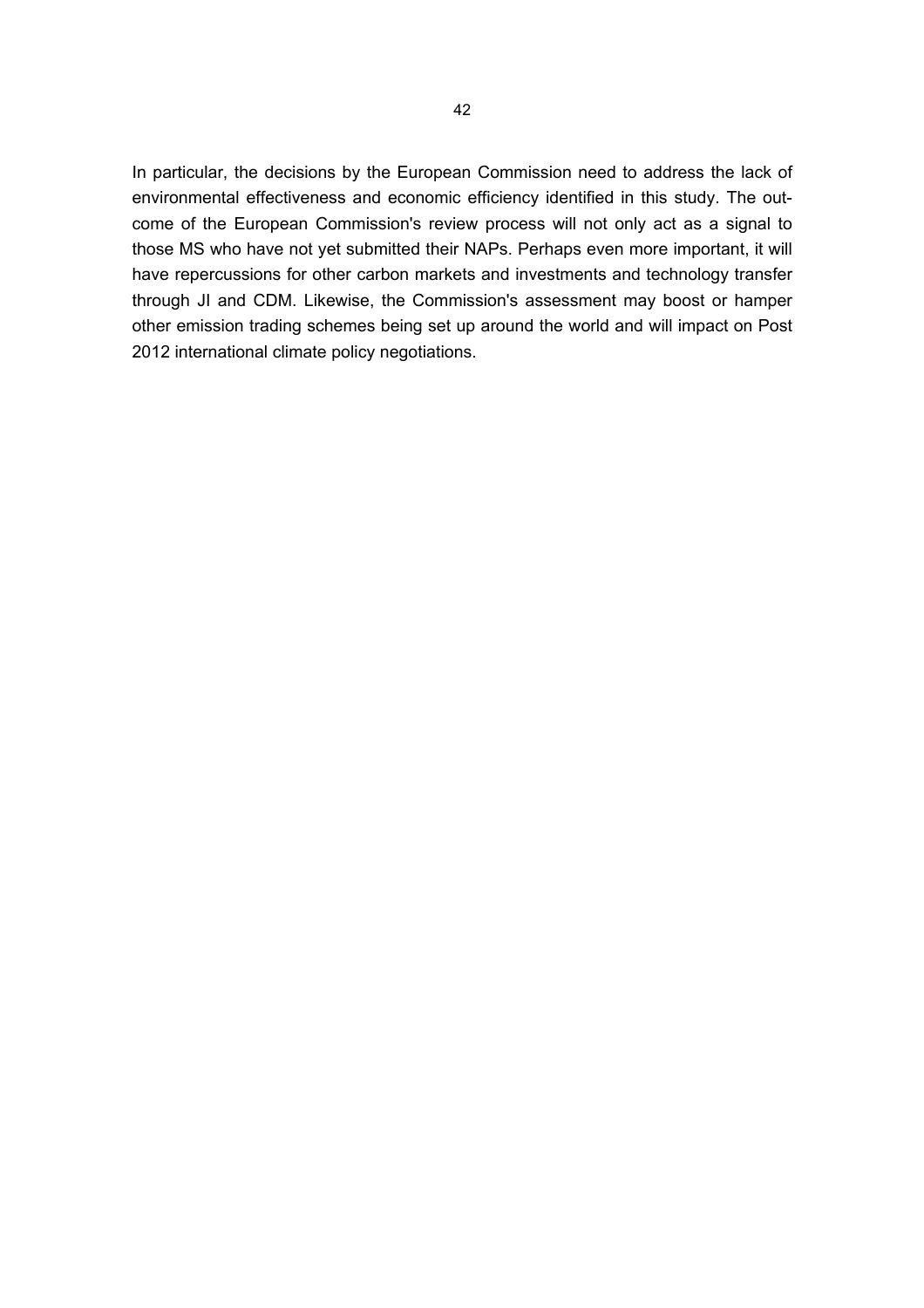In particular, the decisions by the European Commission need to address the lack of environmental effectiveness and economic efficiency identified in this study. The outcome of the European Commission's review process will not only act as a signal to those MS who have not yet submitted their NAPs. Perhaps even more important, it will have repercussions for other carbon markets and investments and technology transfer through JI and CDM. Likewise, the Commission's assessment may boost or hamper other emission trading schemes being set up around the world and will impact on Post 2012 international climate policy negotiations.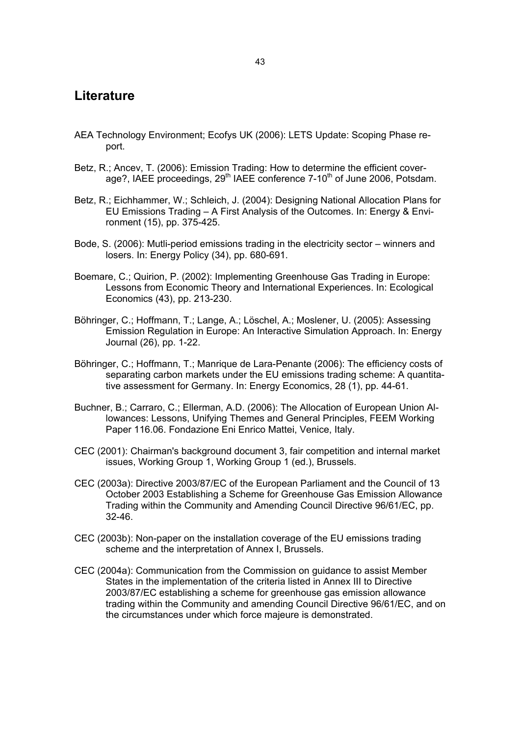# Literature

AEA Technology Environment; Ecofys UK (2006): LETS Update: Scoping Phase report.

Betz, R.; Ancev, T. (2006): Emission Trading: How to determine the efficient coverage?, IAEE proceedings, 29th IAEE conference 7-10th of June 2006, Potsdam.

Betz, R.; Eichhammer, W.; Schleich, J. (2004): Designing National Allocation Plans for EU Emissions Trading – A First Analysis of the Outcomes. In: Energy & Environment (15), pp. 375-425.

Bode, S. (2006): Mutli-period emissions trading in the electricity sector – winners and losers. In: Energy Policy (34), pp. 680-691.

Boemare, C.; Quirion, P. (2002): Implementing Greenhouse Gas Trading in Europe: Lessons from Economic Theory and International Experiences. In: Ecological Economics (43), pp. 213-230.

Böhringer, C.; Hoffmann, T.; Lange, A.; Löschel, A.; Moslener, U. (2005): Assessing Emission Regulation in Europe: An Interactive Simulation Approach. In: Energy Journal (26), pp. 1-22.

Böhringer, C.; Hoffmann, T.; Manrique de Lara-Penante (2006): The efficiency costs of separating carbon markets under the EU emissions trading scheme: A quantitative assessment for Germany. In: Energy Economics, 28 (1), pp. 44-61.

Buchner, B.; Carraro, C.; Ellerman, A.D. (2006): The Allocation of European Union Allowances: Lessons, Unifying Themes and General Principles, FEEM Working Paper 116.06. Fondazione Eni Enrico Mattei, Venice, Italy.

CEC (2001): Chairman's background document 3, fair competition and internal market issues, Working Group 1, Working Group 1 (ed.), Brussels.

CEC (2003a): Directive 2003/87/EC of the European Parliament and the Council of 13 October 2003 Establishing a Scheme for Greenhouse Gas Emission Allowance Trading within the Community and Amending Council Directive 96/61/EC, pp. 32-46.

CEC (2003b): Non-paper on the installation coverage of the EU emissions trading scheme and the interpretation of Annex I, Brussels.

CEC (2004a): Communication from the Commission on guidance to assist Member States in the implementation of the criteria listed in Annex III to Directive 2003/87/EC establishing a scheme for greenhouse gas emission allowance trading within the Community and amending Council Directive 96/61/EC, and on the circumstances under which force majeure is demonstrated.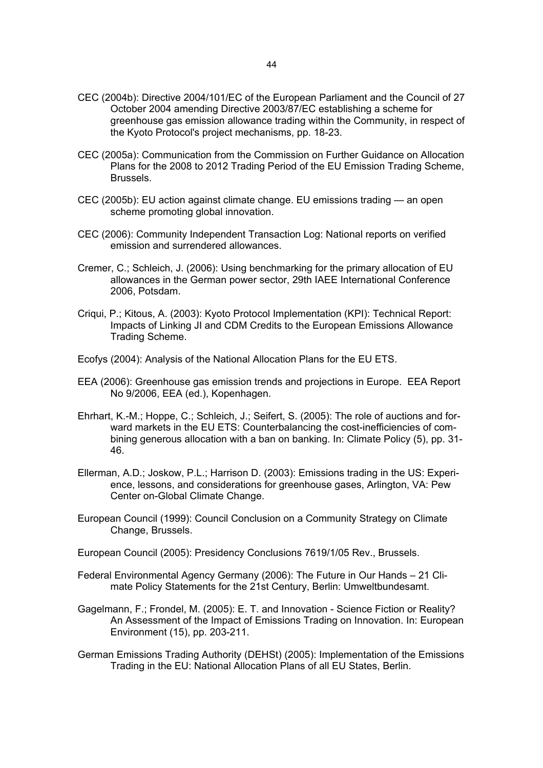CEC (2004b): Directive 2004/101/EC of the European Parliament and the Council of 27 October 2004 amending Directive 2003/87/EC establishing a scheme for greenhouse gas emission allowance trading within the Community, in respect of the Kyoto Protocol's project mechanisms, pp. 18-23.

CEC (2005a): Communication from the Commission on Further Guidance on Allocation Plans for the 2008 to 2012 Trading Period of the EU Emission Trading Scheme, Brussels.

CEC (2005b): EU action against climate change. EU emissions trading — an open scheme promoting global innovation.

CEC (2006): Community Independent Transaction Log: National reports on verified emission and surrendered allowances.

Cremer, C.; Schleich, J. (2006): Using benchmarking for the primary allocation of EU allowances in the German power sector, 29th IAEE International Conference 2006, Potsdam.

Criqui, P.; Kitous, A. (2003): Kyoto Protocol Implementation (KPI): Technical Report: Impacts of Linking JI and CDM Credits to the European Emissions Allowance Trading Scheme.

Ecofys (2004): Analysis of the National Allocation Plans for the EU ETS.

EEA (2006): Greenhouse gas emission trends and projections in Europe. EEA Report No 9/2006, EEA (ed.), Kopenhagen.

Ehrhart, K.-M.; Hoppe, C.; Schleich, J.; Seifert, S. (2005): The role of auctions and forward markets in the EU ETS: Counterbalancing the cost-inefficiencies of combining generous allocation with a ban on banking. In: Climate Policy (5), pp. 31-46.

Ellerman, A.D.; Joskow, P.L.; Harrison D. (2003): Emissions trading in the US: Experience, lessons, and considerations for greenhouse gases, Arlington, VA: Pew Center on-Global Climate Change.

European Council (1999): Council Conclusion on a Community Strategy on Climate Change, Brussels.

European Council (2005): Presidency Conclusions 7619/1/05 Rev., Brussels.

Federal Environmental Agency Germany (2006): The Future in Our Hands – 21 Climate Policy Statements for the 21st Century, Berlin: Umweltbundesamt.

Gagelmann, F.; Frondel, M. (2005): E. T. and Innovation - Science Fiction or Reality? An Assessment of the Impact of Emissions Trading on Innovation. In: European Environment (15), pp. 203-211.

German Emissions Trading Authority (DEHSt) (2005): Implementation of the Emissions Trading in the EU: National Allocation Plans of all EU States, Berlin.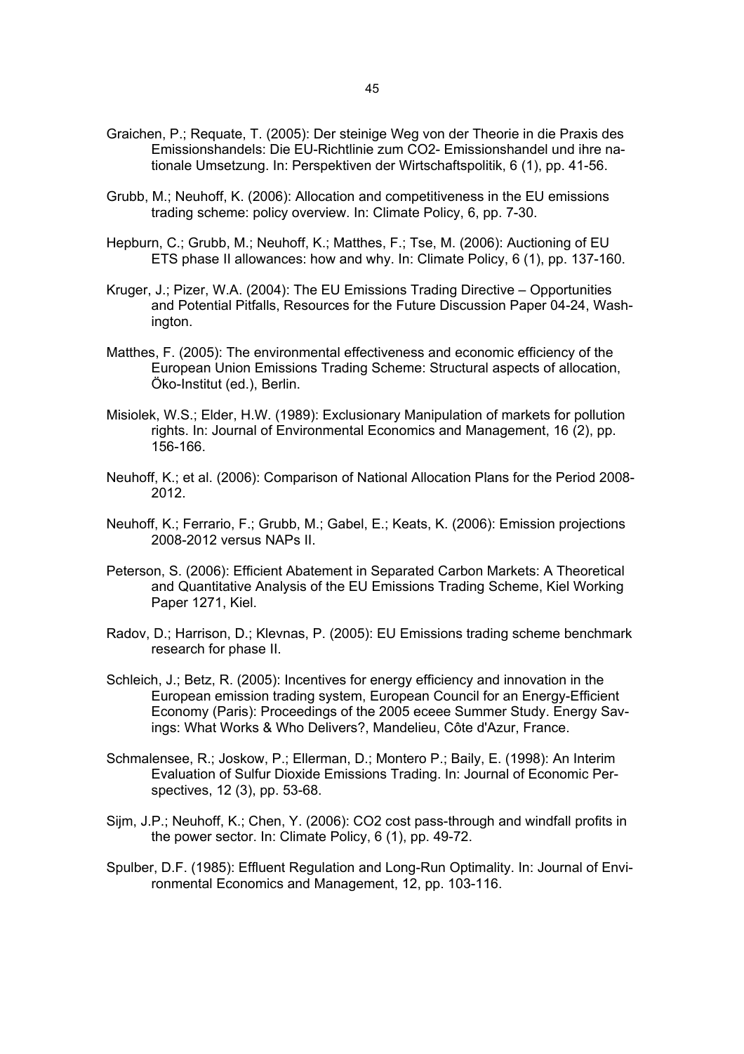Graichen, P.; Requate, T. (2005): Der steinige Weg von der Theorie in die Praxis des Emissionshandels: Die EU-Richtlinie zum CO2- Emissionshandel und ihre nationale Umsetzung. In: Perspektiven der Wirtschaftspolitik, 6 (1), pp. 41-56.

Grubb, M.; Neuhoff, K. (2006): Allocation and competitiveness in the EU emissions trading scheme: policy overview. In: Climate Policy, 6, pp. 7-30.

Hepburn, C.; Grubb, M.; Neuhoff, K.; Matthes, F.; Tse, M. (2006): Auctioning of EU ETS phase II allowances: how and why. In: Climate Policy, 6 (1), pp. 137-160.

Kruger, J.; Pizer, W.A. (2004): The EU Emissions Trading Directive – Opportunities and Potential Pitfalls, Resources for the Future Discussion Paper 04-24, Washington.

Matthes, F. (2005): The environmental effectiveness and economic efficiency of the European Union Emissions Trading Scheme: Structural aspects of allocation, Öko-Institut (ed.), Berlin.

Misiolek, W.S.; Elder, H.W. (1989): Exclusionary Manipulation of markets for pollution rights. In: Journal of Environmental Economics and Management, 16 (2), pp. 156-166.

Neuhoff, K.; et al. (2006): Comparison of National Allocation Plans for the Period 2008-2012.

Neuhoff, K.; Ferrario, F.; Grubb, M.; Gabel, E.; Keats, K. (2006): Emission projections 2008-2012 versus NAPs II.

Peterson, S. (2006): Efficient Abatement in Separated Carbon Markets: A Theoretical and Quantitative Analysis of the EU Emissions Trading Scheme, Kiel Working Paper 1271, Kiel.

Radov, D.; Harrison, D.; Klevnas, P. (2005): EU Emissions trading scheme benchmark research for phase II.

Schleich, J.; Betz, R. (2005): Incentives for energy efficiency and innovation in the European emission trading system, European Council for an Energy-Efficient Economy (Paris): Proceedings of the 2005 eceee Summer Study. Energy Savings: What Works & Who Delivers?, Mandelieu, Côte d'Azur, France.

Schmalensee, R.; Joskow, P.; Ellerman, D.; Montero P.; Baily, E. (1998): An Interim Evaluation of Sulfur Dioxide Emissions Trading. In: Journal of Economic Perspectives, 12 (3), pp. 53-68.

Sijm, J.P.; Neuhoff, K.; Chen, Y. (2006): CO2 cost pass-through and windfall profits in the power sector. In: Climate Policy, 6 (1), pp. 49-72.

Spulber, D.F. (1985): Effluent Regulation and Long-Run Optimality. In: Journal of Environmental Economics and Management, 12, pp. 103-116.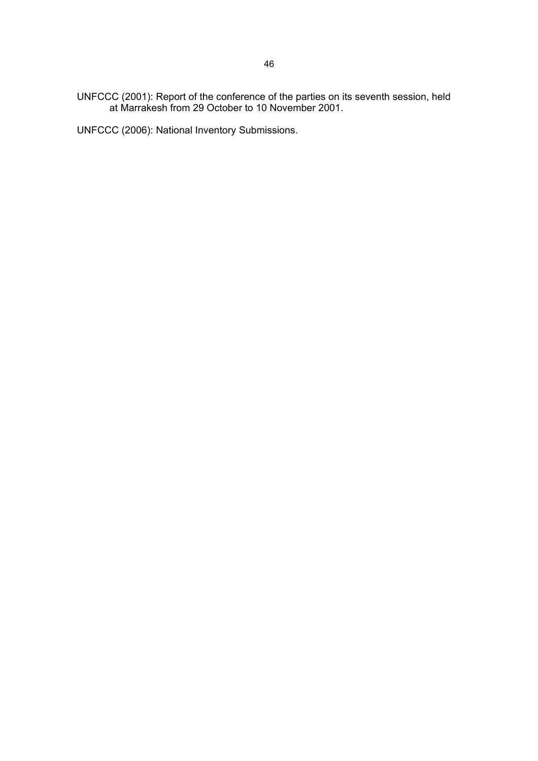UNFCCC (2001): Report of the conference of the parties on its seventh session, held at Marrakesh from 29 October to 10 November 2001.

UNFCCC (2006): National Inventory Submissions.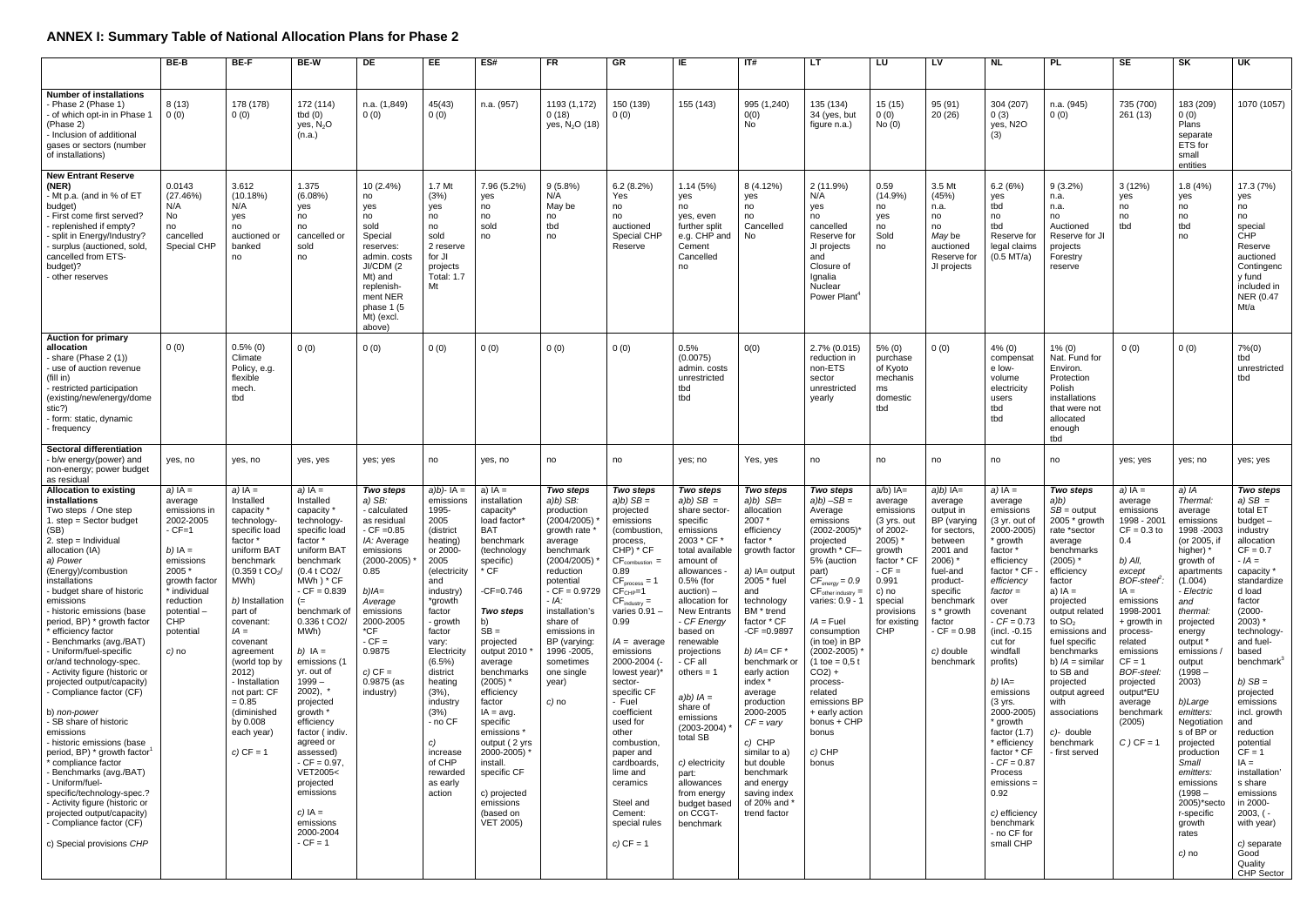## ANNEX I: Summary Table of National Allocation Plans for Phase 2

| | BE-B | BE-F | BE-W | DE | EE | ES# | FR | GR | IE | IT# | LT | LU | LV | NL | PL | SE | SK | UK |
|---|---|---|---|---|---|---|---|---|---|---|---|---|---|---|---|---|---|---|
| **Number of installations** - Phase 2 (Phase 1) - of which opt-in in Phase 1 (Phase 2) - Inclusion of additional gases or sectors (number of installations) | 8 (13) 0 (0) | 178 (178) 0 (0) | 172 (114) tbd (0) yes, $N_2O$ (n.a.) | n.a. (1,849) 0 (0) | 45(43) 0 (0) | n.a. (957) | 1193 (1,172) 0 (18) yes, $N_2O$ (18) | 150 (139) 0 (0) | 155 (143) | 995 (1,240) 0(0) No | 135 (134) 34 (yes, but figure n.a.) | 15 (15) 0 (0) No (0) | 95 (91) 20 (26) | 304 (207) 0 (3) yes, N2O (3) | n.a. (945) 0 (0) | 735 (700) 261 (13) | 183 (209) 0 (0) Plans separate ETS for small entities | 1070 (1057) |
| **New Entrant Reserve (NER)** - Mt p.a. (and in % of ET budget) - First come first served? - replenished if empty? - split in Energy/Industry? - surplus (auctioned, sold, cancelled from ETS-budget)? - other reserves | 0.0143 (27.46%) N/A No no cancelled Special CHP | 3.612 (10.18%) N/A yes no auctioned or banked no | 1.375 (6.08%) yes no no cancelled or sold no | 10 (2.4%) no yes no sold Special reserves: admin. costs JI/CDM (2 Mt) and replenish-ment NER phase 1 (5 Mt) (excl. above) | 1.7 Mt (3%) yes no no sold 2 reserve for JI projects Total: 1.7 Mt | 7.96 (5.2%) yes no no sold no | 9 (5.8%) N/A May be no tbd no | 6.2 (8.2%) Yes no no auctioned Special CHP Reserve | 1.14 (5%) yes no yes, even further split e.g. CHP and Cement Cancelled no | 8 (4.12%) yes no no Cancelled No | 2 (11.9%) N/A yes no cancelled Reserve for JI projects and Closure of Ignalia Nuclear Power Plant[4] | 0.59 (14.9%) no yes no Sold no | 3.5 Mt (45%) n.a. no no *May* be auctioned Reserve for JI projects | 6.2 (6%) yes tbd no tbd Reserve for legal claims (0.5 MT/a) | 9 (3.2%) n.a. n.a. no Auctioned Reserve for JI projects Forestry reserve | 3 (12%) yes no no tbd | 1.8 (4%) yes no tbd no | 17.3 (7%) yes no no special CHP Reserve auctioned Contingency fund included in NER (0.47 Mt/a |
| **Auction for primary allocation** - share (Phase 2 (1)) - use of auction revenue (fill in) - restricted participation (existing/new/energy/domestic?) - form: static, dynamic - frequency | 0 (0) | 0.5% (0) Climate Policy, e.g. flexible mech. tbd | 0 (0) | 0 (0) | 0 (0) | 0 (0) | 0 (0) | 0 (0) | 0.5% (0.0075) admin. costs unrestricted tbd tbd | 0(0) | 2.7% (0.015) reduction in non-ETS sector unrestricted yearly | 5% (0) purchase of Kyoto mechanisms domestic tbd | 0 (0) | 4% (0) compensate low-volume electricity users tbd tbd | 1% (0) Nat. Fund for Environ. Protection Polish installations that were not allocated enough tbd | 0 (0) | 0 (0) | 7%(0) tbd unrestricted tbd |
| **Sectoral differentiation** - b/w energy(power) and non-energy; power budget as residual | yes, no | yes, no | yes, yes | yes; yes | no | yes, no | no | no | yes; no | Yes, yes | no | no | no | no | no | yes; yes | yes; no | yes; yes |
| **Allocation to existing installations** Two steps / One step 1. step = Sector budget (SB) 2. step = Individual allocation (IA) a) *Power* (Energy)/combustion installations - budget share of historic emissions - historic emissions (base period, BP) * growth factor * efficiency factor - Benchmarks (avg./BAT) - Uniform/fuel-specific or/and technology-spec. - Activity figure (historic or projected output/capacity) - Compliance factor (CF) b) *non-power* - SB share of historic emissions - historic emissions (base period, BP) * growth factor[1] * compliance factor - Benchmarks (avg./BAT) - Uniform/fuel-specific/technology-spec.? - Activity figure (historic or projected output/capacity) - Compliance factor (CF) c) Special provisions *CHP* | *a)* IA = average emissions in 2002-2005 - CF=1 *b)* IA = emissions 2005 * growth factor * individual reduction potential – CHP potential *c)* no | *a)* IA = Installed capacity * technology-specific load factor * uniform BAT benchmark (0.359 t $CO_2$/MWh) *b)* Installation part of covenant: *IA* = covenant agreement (world top by 2012) - Installation not part: CF = 0.85 (diminished by 0.008 each year) *c)* CF = 1 | *a)* IA = Installed capacity * technology-specific load factor * uniform BAT benchmark (0.4 t CO2/MWh ) * CF - CF = 0.839 (= benchmark of 0.336 t CO2/MWh) *b)* IA = emissions (1 yr. out of 1999 – 2002), * projected growth * efficiency factor ( indiv. agreed or assessed) - CF = 0.97, VET2005< projected emissions *c)* IA = emissions 2000-2004 - CF = 1 | ***Two steps*** *a)* SB: - calculated as residual - CF =0.85 *IA:* Average emissions (2000-2005) * 0.85 *b)IA=* *Average* emissions 2000-2005 *CF - CF = 0.9875 *c)* CF = 0.9875 (as industry) | *a)b)*- IA = emissions 1995-2005 (district heating) or 2000-2005 (electricity and industry) *growth factor - growth factor vary: Electricity (6.5%) district heating (3%), industry (3%) - no CF *c)* increase of CHP rewarded as early action | *a)* IA = installation capacity* load factor* BAT benchmark (technology specific) * CF -CF=0.746 ***Two steps*** *b)* SB = projected output 2010 * average benchmarks (2005) * efficiency factor IA = avg. specific emissions * output ( 2 yrs 2000-2005) * install. specific CF c) projected emissions (based on VET 2005) | ***Two steps*** *a)b) SB:* production (2004/2005) * growth rate * average benchmark reduction potential - CF = 0.9729 - *IA:* installation's share of emissions in BP (varying: 1996 -2005, sometimes one single year) *c)* no | ***Two steps*** *a)b)* SB = projected emissions (combustion, process, CHP) * CF $CF_{combustion}$ = 0.89 $CF_{process}$ = 1 $CF_{CHP}$=1 $CF_{industry}$ = varies 0.91 – 0.99 *IA* = average emissions 2000-2004 (- lowest year)* sector-specific CF - Fuel coefficient used for other combustion, paper and cardboards, lime and ceramics Steel and Cement: special rules *c)* CF = 1 | ***Two steps*** *a)b)* SB = share sector-specific emissions 2003 * CF * total available amount of allowances - 0.5% (for auction) – allocation for New Entrants *- CF Energy* based on renewable projections - CF all others = 1 *a)b)* IA = share of emissions (2003-2004) * total SB *c)* electricity part: allowances from energy budget based on CCGT-benchmark | ***Two steps*** *a)b)* SB= allocation 2007 * efficiency factor * growth factor *a)* IA= output 2005 * fuel and technology BM * trend factor * CF -CF =0.9897 *b)* IA= CF * benchmark or early action index * average production 2000-2005 *CF = vary* *c)* CHP similar to a) but double benchmark and energy saving index of 20% and * trend factor | ***Two steps*** *a)b) –SB* = Average emissions (2002-2005)* projected growth * CF– 5% (auction part) $CF_{energy}$ = 0.9 $CF_{other\ industry}$ = varies: 0.9 - 1 *IA* = Fuel consumption (in toe) in BP (2002-2005) * (1 toe = 0,5 t CO2) + process-related emissions BP + early action bonus + CHP bonus *c)* CHP bonus | *a/b)* IA= average emissions (3 yrs. out of 2002-2005) * growth factor * CF - CF = 0.991 c) no special provisions for existing CHP | *a)b)* IA= average output in BP (varying for sectors, between 2001 and 2006) * fuel-and product-specific benchmarks * growth factor - CF = 0.98 *c)* double benchmark | *a)* IA = average emissions (3 yr. out of 2000-2005) * growth factor * efficiency factor * CF - *efficiency factor* = over covenant - *CF* = 0.73 (incl. -0.15 cut for windfall profits) *b)* IA= emissions (3 yrs. 2000-2005) * growth factor (1.7) * efficiency factor * CF - *CF* = 0.87 Process emissions = 0.92 *c)* efficiency benchmark - no CF for small CHP | ***Two steps*** *a)b)* *SB* = output 2005 * growth rate *sector average benchmarks (2005) * efficiency factor a) IA = projected output related to $SO_2$ emissions and fuel specific benchmarks b) *IA* = similar to SB and projected output agreed with associations *c)*- double benchmark - first served | *a)* IA = average emissions 1998 - 2001 CF = 0.3 to 0.4 *b) All, except BOF-steel[2]:* IA = emissions 1998-2001 + growth in process-related emissions CF = 1 *BOF-steel:* projected output*EU average benchmark (2005) *C )* CF = 1 | *a) IA* *Thermal:* average emissions 1998 -2003 (or 2005, if higher) * growth of apartments (1.004) *- Electric and thermal:* projected energy output * emissions / output (1998 – 2003) *b)Large emitters:* Negotiation s of BP or projected production *Small emitters:* emissions (1998 – 2005)*sector-specific growth rates *c)* no | ***Two steps*** *a) SB* = total ET budget – industry allocation CF = 0.7 *- IA* = capacity * standardized load factor (2000-2003) * technology-and fuel-based benchmark[3] *b) SB* = projected emissions incl. growth and reduction potential CF = 1 IA = installation's share emissions in 2000-2003, ( - with year) *c)* separate Good Quality CHP Sector |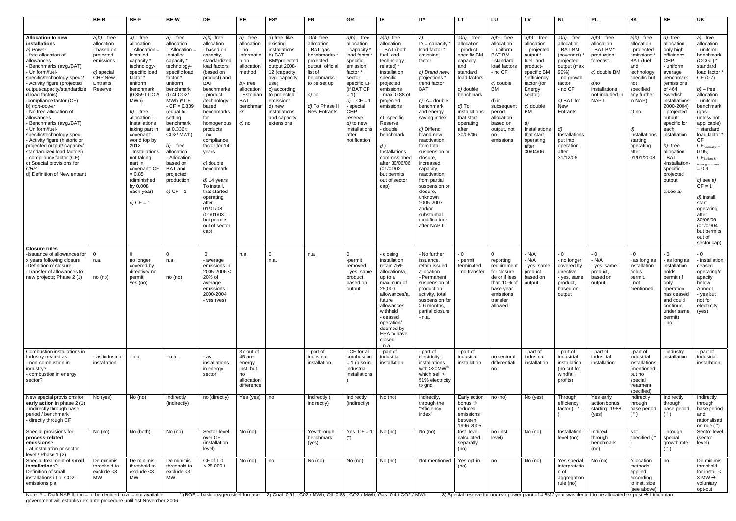| | BE-B | BE-F | BE-W | DE | EE | ES* | FR | GR | IE | IT* | LT | LU | LV | NL | PL | SK | SE | UK |
|---|---|---|---|---|---|---|---|---|---|---|---|---|---|---|---|---|---|---|
| **Allocation to new installations** *a) Power* - free allocation of allowances - Benchmarks (avg./BAT) - Uniform/fuel-specific/technology-spec.? - Activity figure (projected output/capacity/standardized load factors) -compliance factor (CF) b) *non-power* - No free allocation of allowances - Benchmarks (avg./BAT) - Uniform/fuel-specific/technology-spec. - Activity figure (historic or projected output/ capacity/ standardized load factors) - compliance factor (CF) c) Special provisions for *CHP* d) Definition of New entrant | *a)b)* – free allocation - based on projected emissions *c)* special CHP New Entrants Reserve | *a)* – free allocation – Allocation = Installed capacity * technology-specific load factor * uniform benchmark (0.359 t CO2/ MWh) *b)* – free allocation - - Installations taking part in covenant: world top by 2012 - Installations not taking part in covenant: CF = 0.85 (diminished by 0.008 each year) *c)* CF = 1 | *a)* – free allocation – Allocation = Installed capacity * technology-specific load factor * uniform benchmark (0.4t CO2/ MWh )* CF - CF = 0.839 (equal to setting benchmark at 0.336 t CO2/ MWh) *b)* – free allocation - Allocation based on BAT and projected production *c)* CF = 1 | *a)b)*- free allocation - based on capacity, standardized load factors (based on product) and BAT benchmarks - product-/technology-based benchmarks for homogenous products - no compliance factor for 14 years *c)* double benchmark *d)* 14 years To install. that started operating after 01/01/08 (01/01/03 – but permits out of sector cap) | *a)*- free allocation - no informatio n on allocation method *b)*- free allocation - Estonian BAT benchmar ks *c)* no | a) free, like existing installations b) BAT BM*projected output 2008-12 (capacity, avg. capacity use) c) according to projected emissions d) new installations and capacity extensions | *a)b)*- free allocation - BAT gas benchmarks * projected output; official list of benchmarks to be set up *c)* no *d)* To Phase II New Entrants | *a)b)* – free allocation - capacity * load factor * specific emission factor * sector specific CF (if BAT CF = 1) *c)* – CF = 1 - special CHP reserve *d)* to new installations after notification | *a)b)*- free allocation - BAT (both fuel- and technology-related) * installation specific projected emissions - max. 0.88 of projected emissions *c)*- specific Reserve - double benchmark *d )* Installations commissioned after 30/06/06 (01/01/02 – but permits out of sector cap) | *a)* IA = capacity * load factor * emission factor *b) Brand new:* projections * trend factor BAT *c)* IA= double benchmark and energy saving index *d)* Differs: brand new, reactivation from total suspension or closure, increased capacity, reactivation from partial suspension or closure, unknown 2005-2007 and/or substantial modifications after NAP II | *a)b)* – free allocation - product-specific BM, capacity and standard load factors *c)* double benchmark *d)* To installations that start operating after 30/06/06 | *a)b)* - free allocation - uniform BAT BM - standard load factors - no CF *c)* double BM d) in subsequent period allocation based on output, not on emissions | *a)b)* – free allocation - projected output * fuel- and product-specific BM * efficiency factor (for Energy sector) *c)* double BM *d)* Installations that start operating after 30/04/06 | *a)b)* – free allocation - BAT BM (covenant) * projected output (max 90%) - no growth factor - no CF *c)* BAT for New Entrants *d)* Installations put into operation after 31/12/06 | *a)b)* – free allocation - BAT BM* production forecast *c)* double BM *d)*to installations not included in NAP II | *a)b)* - free allocation - projected emissions * BAT (fuel and technology specific but not specified any further in NAP) *c)* no *d)* Installations starting operating after 01/01/2008 | *a)*- free allocation only high-efficiency CHP - uniform average benchmark (emissions of 464 Swedish installations 2000-2004) - projected output: specific for each installation *b)*- free allocation - BAT -installation-specific projected output *c)*see *a)* | *a)* –free allocation - uniform benchmark (CCGT) * standard load factor * CF (0.7) *b)* – free allocation - uniform benchmark (gas - unless not applicable) * standard load factor * CF $CF_{generally}$ = 0.95, $CF_{Boilers\ \&\ other\ generators}$ = 0.9 *c)* see *a)* CF = 1 *d)* install. start operating after 30/06/06 (01/01/04 – but permits out of sector cap) |
| **Closure rules** -Issuance of allowances for x years following closure -Definition of closure -Transfer of allowances to new projects; Phase 2 (1) | 0 n.a. no (no) | 0 no longer covered by directive/ no permit yes (no) | 0 n.a. no (no) | 0 - average emissions in 2005-2006 < 20% of average emissions 2000-2004 - yes (yes) | n.a. | 0 n.a. | n.a. | 0 -permit removed - yes, same product, based on output | - closing installation retain 75% allocation/a, up to a maximum of 25,000 allowances/a, future allowances withheld - ceased operation/ deemed by EPA to have closed - n.a. | - No further issuance, retain issued allocation - Permanent suspension of production activity, total suspension for > 6 months, partial closure - n.a. | - 0 - permit terminated - no transfer | 0 reporting requirement for closure de or if less than 10% of base year emissions transfer allowed | - N/A - N/A - yes, same product, based on output | - 0 - no longer covered by directive - yes, same product, based on output | - 0 - N/A - yes, same product, based on output | - 0 - as long as installation holds permit. - not mentioned | - 0 - as long as installation holds permit (if only operation has ceased and could continue under same permit) - no | - 0 - installation ceased operating/c apacity below Annex I - yes but not for electricity (yes) |
| Combustion installations in Industry treated as - non-combustion in industry? - combustion in energy sector? | - as industrial installation | - n.a. | - n.a. | - as installations in energy sector | 37 out of 45 are energy inst. but no allocation difference | | - part of industrial installation | - CF for all combustion = 1 (also in industrial installations ) | - part of industrial installation | - part of electricity: installations with >20MW[th] which sell > 51% electricity to grid | - part of industrial installation | no sectoral differentiati on | - part of industrial installation | - part of industrial installation (no cut for windfall profits) | - part of industrial installation | - part of industrial installations (mentioned, but no special treatment specified) | - industry installation | - part of industrial installation |
| New special provisions for **early action** in phase 2 (1) - indirectly through base period / benchmark - directly through CF | No (yes) | No (no) | Indirectly (indirectly) | no (directly) | Yes (yes) | no | Indirectly ( indirectly) | Indirectly (indirectly) | No (no) | Indirectly, through the "efficiency index" | Early action bonus → reduced emissions between 1996-2005 | no (no) | No (yes) | Through efficiency factor ( - " - ) | Yes early action bonus starting 1988 (yes) | Indirectly through base period ( " ) | Indirectly through base period ( " ) | Indirectly through base period and rationalisati on rule ( " ) |
| Special provisions for **process-related emissions**? - at installation or sector level? Phase 1 (2) | No (no) | No (both) | No (no) | Sector-level over CF (installation level) | No (no) | | Yes through benchmark (yes) | Yes, CF = 1 (") | No (no) | No (no) | Inst. level calculated separatly (no) | no (inst. level) | No (no) | Installation-level (no) | Indirect through benchmark (no) | Not specified ( " ) | Through special growth rate ( " ) | Sector-level (sector-level) |
| Special treatment of **small installations**? Definition of small installations i.t.o. CO2-emissions p.a. | De minimis threshold to exclude <3 MW | De minimis threshold to exclude <3 MW | De minimis threshold to exclude <3 MW | CF of 1.0 < 25.000 t | No (no) | no | No (no) | No (no) | No (no) | Not mentioned | Yes opt-in (no) | no | No (no) | Yes special interpretatio n of aggregation rule (no) | No (no) | Allocation methods applied according to inst. size (see above) | no | De minimis threshold for instal. < 3 MW → voluntary opt-out |

Note: # = Draft NAP II, tbd = to be decided, n.a. = not available 1) BOF = basic oxygen steel furnace 2) Coal: 0.91 t C02 / MWh; Oil: 0.83 t CO2 / MWh; Gas: 0.4 t CO2 / MWh 3) Special reserve for nuclear power plant of 4.8Mt/ year was denied to be allocated ex-post → Lithuanian government will establish ex-ante procedure until 1st November 2006